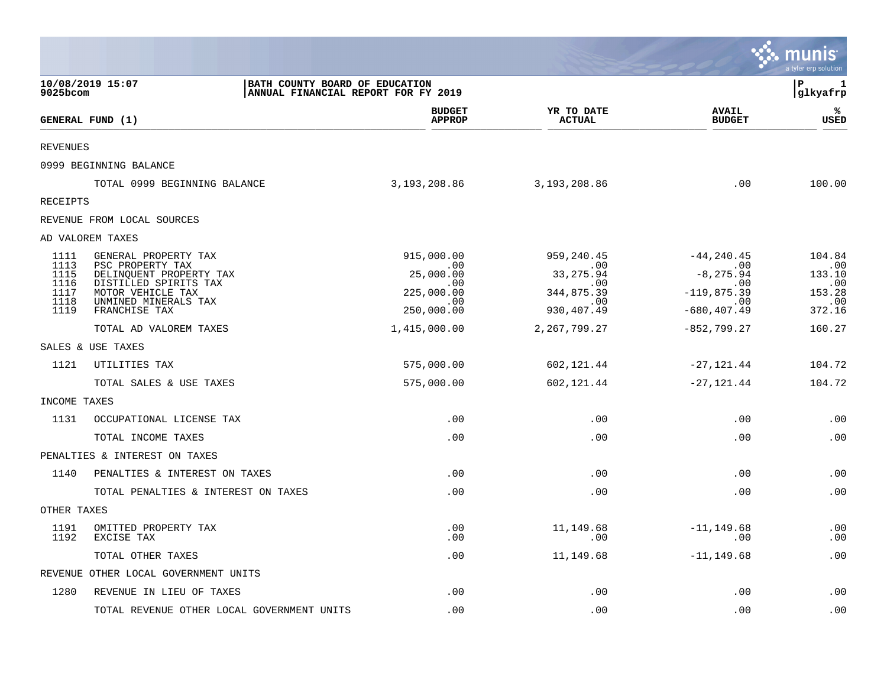**10/08/2019 15:07**
**9025bcom**

**BATH COUNTY BOARD OF EDUCATION**
**ANNUAL FINANCIAL REPORT FOR FY 2019**

**P 1**
**glkyafrp**

| GENERAL FUND (1) | | BUDGET APPROP | YR TO DATE ACTUAL | AVAIL BUDGET | % USED |
|---|---|---|---|---|---|
| REVENUES | | | | | |
| 0999 BEGINNING BALANCE | | | | | |
| | TOTAL 0999 BEGINNING BALANCE | 3,193,208.86 | 3,193,208.86 | .00 | 100.00 |
| RECEIPTS | | | | | |
| REVENUE FROM LOCAL SOURCES | | | | | |
| AD VALOREM TAXES | | | | | |
| 1111 | GENERAL PROPERTY TAX | 915,000.00 | 959,240.45 | -44,240.45 | 104.84 |
| 1113 | PSC PROPERTY TAX | .00 | .00 | .00 | .00 |
| 1115 | DELINQUENT PROPERTY TAX | 25,000.00 | 33,275.94 | -8,275.94 | 133.10 |
| 1116 | DISTILLED SPIRITS TAX | .00 | .00 | .00 | .00 |
| 1117 | MOTOR VEHICLE TAX | 225,000.00 | 344,875.39 | -119,875.39 | 153.28 |
| 1118 | UNMINED MINERALS TAX | .00 | .00 | .00 | .00 |
| 1119 | FRANCHISE TAX | 250,000.00 | 930,407.49 | -680,407.49 | 372.16 |
| | TOTAL AD VALOREM TAXES | 1,415,000.00 | 2,267,799.27 | -852,799.27 | 160.27 |
| SALES & USE TAXES | | | | | |
| 1121 | UTILITIES TAX | 575,000.00 | 602,121.44 | -27,121.44 | 104.72 |
| | TOTAL SALES & USE TAXES | 575,000.00 | 602,121.44 | -27,121.44 | 104.72 |
| INCOME TAXES | | | | | |
| 1131 | OCCUPATIONAL LICENSE TAX | .00 | .00 | .00 | .00 |
| | TOTAL INCOME TAXES | .00 | .00 | .00 | .00 |
| PENALTIES & INTEREST ON TAXES | | | | | |
| 1140 | PENALTIES & INTEREST ON TAXES | .00 | .00 | .00 | .00 |
| | TOTAL PENALTIES & INTEREST ON TAXES | .00 | .00 | .00 | .00 |
| OTHER TAXES | | | | | |
| 1191 | OMITTED PROPERTY TAX | .00 | 11,149.68 | -11,149.68 | .00 |
| 1192 | EXCISE TAX | .00 | .00 | .00 | .00 |
| | TOTAL OTHER TAXES | .00 | 11,149.68 | -11,149.68 | .00 |
| REVENUE OTHER LOCAL GOVERNMENT UNITS | | | | | |
| 1280 | REVENUE IN LIEU OF TAXES | .00 | .00 | .00 | .00 |
| | TOTAL REVENUE OTHER LOCAL GOVERNMENT UNITS | .00 | .00 | .00 | .00 |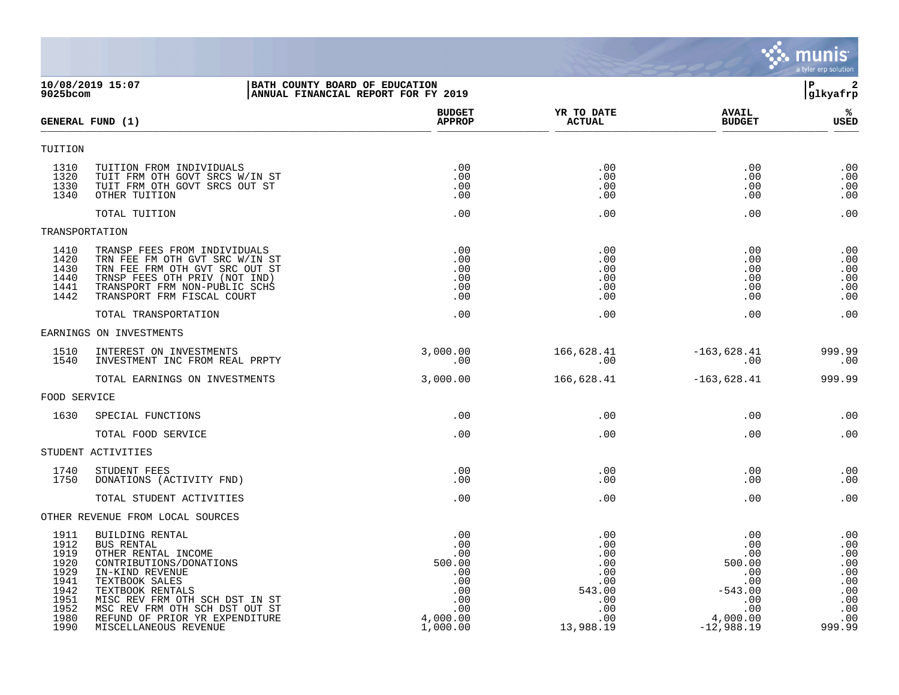10/08/2019 15:07
9025bcom

BATH COUNTY BOARD OF EDUCATION
ANNUAL FINANCIAL REPORT FOR FY 2019

| GENERAL FUND (1) | | BUDGET APPROP | YR TO DATE ACTUAL | AVAIL BUDGET | % USED |
|---|---|---|---|---|---|
| TUITION | | | | | |
| 1310 | TUITION FROM INDIVIDUALS | .00 | .00 | .00 | .00 |
| 1320 | TUIT FRM OTH GOVT SRCS W/IN ST | .00 | .00 | .00 | .00 |
| 1330 | TUIT FRM OTH GOVT SRCS OUT ST | .00 | .00 | .00 | .00 |
| 1340 | OTHER TUITION | .00 | .00 | .00 | .00 |
| | TOTAL TUITION | .00 | .00 | .00 | .00 |
| TRANSPORTATION | | | | | |
| 1410 | TRANSP FEES FROM INDIVIDUALS | .00 | .00 | .00 | .00 |
| 1420 | TRN FEE FM OTH GVT SRC W/IN ST | .00 | .00 | .00 | .00 |
| 1430 | TRN FEE FRM OTH GVT SRC OUT ST | .00 | .00 | .00 | .00 |
| 1440 | TRNSP FEES OTH PRIV (NOT IND) | .00 | .00 | .00 | .00 |
| 1441 | TRANSPORT FRM NON-PUBLIC SCHS | .00 | .00 | .00 | .00 |
| 1442 | TRANSPORT FRM FISCAL COURT | .00 | .00 | .00 | .00 |
| | TOTAL TRANSPORTATION | .00 | .00 | .00 | .00 |
| EARNINGS ON INVESTMENTS | | | | | |
| 1510 | INTEREST ON INVESTMENTS | 3,000.00 | 166,628.41 | -163,628.41 | 999.99 |
| 1540 | INVESTMENT INC FROM REAL PRPTY | .00 | .00 | .00 | .00 |
| | TOTAL EARNINGS ON INVESTMENTS | 3,000.00 | 166,628.41 | -163,628.41 | 999.99 |
| FOOD SERVICE | | | | | |
| 1630 | SPECIAL FUNCTIONS | .00 | .00 | .00 | .00 |
| | TOTAL FOOD SERVICE | .00 | .00 | .00 | .00 |
| STUDENT ACTIVITIES | | | | | |
| 1740 | STUDENT FEES | .00 | .00 | .00 | .00 |
| 1750 | DONATIONS (ACTIVITY FND) | .00 | .00 | .00 | .00 |
| | TOTAL STUDENT ACTIVITIES | .00 | .00 | .00 | .00 |
| OTHER REVENUE FROM LOCAL SOURCES | | | | | |
| 1911 | BUILDING RENTAL | .00 | .00 | .00 | .00 |
| 1912 | BUS RENTAL | .00 | .00 | .00 | .00 |
| 1919 | OTHER RENTAL INCOME | .00 | .00 | .00 | .00 |
| 1920 | CONTRIBUTIONS/DONATIONS | 500.00 | .00 | 500.00 | .00 |
| 1929 | IN-KIND REVENUE | .00 | .00 | .00 | .00 |
| 1941 | TEXTBOOK SALES | .00 | .00 | .00 | .00 |
| 1942 | TEXTBOOK RENTALS | .00 | 543.00 | -543.00 | .00 |
| 1951 | MISC REV FRM OTH SCH DST IN ST | .00 | .00 | .00 | .00 |
| 1952 | MSC REV FRM OTH SCH DST OUT ST | .00 | .00 | .00 | .00 |
| 1980 | REFUND OF PRIOR YR EXPENDITURE | 4,000.00 | .00 | 4,000.00 | .00 |
| 1990 | MISCELLANEOUS REVENUE | 1,000.00 | 13,988.19 | -12,988.19 | 999.99 |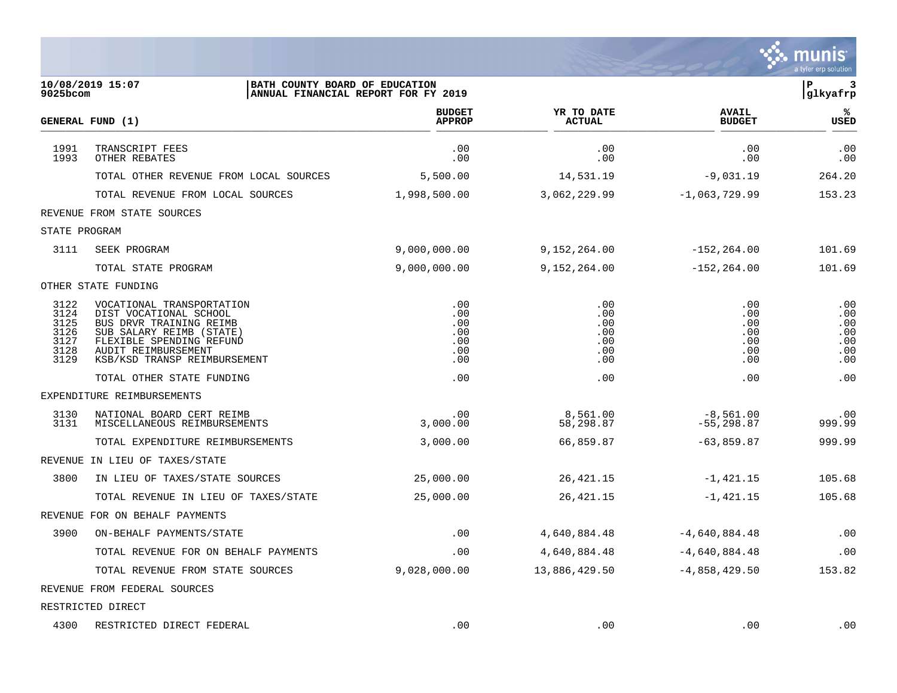**BATH COUNTY BOARD OF EDUCATION**
**ANNUAL FINANCIAL REPORT FOR FY 2019**

10/08/2019 15:07
9025bcom

| GENERAL FUND (1) | | BUDGET APPROP | YR TO DATE ACTUAL | AVAIL BUDGET | % USED |
|---|---|---|---|---|---|
| 1991 | TRANSCRIPT FEES | .00 | .00 | .00 | .00 |
| 1993 | OTHER REBATES | .00 | .00 | .00 | .00 |
| | TOTAL OTHER REVENUE FROM LOCAL SOURCES | 5,500.00 | 14,531.19 | -9,031.19 | 264.20 |
| | TOTAL REVENUE FROM LOCAL SOURCES | 1,998,500.00 | 3,062,229.99 | -1,063,729.99 | 153.23 |
| REVENUE FROM STATE SOURCES | | | | | |
| STATE PROGRAM | | | | | |
| 3111 | SEEK PROGRAM | 9,000,000.00 | 9,152,264.00 | -152,264.00 | 101.69 |
| | TOTAL STATE PROGRAM | 9,000,000.00 | 9,152,264.00 | -152,264.00 | 101.69 |
| OTHER STATE FUNDING | | | | | |
| 3122 | VOCATIONAL TRANSPORTATION | .00 | .00 | .00 | .00 |
| 3124 | DIST VOCATIONAL SCHOOL | .00 | .00 | .00 | .00 |
| 3125 | BUS DRVR TRAINING REIMB | .00 | .00 | .00 | .00 |
| 3126 | SUB SALARY REIMB (STATE) | .00 | .00 | .00 | .00 |
| 3127 | FLEXIBLE SPENDING REFUND | .00 | .00 | .00 | .00 |
| 3128 | AUDIT REIMBURSEMENT | .00 | .00 | .00 | .00 |
| 3129 | KSB/KSD TRANSP REIMBURSEMENT | .00 | .00 | .00 | .00 |
| | TOTAL OTHER STATE FUNDING | .00 | .00 | .00 | .00 |
| EXPENDITURE REIMBURSEMENTS | | | | | |
| 3130 | NATIONAL BOARD CERT REIMB | .00 | 8,561.00 | -8,561.00 | .00 |
| 3131 | MISCELLANEOUS REIMBURSEMENTS | 3,000.00 | 58,298.87 | -55,298.87 | 999.99 |
| | TOTAL EXPENDITURE REIMBURSEMENTS | 3,000.00 | 66,859.87 | -63,859.87 | 999.99 |
| REVENUE IN LIEU OF TAXES/STATE | | | | | |
| 3800 | IN LIEU OF TAXES/STATE SOURCES | 25,000.00 | 26,421.15 | -1,421.15 | 105.68 |
| | TOTAL REVENUE IN LIEU OF TAXES/STATE | 25,000.00 | 26,421.15 | -1,421.15 | 105.68 |
| REVENUE FOR ON BEHALF PAYMENTS | | | | | |
| 3900 | ON-BEHALF PAYMENTS/STATE | .00 | 4,640,884.48 | -4,640,884.48 | .00 |
| | TOTAL REVENUE FOR ON BEHALF PAYMENTS | .00 | 4,640,884.48 | -4,640,884.48 | .00 |
| | TOTAL REVENUE FROM STATE SOURCES | 9,028,000.00 | 13,886,429.50 | -4,858,429.50 | 153.82 |
| REVENUE FROM FEDERAL SOURCES | | | | | |
| RESTRICTED DIRECT | | | | | |
| 4300 | RESTRICTED DIRECT FEDERAL | .00 | .00 | .00 | .00 |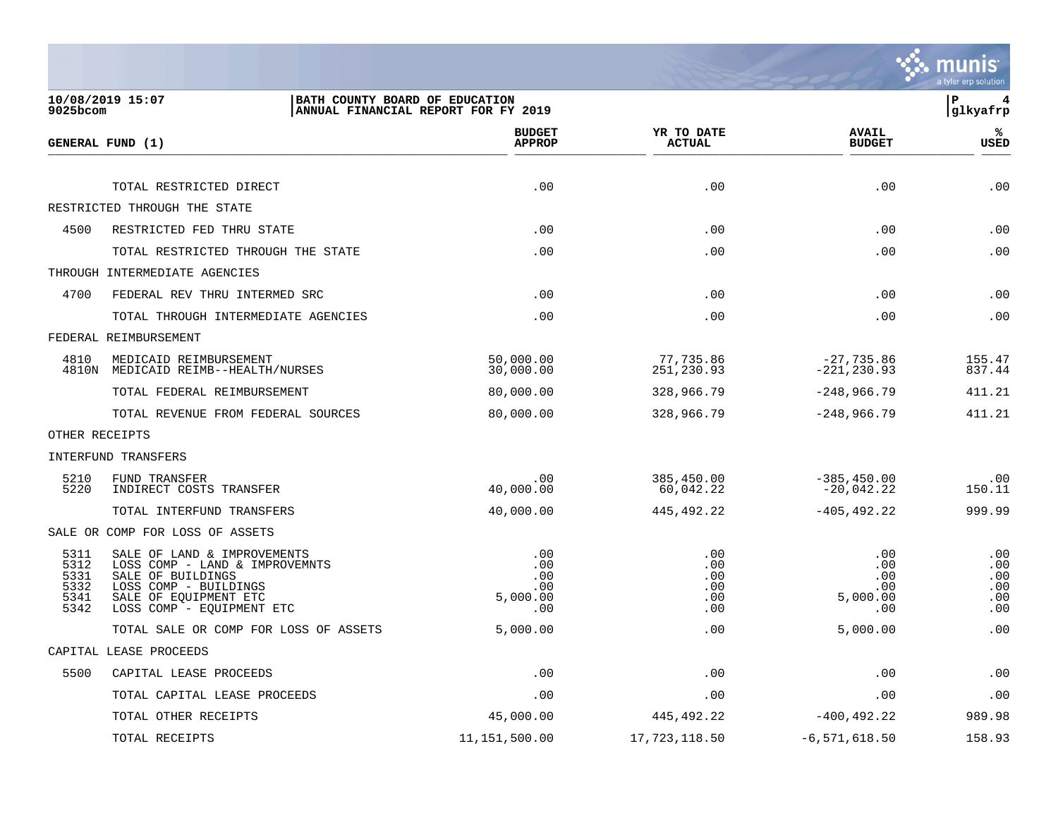| GENERAL FUND (1) | | BUDGET APPROP | YR TO DATE ACTUAL | AVAIL BUDGET | % USED |
|---|---|---|---|---|---|
| | TOTAL RESTRICTED DIRECT | .00 | .00 | .00 | .00 |
| RESTRICTED THROUGH THE STATE | | | | | |
| 4500 | RESTRICTED FED THRU STATE | .00 | .00 | .00 | .00 |
| | TOTAL RESTRICTED THROUGH THE STATE | .00 | .00 | .00 | .00 |
| THROUGH INTERMEDIATE AGENCIES | | | | | |
| 4700 | FEDERAL REV THRU INTERMED SRC | .00 | .00 | .00 | .00 |
| | TOTAL THROUGH INTERMEDIATE AGENCIES | .00 | .00 | .00 | .00 |
| FEDERAL REIMBURSEMENT | | | | | |
| 4810 | MEDICAID REIMBURSEMENT | 50,000.00 | 77,735.86 | -27,735.86 | 155.47 |
| 4810N | MEDICAID REIMB--HEALTH/NURSES | 30,000.00 | 251,230.93 | -221,230.93 | 837.44 |
| | TOTAL FEDERAL REIMBURSEMENT | 80,000.00 | 328,966.79 | -248,966.79 | 411.21 |
| | TOTAL REVENUE FROM FEDERAL SOURCES | 80,000.00 | 328,966.79 | -248,966.79 | 411.21 |
| OTHER RECEIPTS | | | | | |
| INTERFUND TRANSFERS | | | | | |
| 5210 | FUND TRANSFER | .00 | 385,450.00 | -385,450.00 | .00 |
| 5220 | INDIRECT COSTS TRANSFER | 40,000.00 | 60,042.22 | -20,042.22 | 150.11 |
| | TOTAL INTERFUND TRANSFERS | 40,000.00 | 445,492.22 | -405,492.22 | 999.99 |
| SALE OR COMP FOR LOSS OF ASSETS | | | | | |
| 5311 | SALE OF LAND & IMPROVEMENTS | .00 | .00 | .00 | .00 |
| 5312 | LOSS COMP - LAND & IMPROVEMNTS | .00 | .00 | .00 | .00 |
| 5331 | SALE OF BUILDINGS | .00 | .00 | .00 | .00 |
| 5332 | LOSS COMP - BUILDINGS | .00 | .00 | .00 | .00 |
| 5341 | SALE OF EQUIPMENT ETC | 5,000.00 | .00 | 5,000.00 | .00 |
| 5342 | LOSS COMP - EQUIPMENT ETC | .00 | .00 | .00 | .00 |
| | TOTAL SALE OR COMP FOR LOSS OF ASSETS | 5,000.00 | .00 | 5,000.00 | .00 |
| CAPITAL LEASE PROCEEDS | | | | | |
| 5500 | CAPITAL LEASE PROCEEDS | .00 | .00 | .00 | .00 |
| | TOTAL CAPITAL LEASE PROCEEDS | .00 | .00 | .00 | .00 |
| | TOTAL OTHER RECEIPTS | 45,000.00 | 445,492.22 | -400,492.22 | 989.98 |
| | TOTAL RECEIPTS | 11,151,500.00 | 17,723,118.50 | -6,571,618.50 | 158.93 |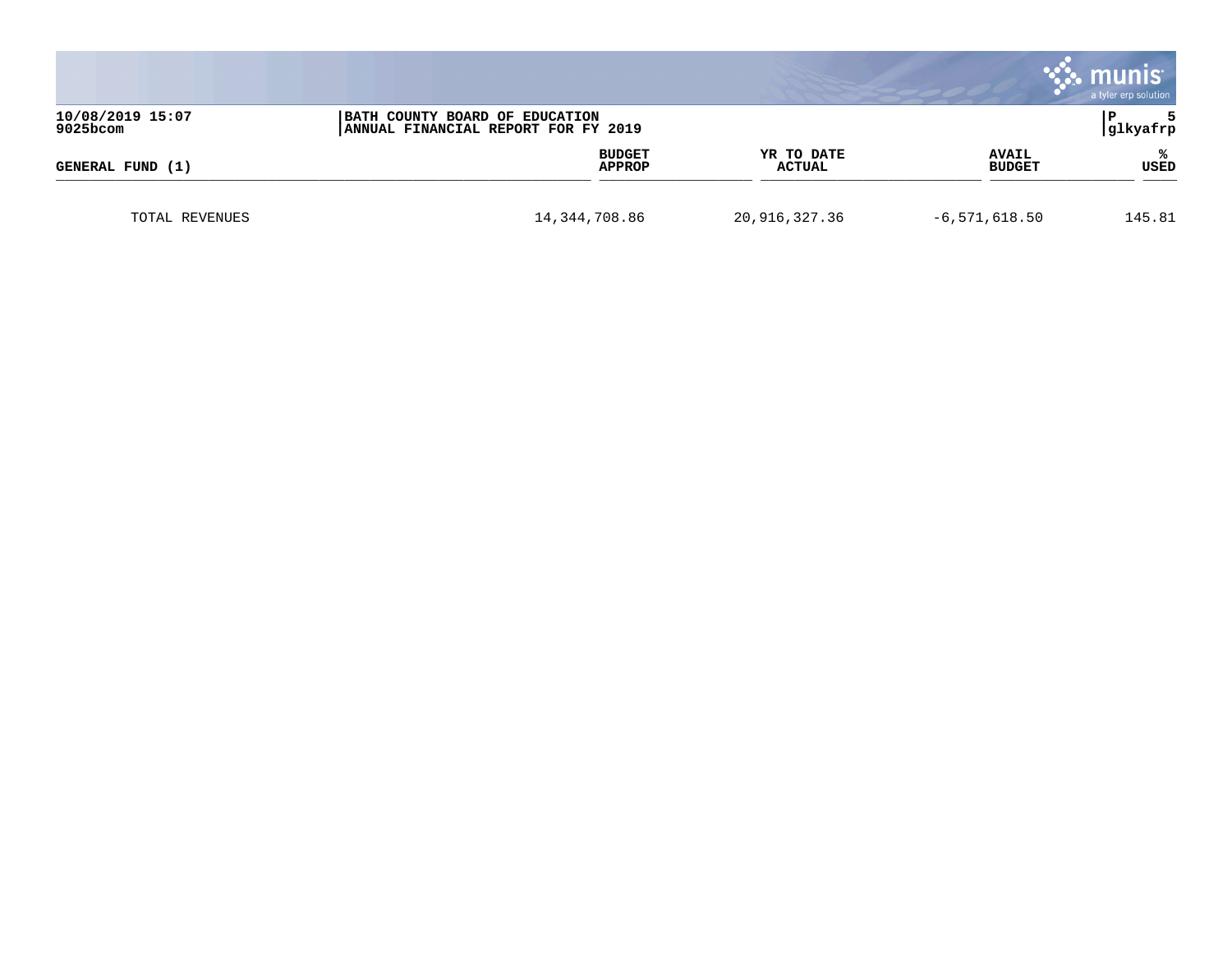| GENERAL FUND (1) | BUDGET APPROP | YR TO DATE ACTUAL | AVAIL BUDGET | % USED |
|---|---|---|---|---|
| TOTAL REVENUES | 14,344,708.86 | 20,916,327.36 | -6,571,618.50 | 145.81 |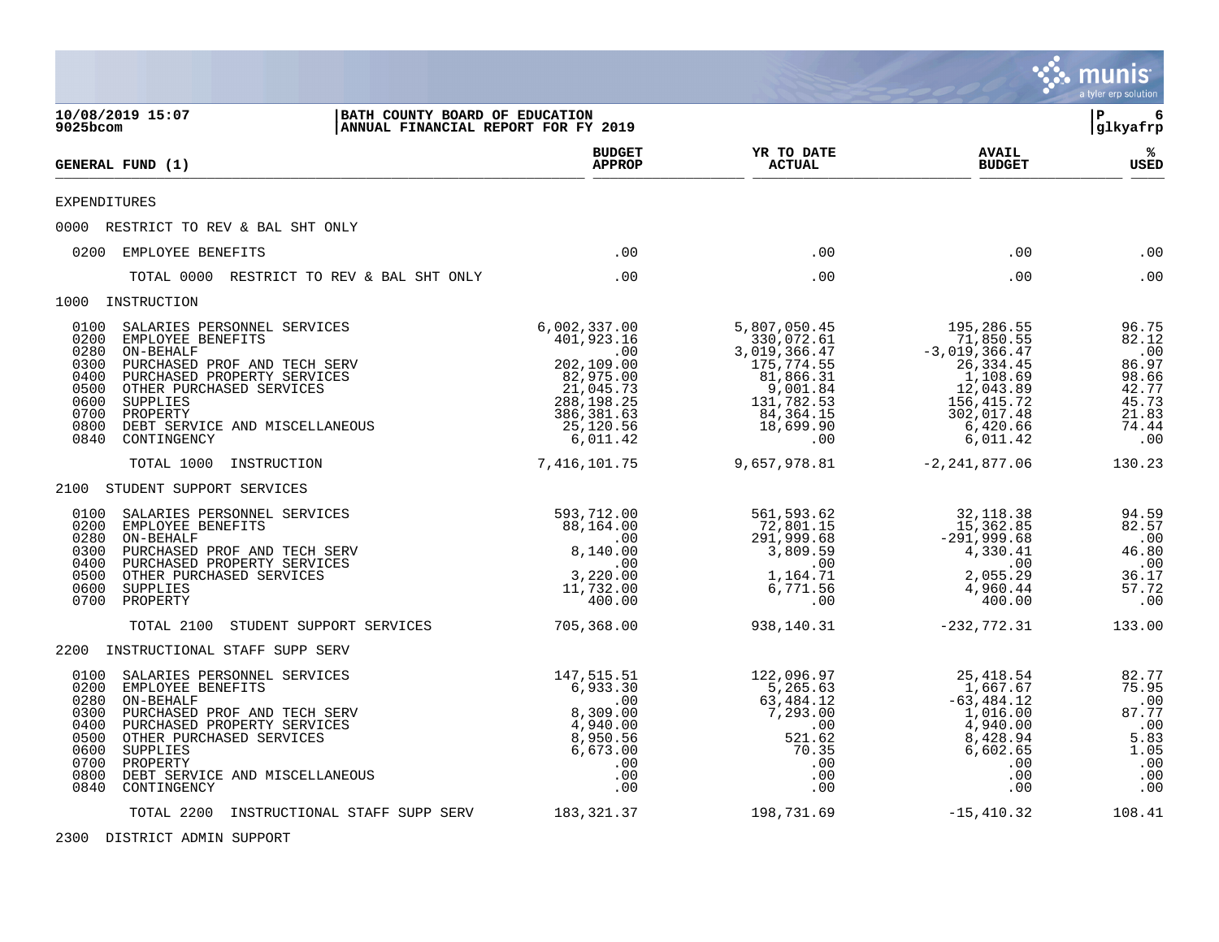10/08/2019 15:07 | BATH COUNTY BOARD OF EDUCATION
9025bcom | ANNUAL FINANCIAL REPORT FOR FY 2019
P 6 | glkyafrp

| GENERAL FUND (1) | BUDGET APPROP | YR TO DATE ACTUAL | AVAIL BUDGET | % USED |
|---|---|---|---|---|
| EXPENDITURES | | | | |
| 0000 RESTRICT TO REV & BAL SHT ONLY | | | | |
| 0200 EMPLOYEE BENEFITS | .00 | .00 | .00 | .00 |
| TOTAL 0000 RESTRICT TO REV & BAL SHT ONLY | .00 | .00 | .00 | .00 |
| 1000 INSTRUCTION | | | | |
| 0100 SALARIES PERSONNEL SERVICES | 6,002,337.00 | 5,807,050.45 | 195,286.55 | 96.75 |
| 0200 EMPLOYEE BENEFITS | 401,923.16 | 330,072.61 | 71,850.55 | 82.12 |
| 0280 ON-BEHALF | .00 | 3,019,366.47 | -3,019,366.47 | .00 |
| 0300 PURCHASED PROF AND TECH SERV | 202,109.00 | 175,774.55 | 26,334.45 | 86.97 |
| 0400 PURCHASED PROPERTY SERVICES | 82,975.00 | 81,866.31 | 1,108.69 | 98.66 |
| 0500 OTHER PURCHASED SERVICES | 21,045.73 | 9,001.84 | 12,043.89 | 42.77 |
| 0600 SUPPLIES | 288,198.25 | 131,782.53 | 156,415.72 | 45.73 |
| 0700 PROPERTY | 386,381.63 | 84,364.15 | 302,017.48 | 21.83 |
| 0800 DEBT SERVICE AND MISCELLANEOUS | 25,120.56 | 18,699.90 | 6,420.66 | 74.44 |
| 0840 CONTINGENCY | 6,011.42 | .00 | 6,011.42 | .00 |
| TOTAL 1000 INSTRUCTION | 7,416,101.75 | 9,657,978.81 | -2,241,877.06 | 130.23 |
| 2100 STUDENT SUPPORT SERVICES | | | | |
| 0100 SALARIES PERSONNEL SERVICES | 593,712.00 | 561,593.62 | 32,118.38 | 94.59 |
| 0200 EMPLOYEE BENEFITS | 88,164.00 | 72,801.15 | 15,362.85 | 82.57 |
| 0280 ON-BEHALF | .00 | 291,999.68 | -291,999.68 | .00 |
| 0300 PURCHASED PROF AND TECH SERV | 8,140.00 | 3,809.59 | 4,330.41 | 46.80 |
| 0400 PURCHASED PROPERTY SERVICES | .00 | .00 | .00 | .00 |
| 0500 OTHER PURCHASED SERVICES | 3,220.00 | 1,164.71 | 2,055.29 | 36.17 |
| 0600 SUPPLIES | 11,732.00 | 6,771.56 | 4,960.44 | 57.72 |
| 0700 PROPERTY | 400.00 | .00 | 400.00 | .00 |
| TOTAL 2100 STUDENT SUPPORT SERVICES | 705,368.00 | 938,140.31 | -232,772.31 | 133.00 |
| 2200 INSTRUCTIONAL STAFF SUPP SERV | | | | |
| 0100 SALARIES PERSONNEL SERVICES | 147,515.51 | 122,096.97 | 25,418.54 | 82.77 |
| 0200 EMPLOYEE BENEFITS | 6,933.30 | 5,265.63 | 1,667.67 | 75.95 |
| 0280 ON-BEHALF | .00 | 63,484.12 | -63,484.12 | .00 |
| 0300 PURCHASED PROF AND TECH SERV | 8,309.00 | 7,293.00 | 1,016.00 | 87.77 |
| 0400 PURCHASED PROPERTY SERVICES | 4,940.00 | .00 | 4,940.00 | .00 |
| 0500 OTHER PURCHASED SERVICES | 8,950.56 | 521.62 | 8,428.94 | 5.83 |
| 0600 SUPPLIES | 6,673.00 | 70.35 | 6,602.65 | 1.05 |
| 0700 PROPERTY | .00 | .00 | .00 | .00 |
| 0800 DEBT SERVICE AND MISCELLANEOUS | .00 | .00 | .00 | .00 |
| 0840 CONTINGENCY | .00 | .00 | .00 | .00 |
| TOTAL 2200 INSTRUCTIONAL STAFF SUPP SERV | 183,321.37 | 198,731.69 | -15,410.32 | 108.41 |
| 2300 DISTRICT ADMIN SUPPORT | | | | |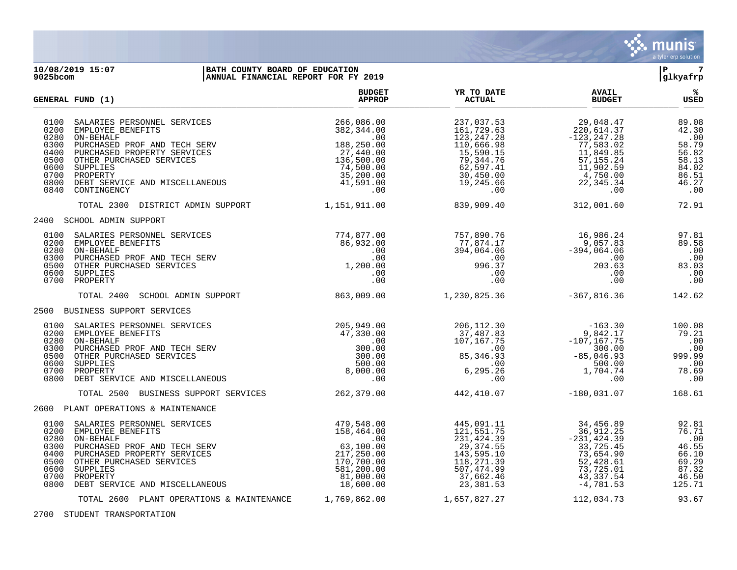10/08/2019 15:07 | BATH COUNTY BOARD OF EDUCATION
9025bcom | ANNUAL FINANCIAL REPORT FOR FY 2019

| GENERAL FUND (1) | BUDGET APPROP | YR TO DATE ACTUAL | AVAIL BUDGET | % USED |
|---|---|---|---|---|
| 0100 SALARIES PERSONNEL SERVICES | 266,086.00 | 237,037.53 | 29,048.47 | 89.08 |
| 0200 EMPLOYEE BENEFITS | 382,344.00 | 161,729.63 | 220,614.37 | 42.30 |
| 0280 ON-BEHALF | .00 | 123,247.28 | -123,247.28 | .00 |
| 0300 PURCHASED PROF AND TECH SERV | 188,250.00 | 110,666.98 | 77,583.02 | 58.79 |
| 0400 PURCHASED PROPERTY SERVICES | 27,440.00 | 15,590.15 | 11,849.85 | 56.82 |
| 0500 OTHER PURCHASED SERVICES | 136,500.00 | 79,344.76 | 57,155.24 | 58.13 |
| 0600 SUPPLIES | 74,500.00 | 62,597.41 | 11,902.59 | 84.02 |
| 0700 PROPERTY | 35,200.00 | 30,450.00 | 4,750.00 | 86.51 |
| 0800 DEBT SERVICE AND MISCELLANEOUS | 41,591.00 | 19,245.66 | 22,345.34 | 46.27 |
| 0840 CONTINGENCY | .00 | .00 | .00 | .00 |
| TOTAL 2300 DISTRICT ADMIN SUPPORT | 1,151,911.00 | 839,909.40 | 312,001.60 | 72.91 |
| **2400 SCHOOL ADMIN SUPPORT** | | | | |
| 0100 SALARIES PERSONNEL SERVICES | 774,877.00 | 757,890.76 | 16,986.24 | 97.81 |
| 0200 EMPLOYEE BENEFITS | 86,932.00 | 77,874.17 | 9,057.83 | 89.58 |
| 0280 ON-BEHALF | .00 | 394,064.06 | -394,064.06 | .00 |
| 0300 PURCHASED PROF AND TECH SERV | .00 | .00 | .00 | .00 |
| 0500 OTHER PURCHASED SERVICES | 1,200.00 | 996.37 | 203.63 | 83.03 |
| 0600 SUPPLIES | .00 | .00 | .00 | .00 |
| 0700 PROPERTY | .00 | .00 | .00 | .00 |
| TOTAL 2400 SCHOOL ADMIN SUPPORT | 863,009.00 | 1,230,825.36 | -367,816.36 | 142.62 |
| **2500 BUSINESS SUPPORT SERVICES** | | | | |
| 0100 SALARIES PERSONNEL SERVICES | 205,949.00 | 206,112.30 | -163.30 | 100.08 |
| 0200 EMPLOYEE BENEFITS | 47,330.00 | 37,487.83 | 9,842.17 | 79.21 |
| 0280 ON-BEHALF | .00 | 107,167.75 | -107,167.75 | .00 |
| 0300 PURCHASED PROF AND TECH SERV | 300.00 | .00 | 300.00 | .00 |
| 0500 OTHER PURCHASED SERVICES | 300.00 | 85,346.93 | -85,046.93 | 999.99 |
| 0600 SUPPLIES | 500.00 | .00 | 500.00 | .00 |
| 0700 PROPERTY | 8,000.00 | 6,295.26 | 1,704.74 | 78.69 |
| 0800 DEBT SERVICE AND MISCELLANEOUS | .00 | .00 | .00 | .00 |
| TOTAL 2500 BUSINESS SUPPORT SERVICES | 262,379.00 | 442,410.07 | -180,031.07 | 168.61 |
| **2600 PLANT OPERATIONS & MAINTENANCE** | | | | |
| 0100 SALARIES PERSONNEL SERVICES | 479,548.00 | 445,091.11 | 34,456.89 | 92.81 |
| 0200 EMPLOYEE BENEFITS | 158,464.00 | 121,551.75 | 36,912.25 | 76.71 |
| 0280 ON-BEHALF | .00 | 231,424.39 | -231,424.39 | .00 |
| 0300 PURCHASED PROF AND TECH SERV | 63,100.00 | 29,374.55 | 33,725.45 | 46.55 |
| 0400 PURCHASED PROPERTY SERVICES | 217,250.00 | 143,595.10 | 73,654.90 | 66.10 |
| 0500 OTHER PURCHASED SERVICES | 170,700.00 | 118,271.39 | 52,428.61 | 69.29 |
| 0600 SUPPLIES | 581,200.00 | 507,474.99 | 73,725.01 | 87.32 |
| 0700 PROPERTY | 81,000.00 | 37,662.46 | 43,337.54 | 46.50 |
| 0800 DEBT SERVICE AND MISCELLANEOUS | 18,600.00 | 23,381.53 | -4,781.53 | 125.71 |
| TOTAL 2600 PLANT OPERATIONS & MAINTENANCE | 1,769,862.00 | 1,657,827.27 | 112,034.73 | 93.67 |
| **2700 STUDENT TRANSPORTATION** | | | | |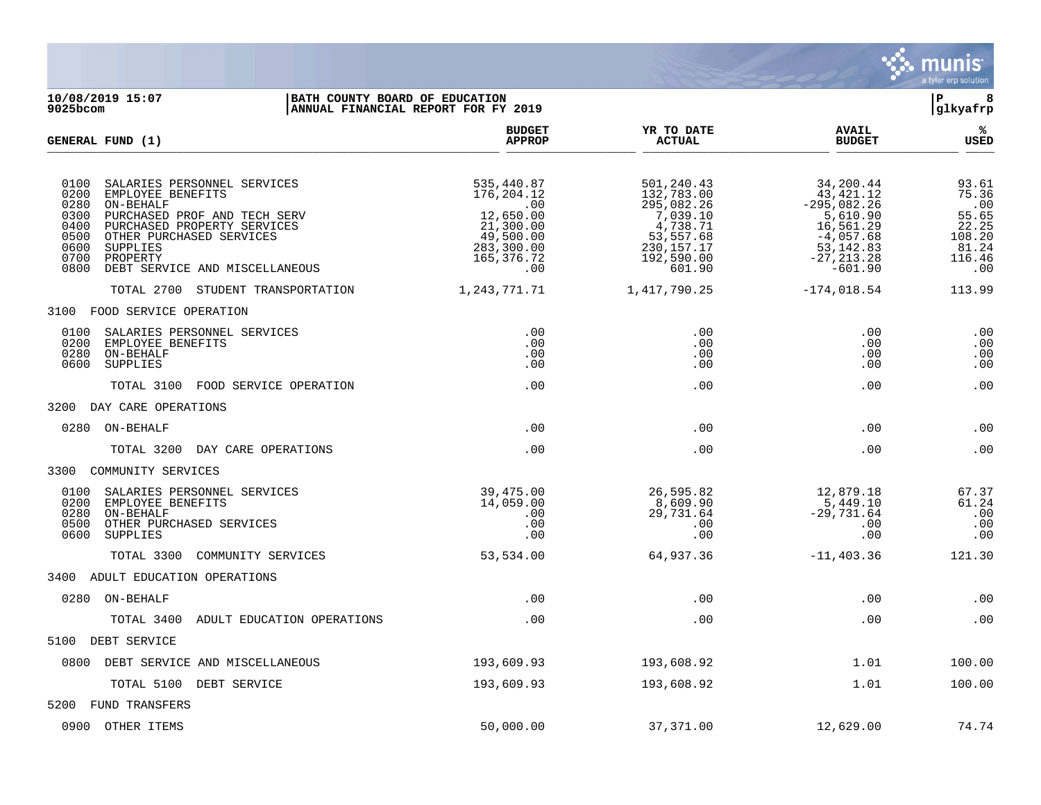**10/08/2019 15:07** | **BATH COUNTY BOARD OF EDUCATION**
**9025bcom** | **ANNUAL FINANCIAL REPORT FOR FY 2019**

| GENERAL FUND (1) | BUDGET APPROP | YR TO DATE ACTUAL | AVAIL BUDGET | % USED |
|---|---|---|---|---|
| 0100 SALARIES PERSONNEL SERVICES | 535,440.87 | 501,240.43 | 34,200.44 | 93.61 |
| 0200 EMPLOYEE BENEFITS | 176,204.12 | 132,783.00 | 43,421.12 | 75.36 |
| 0280 ON-BEHALF | .00 | 295,082.26 | -295,082.26 | .00 |
| 0300 PURCHASED PROF AND TECH SERV | 12,650.00 | 7,039.10 | 5,610.90 | 55.65 |
| 0400 PURCHASED PROPERTY SERVICES | 21,300.00 | 4,738.71 | 16,561.29 | 22.25 |
| 0500 OTHER PURCHASED SERVICES | 49,500.00 | 53,557.68 | -4,057.68 | 108.20 |
| 0600 SUPPLIES | 283,300.00 | 230,157.17 | 53,142.83 | 81.24 |
| 0700 PROPERTY | 165,376.72 | 192,590.00 | -27,213.28 | 116.46 |
| 0800 DEBT SERVICE AND MISCELLANEOUS | .00 | 601.90 | -601.90 | .00 |
| TOTAL 2700 STUDENT TRANSPORTATION | 1,243,771.71 | 1,417,790.25 | -174,018.54 | 113.99 |
| 3100 FOOD SERVICE OPERATION | | | | |
| 0100 SALARIES PERSONNEL SERVICES | .00 | .00 | .00 | .00 |
| 0200 EMPLOYEE BENEFITS | .00 | .00 | .00 | .00 |
| 0280 ON-BEHALF | .00 | .00 | .00 | .00 |
| 0600 SUPPLIES | .00 | .00 | .00 | .00 |
| TOTAL 3100 FOOD SERVICE OPERATION | .00 | .00 | .00 | .00 |
| 3200 DAY CARE OPERATIONS | | | | |
| 0280 ON-BEHALF | .00 | .00 | .00 | .00 |
| TOTAL 3200 DAY CARE OPERATIONS | .00 | .00 | .00 | .00 |
| 3300 COMMUNITY SERVICES | | | | |
| 0100 SALARIES PERSONNEL SERVICES | 39,475.00 | 26,595.82 | 12,879.18 | 67.37 |
| 0200 EMPLOYEE BENEFITS | 14,059.00 | 8,609.90 | 5,449.10 | 61.24 |
| 0280 ON-BEHALF | .00 | 29,731.64 | -29,731.64 | .00 |
| 0500 OTHER PURCHASED SERVICES | .00 | .00 | .00 | .00 |
| 0600 SUPPLIES | .00 | .00 | .00 | .00 |
| TOTAL 3300 COMMUNITY SERVICES | 53,534.00 | 64,937.36 | -11,403.36 | 121.30 |
| 3400 ADULT EDUCATION OPERATIONS | | | | |
| 0280 ON-BEHALF | .00 | .00 | .00 | .00 |
| TOTAL 3400 ADULT EDUCATION OPERATIONS | .00 | .00 | .00 | .00 |
| 5100 DEBT SERVICE | | | | |
| 0800 DEBT SERVICE AND MISCELLANEOUS | 193,609.93 | 193,608.92 | 1.01 | 100.00 |
| TOTAL 5100 DEBT SERVICE | 193,609.93 | 193,608.92 | 1.01 | 100.00 |
| 5200 FUND TRANSFERS | | | | |
| 0900 OTHER ITEMS | 50,000.00 | 37,371.00 | 12,629.00 | 74.74 |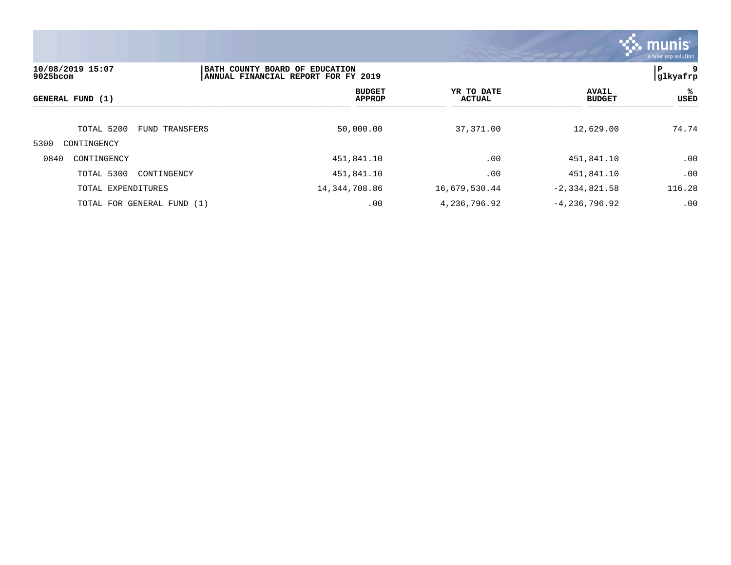| GENERAL FUND (1) | BUDGET APPROP | YR TO DATE ACTUAL | AVAIL BUDGET | % USED |
|---|---|---|---|---|
| TOTAL 5200 FUND TRANSFERS | 50,000.00 | 37,371.00 | 12,629.00 | 74.74 |
| 5300 CONTINGENCY | | | | |
| 0840 CONTINGENCY | 451,841.10 | .00 | 451,841.10 | .00 |
| TOTAL 5300 CONTINGENCY | 451,841.10 | .00 | 451,841.10 | .00 |
| TOTAL EXPENDITURES | 14,344,708.86 | 16,679,530.44 | -2,334,821.58 | 116.28 |
| TOTAL FOR GENERAL FUND (1) | .00 | 4,236,796.92 | -4,236,796.92 | .00 |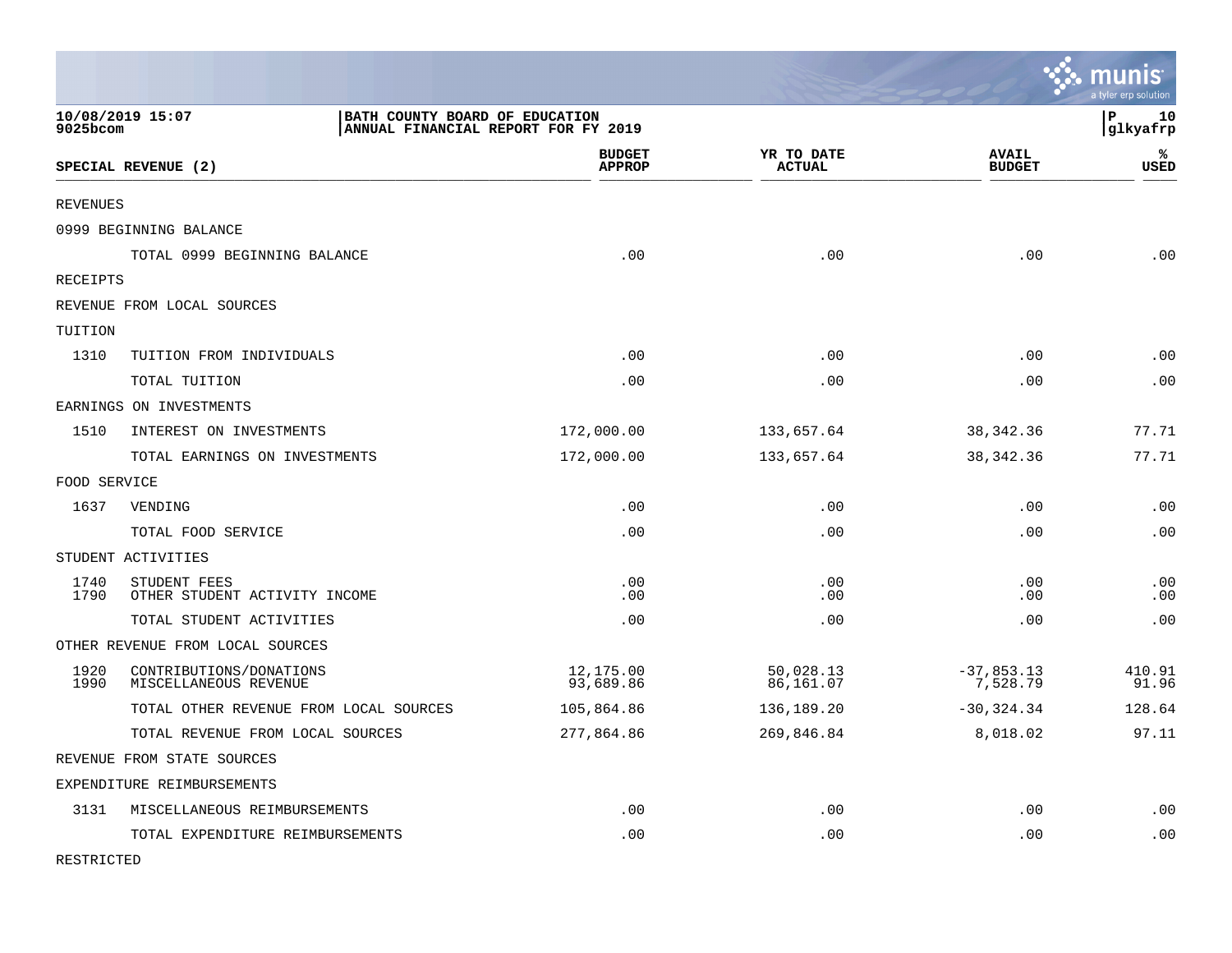BATH COUNTY BOARD OF EDUCATION
ANNUAL FINANCIAL REPORT FOR FY 2019

10/08/2019 15:07
9025bcom

| SPECIAL REVENUE (2) | | BUDGET APPROP | YR TO DATE ACTUAL | AVAIL BUDGET | % USED |
|---|---|---|---|---|---|
| REVENUES | | | | | |
| 0999 BEGINNING BALANCE | | | | | |
| | TOTAL 0999 BEGINNING BALANCE | .00 | .00 | .00 | .00 |
| RECEIPTS | | | | | |
| REVENUE FROM LOCAL SOURCES | | | | | |
| TUITION | | | | | |
| 1310 | TUITION FROM INDIVIDUALS | .00 | .00 | .00 | .00 |
| | TOTAL TUITION | .00 | .00 | .00 | .00 |
| EARNINGS ON INVESTMENTS | | | | | |
| 1510 | INTEREST ON INVESTMENTS | 172,000.00 | 133,657.64 | 38,342.36 | 77.71 |
| | TOTAL EARNINGS ON INVESTMENTS | 172,000.00 | 133,657.64 | 38,342.36 | 77.71 |
| FOOD SERVICE | | | | | |
| 1637 | VENDING | .00 | .00 | .00 | .00 |
| | TOTAL FOOD SERVICE | .00 | .00 | .00 | .00 |
| STUDENT ACTIVITIES | | | | | |
| 1740 | STUDENT FEES | .00 | .00 | .00 | .00 |
| 1790 | OTHER STUDENT ACTIVITY INCOME | .00 | .00 | .00 | .00 |
| | TOTAL STUDENT ACTIVITIES | .00 | .00 | .00 | .00 |
| OTHER REVENUE FROM LOCAL SOURCES | | | | | |
| 1920 | CONTRIBUTIONS/DONATIONS | 12,175.00 | 50,028.13 | -37,853.13 | 410.91 |
| 1990 | MISCELLANEOUS REVENUE | 93,689.86 | 86,161.07 | 7,528.79 | 91.96 |
| | TOTAL OTHER REVENUE FROM LOCAL SOURCES | 105,864.86 | 136,189.20 | -30,324.34 | 128.64 |
| | TOTAL REVENUE FROM LOCAL SOURCES | 277,864.86 | 269,846.84 | 8,018.02 | 97.11 |
| REVENUE FROM STATE SOURCES | | | | | |
| EXPENDITURE REIMBURSEMENTS | | | | | |
| 3131 | MISCELLANEOUS REIMBURSEMENTS | .00 | .00 | .00 | .00 |
| | TOTAL EXPENDITURE REIMBURSEMENTS | .00 | .00 | .00 | .00 |
| RESTRICTED | | | | | |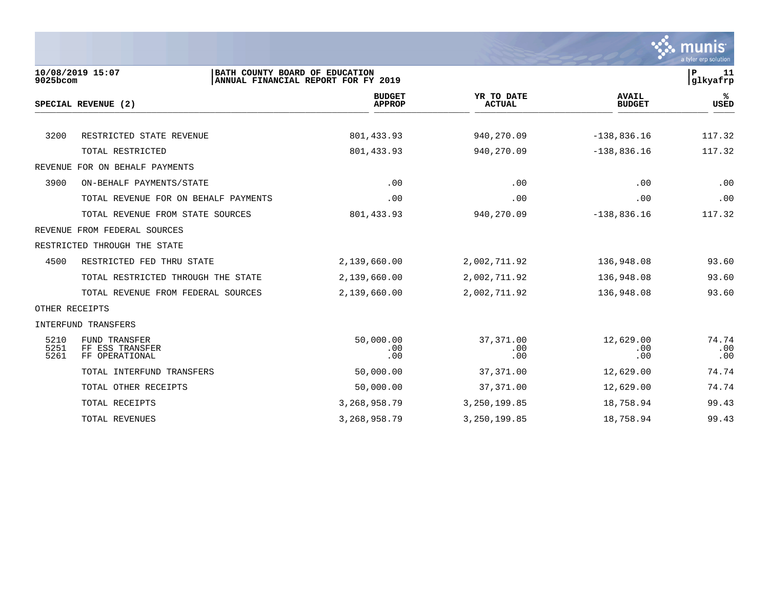BATH COUNTY BOARD OF EDUCATION
ANNUAL FINANCIAL REPORT FOR FY 2019

10/08/2019 15:07
9025bcom

| SPECIAL REVENUE (2) | | BUDGET APPROP | YR TO DATE ACTUAL | AVAIL BUDGET | % USED |
|---|---|---|---|---|---|
| 3200 | RESTRICTED STATE REVENUE | 801,433.93 | 940,270.09 | -138,836.16 | 117.32 |
| | TOTAL RESTRICTED | 801,433.93 | 940,270.09 | -138,836.16 | 117.32 |
| REVENUE FOR ON BEHALF PAYMENTS | | | | | |
| 3900 | ON-BEHALF PAYMENTS/STATE | .00 | .00 | .00 | .00 |
| | TOTAL REVENUE FOR ON BEHALF PAYMENTS | .00 | .00 | .00 | .00 |
| | TOTAL REVENUE FROM STATE SOURCES | 801,433.93 | 940,270.09 | -138,836.16 | 117.32 |
| REVENUE FROM FEDERAL SOURCES | | | | | |
| RESTRICTED THROUGH THE STATE | | | | | |
| 4500 | RESTRICTED FED THRU STATE | 2,139,660.00 | 2,002,711.92 | 136,948.08 | 93.60 |
| | TOTAL RESTRICTED THROUGH THE STATE | 2,139,660.00 | 2,002,711.92 | 136,948.08 | 93.60 |
| | TOTAL REVENUE FROM FEDERAL SOURCES | 2,139,660.00 | 2,002,711.92 | 136,948.08 | 93.60 |
| OTHER RECEIPTS | | | | | |
| INTERFUND TRANSFERS | | | | | |
| 5210 | FUND TRANSFER | 50,000.00 | 37,371.00 | 12,629.00 | 74.74 |
| 5251 | FF ESS TRANSFER | .00 | .00 | .00 | .00 |
| 5261 | FF OPERATIONAL | .00 | .00 | .00 | .00 |
| | TOTAL INTERFUND TRANSFERS | 50,000.00 | 37,371.00 | 12,629.00 | 74.74 |
| | TOTAL OTHER RECEIPTS | 50,000.00 | 37,371.00 | 12,629.00 | 74.74 |
| | TOTAL RECEIPTS | 3,268,958.79 | 3,250,199.85 | 18,758.94 | 99.43 |
| | TOTAL REVENUES | 3,268,958.79 | 3,250,199.85 | 18,758.94 | 99.43 |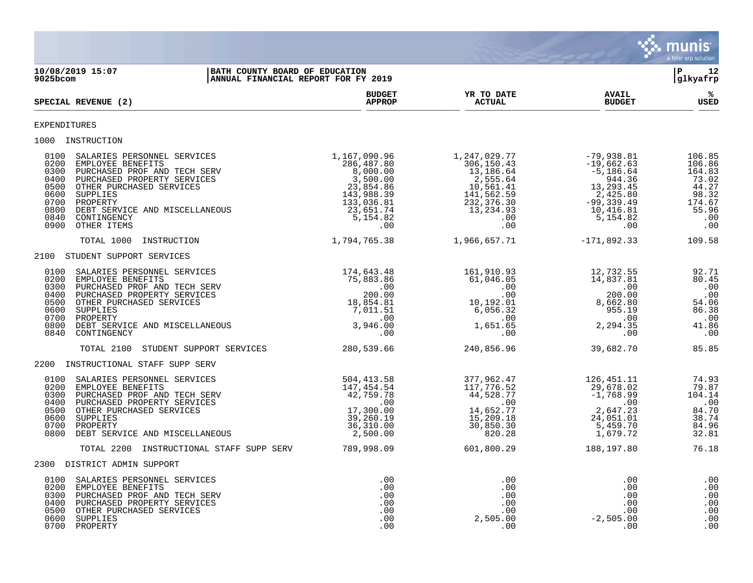10/08/2019 15:07 | BATH COUNTY BOARD OF EDUCATION | P 12
9025bcom | ANNUAL FINANCIAL REPORT FOR FY 2019 | glkyafrp

| SPECIAL REVENUE (2) | BUDGET APPROP | YR TO DATE ACTUAL | AVAIL BUDGET | % USED |
|---|---|---|---|---|
| **EXPENDITURES** | | | | |
| **1000 INSTRUCTION** | | | | |
| 0100 SALARIES PERSONNEL SERVICES | 1,167,090.96 | 1,247,029.77 | -79,938.81 | 106.85 |
| 0200 EMPLOYEE BENEFITS | 286,487.80 | 306,150.43 | -19,662.63 | 106.86 |
| 0300 PURCHASED PROF AND TECH SERV | 8,000.00 | 13,186.64 | -5,186.64 | 164.83 |
| 0400 PURCHASED PROPERTY SERVICES | 3,500.00 | 2,555.64 | 944.36 | 73.02 |
| 0500 OTHER PURCHASED SERVICES | 23,854.86 | 10,561.41 | 13,293.45 | 44.27 |
| 0600 SUPPLIES | 143,988.39 | 141,562.59 | 2,425.80 | 98.32 |
| 0700 PROPERTY | 133,036.81 | 232,376.30 | -99,339.49 | 174.67 |
| 0800 DEBT SERVICE AND MISCELLANEOUS | 23,651.74 | 13,234.93 | 10,416.81 | 55.96 |
| 0840 CONTINGENCY | 5,154.82 | .00 | 5,154.82 | .00 |
| 0900 OTHER ITEMS | .00 | .00 | .00 | .00 |
| TOTAL 1000 INSTRUCTION | 1,794,765.38 | 1,966,657.71 | -171,892.33 | 109.58 |
| **2100 STUDENT SUPPORT SERVICES** | | | | |
| 0100 SALARIES PERSONNEL SERVICES | 174,643.48 | 161,910.93 | 12,732.55 | 92.71 |
| 0200 EMPLOYEE BENEFITS | 75,883.86 | 61,046.05 | 14,837.81 | 80.45 |
| 0300 PURCHASED PROF AND TECH SERV | .00 | .00 | .00 | .00 |
| 0400 PURCHASED PROPERTY SERVICES | 200.00 | .00 | 200.00 | .00 |
| 0500 OTHER PURCHASED SERVICES | 18,854.81 | 10,192.01 | 8,662.80 | 54.06 |
| 0600 SUPPLIES | 7,011.51 | 6,056.32 | 955.19 | 86.38 |
| 0700 PROPERTY | .00 | .00 | .00 | .00 |
| 0800 DEBT SERVICE AND MISCELLANEOUS | 3,946.00 | 1,651.65 | 2,294.35 | 41.86 |
| 0840 CONTINGENCY | .00 | .00 | .00 | .00 |
| TOTAL 2100 STUDENT SUPPORT SERVICES | 280,539.66 | 240,856.96 | 39,682.70 | 85.85 |
| **2200 INSTRUCTIONAL STAFF SUPP SERV** | | | | |
| 0100 SALARIES PERSONNEL SERVICES | 504,413.58 | 377,962.47 | 126,451.11 | 74.93 |
| 0200 EMPLOYEE BENEFITS | 147,454.54 | 117,776.52 | 29,678.02 | 79.87 |
| 0300 PURCHASED PROF AND TECH SERV | 42,759.78 | 44,528.77 | -1,768.99 | 104.14 |
| 0400 PURCHASED PROPERTY SERVICES | .00 | .00 | .00 | .00 |
| 0500 OTHER PURCHASED SERVICES | 17,300.00 | 14,652.77 | 2,647.23 | 84.70 |
| 0600 SUPPLIES | 39,260.19 | 15,209.18 | 24,051.01 | 38.74 |
| 0700 PROPERTY | 36,310.00 | 30,850.30 | 5,459.70 | 84.96 |
| 0800 DEBT SERVICE AND MISCELLANEOUS | 2,500.00 | 820.28 | 1,679.72 | 32.81 |
| TOTAL 2200 INSTRUCTIONAL STAFF SUPP SERV | 789,998.09 | 601,800.29 | 188,197.80 | 76.18 |
| **2300 DISTRICT ADMIN SUPPORT** | | | | |
| 0100 SALARIES PERSONNEL SERVICES | .00 | .00 | .00 | .00 |
| 0200 EMPLOYEE BENEFITS | .00 | .00 | .00 | .00 |
| 0300 PURCHASED PROF AND TECH SERV | .00 | .00 | .00 | .00 |
| 0400 PURCHASED PROPERTY SERVICES | .00 | .00 | .00 | .00 |
| 0500 OTHER PURCHASED SERVICES | .00 | .00 | .00 | .00 |
| 0600 SUPPLIES | .00 | 2,505.00 | -2,505.00 | .00 |
| 0700 PROPERTY | .00 | .00 | .00 | .00 |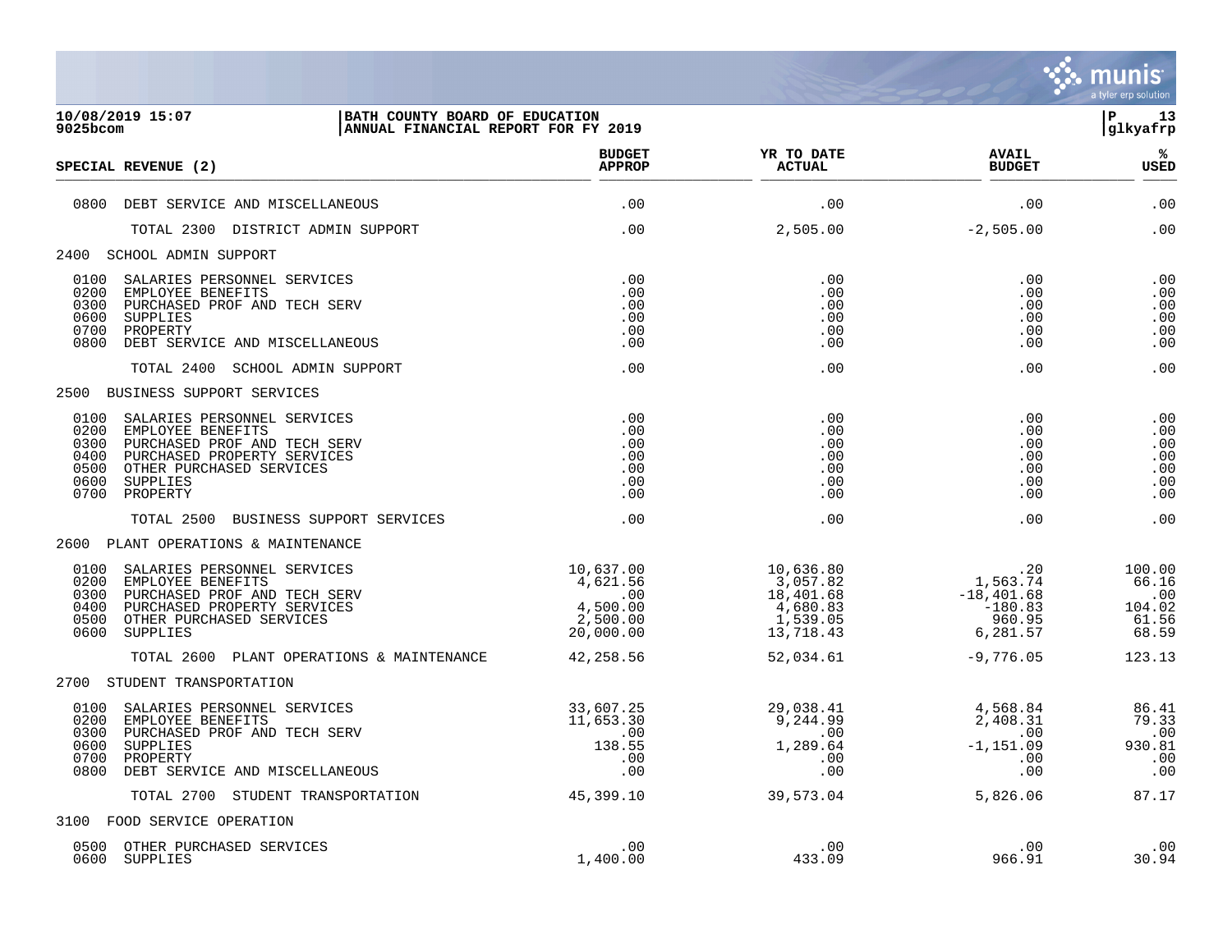**BATH COUNTY BOARD OF EDUCATION**
**ANNUAL FINANCIAL REPORT FOR FY 2019**

| SPECIAL REVENUE (2) | BUDGET APPROP | YR TO DATE ACTUAL | AVAIL BUDGET | % USED |
|---|---|---|---|---|
| 0800 DEBT SERVICE AND MISCELLANEOUS | .00 | .00 | .00 | .00 |
| TOTAL 2300 DISTRICT ADMIN SUPPORT | .00 | 2,505.00 | -2,505.00 | .00 |
| **2400 SCHOOL ADMIN SUPPORT** | | | | |
| 0100 SALARIES PERSONNEL SERVICES | .00 | .00 | .00 | .00 |
| 0200 EMPLOYEE BENEFITS | .00 | .00 | .00 | .00 |
| 0300 PURCHASED PROF AND TECH SERV | .00 | .00 | .00 | .00 |
| 0600 SUPPLIES | .00 | .00 | .00 | .00 |
| 0700 PROPERTY | .00 | .00 | .00 | .00 |
| 0800 DEBT SERVICE AND MISCELLANEOUS | .00 | .00 | .00 | .00 |
| TOTAL 2400 SCHOOL ADMIN SUPPORT | .00 | .00 | .00 | .00 |
| **2500 BUSINESS SUPPORT SERVICES** | | | | |
| 0100 SALARIES PERSONNEL SERVICES | .00 | .00 | .00 | .00 |
| 0200 EMPLOYEE BENEFITS | .00 | .00 | .00 | .00 |
| 0300 PURCHASED PROF AND TECH SERV | .00 | .00 | .00 | .00 |
| 0400 PURCHASED PROPERTY SERVICES | .00 | .00 | .00 | .00 |
| 0500 OTHER PURCHASED SERVICES | .00 | .00 | .00 | .00 |
| 0600 SUPPLIES | .00 | .00 | .00 | .00 |
| 0700 PROPERTY | .00 | .00 | .00 | .00 |
| TOTAL 2500 BUSINESS SUPPORT SERVICES | .00 | .00 | .00 | .00 |
| **2600 PLANT OPERATIONS & MAINTENANCE** | | | | |
| 0100 SALARIES PERSONNEL SERVICES | 10,637.00 | 10,636.80 | .20 | 100.00 |
| 0200 EMPLOYEE BENEFITS | 4,621.56 | 3,057.82 | 1,563.74 | 66.16 |
| 0300 PURCHASED PROF AND TECH SERV | .00 | 18,401.68 | -18,401.68 | .00 |
| 0400 PURCHASED PROPERTY SERVICES | 4,500.00 | 4,680.83 | -180.83 | 104.02 |
| 0500 OTHER PURCHASED SERVICES | 2,500.00 | 1,539.05 | 960.95 | 61.56 |
| 0600 SUPPLIES | 20,000.00 | 13,718.43 | 6,281.57 | 68.59 |
| TOTAL 2600 PLANT OPERATIONS & MAINTENANCE | 42,258.56 | 52,034.61 | -9,776.05 | 123.13 |
| **2700 STUDENT TRANSPORTATION** | | | | |
| 0100 SALARIES PERSONNEL SERVICES | 33,607.25 | 29,038.41 | 4,568.84 | 86.41 |
| 0200 EMPLOYEE BENEFITS | 11,653.30 | 9,244.99 | 2,408.31 | 79.33 |
| 0300 PURCHASED PROF AND TECH SERV | .00 | .00 | .00 | .00 |
| 0600 SUPPLIES | 138.55 | 1,289.64 | -1,151.09 | 930.81 |
| 0700 PROPERTY | .00 | .00 | .00 | .00 |
| 0800 DEBT SERVICE AND MISCELLANEOUS | .00 | .00 | .00 | .00 |
| TOTAL 2700 STUDENT TRANSPORTATION | 45,399.10 | 39,573.04 | 5,826.06 | 87.17 |
| **3100 FOOD SERVICE OPERATION** | | | | |
| 0500 OTHER PURCHASED SERVICES | .00 | .00 | .00 | .00 |
| 0600 SUPPLIES | 1,400.00 | 433.09 | 966.91 | 30.94 |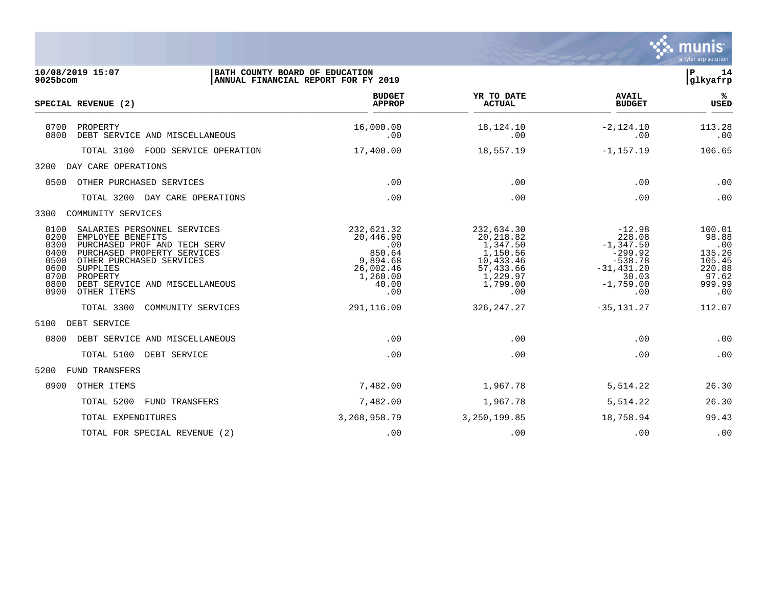BATH COUNTY BOARD OF EDUCATION
ANNUAL FINANCIAL REPORT FOR FY 2019

10/08/2019 15:07
9025bcom

glkyafrp

| SPECIAL REVENUE (2) | BUDGET APPROP | YR TO DATE ACTUAL | AVAIL BUDGET | % USED |
|---|---|---|---|---|
| 0700 PROPERTY | 16,000.00 | 18,124.10 | -2,124.10 | 113.28 |
| 0800 DEBT SERVICE AND MISCELLANEOUS | .00 | .00 | .00 | .00 |
| TOTAL 3100 FOOD SERVICE OPERATION | 17,400.00 | 18,557.19 | -1,157.19 | 106.65 |
| 3200 DAY CARE OPERATIONS | | | | |
| 0500 OTHER PURCHASED SERVICES | .00 | .00 | .00 | .00 |
| TOTAL 3200 DAY CARE OPERATIONS | .00 | .00 | .00 | .00 |
| 3300 COMMUNITY SERVICES | | | | |
| 0100 SALARIES PERSONNEL SERVICES | 232,621.32 | 232,634.30 | -12.98 | 100.01 |
| 0200 EMPLOYEE BENEFITS | 20,446.90 | 20,218.82 | 228.08 | 98.88 |
| 0300 PURCHASED PROF AND TECH SERV | .00 | 1,347.50 | -1,347.50 | .00 |
| 0400 PURCHASED PROPERTY SERVICES | 850.64 | 1,150.56 | -299.92 | 135.26 |
| 0500 OTHER PURCHASED SERVICES | 9,894.68 | 10,433.46 | -538.78 | 105.45 |
| 0600 SUPPLIES | 26,002.46 | 57,433.66 | -31,431.20 | 220.88 |
| 0700 PROPERTY | 1,260.00 | 1,229.97 | 30.03 | 97.62 |
| 0800 DEBT SERVICE AND MISCELLANEOUS | 40.00 | 1,799.00 | -1,759.00 | 999.99 |
| 0900 OTHER ITEMS | .00 | .00 | .00 | .00 |
| TOTAL 3300 COMMUNITY SERVICES | 291,116.00 | 326,247.27 | -35,131.27 | 112.07 |
| 5100 DEBT SERVICE | | | | |
| 0800 DEBT SERVICE AND MISCELLANEOUS | .00 | .00 | .00 | .00 |
| TOTAL 5100 DEBT SERVICE | .00 | .00 | .00 | .00 |
| 5200 FUND TRANSFERS | | | | |
| 0900 OTHER ITEMS | 7,482.00 | 1,967.78 | 5,514.22 | 26.30 |
| TOTAL 5200 FUND TRANSFERS | 7,482.00 | 1,967.78 | 5,514.22 | 26.30 |
| TOTAL EXPENDITURES | 3,268,958.79 | 3,250,199.85 | 18,758.94 | 99.43 |
| TOTAL FOR SPECIAL REVENUE (2) | .00 | .00 | .00 | .00 |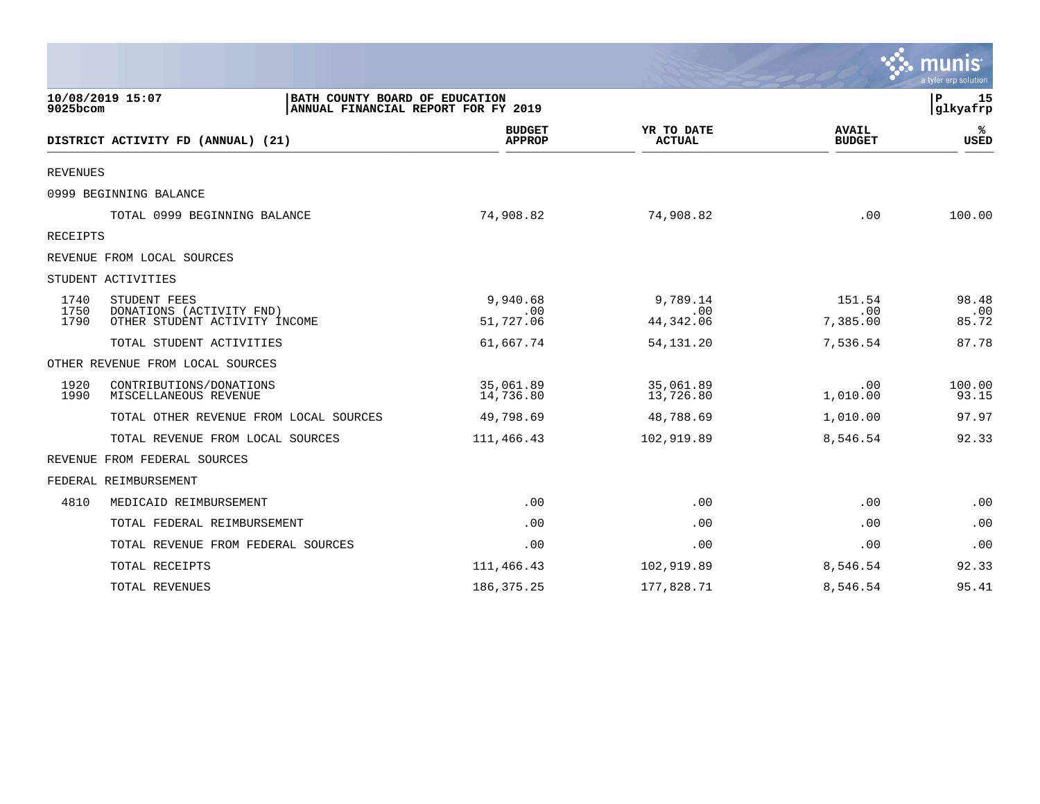**10/08/2019 15:07**
**9025bcom**

**BATH COUNTY BOARD OF EDUCATION**
**ANNUAL FINANCIAL REPORT FOR FY 2019**

**P 15**
**glkyafrp**

| DISTRICT ACTIVITY FD (ANNUAL) (21) | | BUDGET APPROP | YR TO DATE ACTUAL | AVAIL BUDGET | % USED |
|---|---|---|---|---|---|
| REVENUES | | | | | |
| 0999 BEGINNING BALANCE | | | | | |
| | TOTAL 0999 BEGINNING BALANCE | 74,908.82 | 74,908.82 | .00 | 100.00 |
| RECEIPTS | | | | | |
| REVENUE FROM LOCAL SOURCES | | | | | |
| STUDENT ACTIVITIES | | | | | |
| 1740 | STUDENT FEES | 9,940.68 | 9,789.14 | 151.54 | 98.48 |
| 1750 | DONATIONS (ACTIVITY FND) | .00 | .00 | .00 | .00 |
| 1790 | OTHER STUDENT ACTIVITY INCOME | 51,727.06 | 44,342.06 | 7,385.00 | 85.72 |
| | TOTAL STUDENT ACTIVITIES | 61,667.74 | 54,131.20 | 7,536.54 | 87.78 |
| OTHER REVENUE FROM LOCAL SOURCES | | | | | |
| 1920 | CONTRIBUTIONS/DONATIONS | 35,061.89 | 35,061.89 | .00 | 100.00 |
| 1990 | MISCELLANEOUS REVENUE | 14,736.80 | 13,726.80 | 1,010.00 | 93.15 |
| | TOTAL OTHER REVENUE FROM LOCAL SOURCES | 49,798.69 | 48,788.69 | 1,010.00 | 97.97 |
| | TOTAL REVENUE FROM LOCAL SOURCES | 111,466.43 | 102,919.89 | 8,546.54 | 92.33 |
| REVENUE FROM FEDERAL SOURCES | | | | | |
| FEDERAL REIMBURSEMENT | | | | | |
| 4810 | MEDICAID REIMBURSEMENT | .00 | .00 | .00 | .00 |
| | TOTAL FEDERAL REIMBURSEMENT | .00 | .00 | .00 | .00 |
| | TOTAL REVENUE FROM FEDERAL SOURCES | .00 | .00 | .00 | .00 |
| | TOTAL RECEIPTS | 111,466.43 | 102,919.89 | 8,546.54 | 92.33 |
| | TOTAL REVENUES | 186,375.25 | 177,828.71 | 8,546.54 | 95.41 |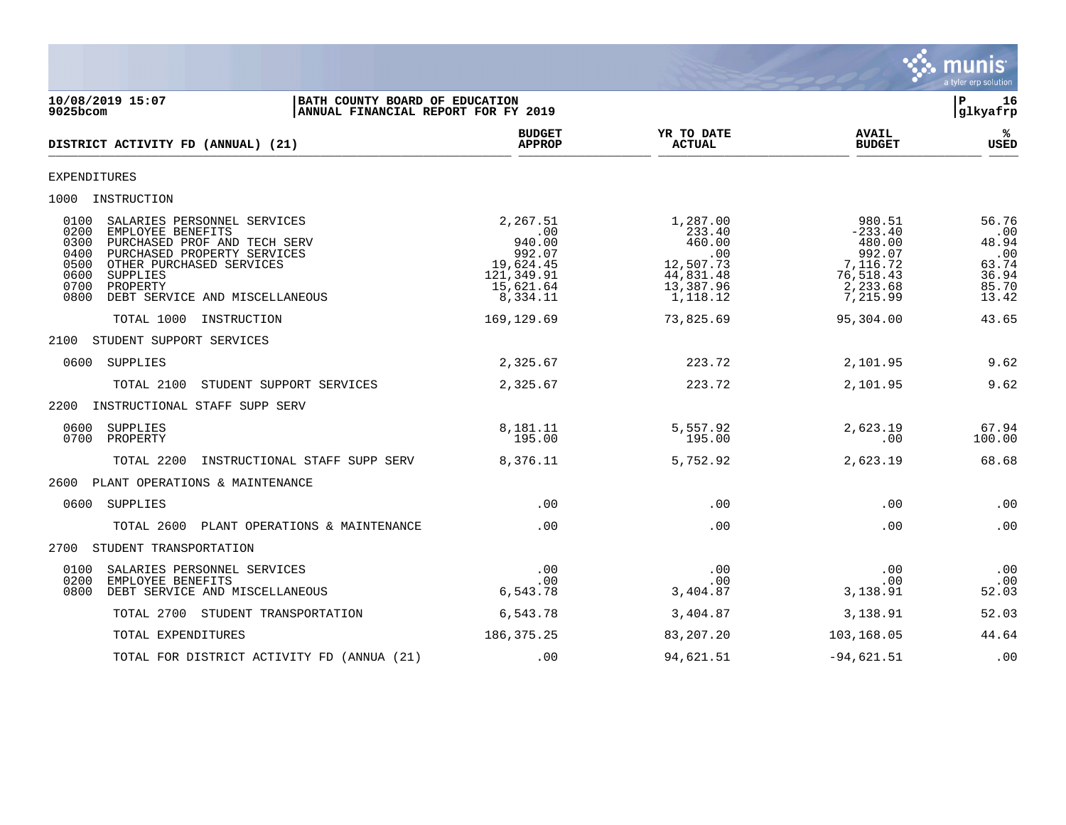**BATH COUNTY BOARD OF EDUCATION**
**ANNUAL FINANCIAL REPORT FOR FY 2019**

10/08/2019 15:07
9025bcom

| DISTRICT ACTIVITY FD (ANNUAL) (21) | BUDGET APPROP | YR TO DATE ACTUAL | AVAIL BUDGET | % USED |
|---|---|---|---|---|
| EXPENDITURES | | | | |
| 1000 INSTRUCTION | | | | |
| 0100 SALARIES PERSONNEL SERVICES | 2,267.51 | 1,287.00 | 980.51 | 56.76 |
| 0200 EMPLOYEE BENEFITS | .00 | 233.40 | -233.40 | .00 |
| 0300 PURCHASED PROF AND TECH SERV | 940.00 | 460.00 | 480.00 | 48.94 |
| 0400 PURCHASED PROPERTY SERVICES | 992.07 | .00 | 992.07 | .00 |
| 0500 OTHER PURCHASED SERVICES | 19,624.45 | 12,507.73 | 7,116.72 | 63.74 |
| 0600 SUPPLIES | 121,349.91 | 44,831.48 | 76,518.43 | 36.94 |
| 0700 PROPERTY | 15,621.64 | 13,387.96 | 2,233.68 | 85.70 |
| 0800 DEBT SERVICE AND MISCELLANEOUS | 8,334.11 | 1,118.12 | 7,215.99 | 13.42 |
| TOTAL 1000 INSTRUCTION | 169,129.69 | 73,825.69 | 95,304.00 | 43.65 |
| 2100 STUDENT SUPPORT SERVICES | | | | |
| 0600 SUPPLIES | 2,325.67 | 223.72 | 2,101.95 | 9.62 |
| TOTAL 2100 STUDENT SUPPORT SERVICES | 2,325.67 | 223.72 | 2,101.95 | 9.62 |
| 2200 INSTRUCTIONAL STAFF SUPP SERV | | | | |
| 0600 SUPPLIES | 8,181.11 | 5,557.92 | 2,623.19 | 67.94 |
| 0700 PROPERTY | 195.00 | 195.00 | .00 | 100.00 |
| TOTAL 2200 INSTRUCTIONAL STAFF SUPP SERV | 8,376.11 | 5,752.92 | 2,623.19 | 68.68 |
| 2600 PLANT OPERATIONS & MAINTENANCE | | | | |
| 0600 SUPPLIES | .00 | .00 | .00 | .00 |
| TOTAL 2600 PLANT OPERATIONS & MAINTENANCE | .00 | .00 | .00 | .00 |
| 2700 STUDENT TRANSPORTATION | | | | |
| 0100 SALARIES PERSONNEL SERVICES | .00 | .00 | .00 | .00 |
| 0200 EMPLOYEE BENEFITS | .00 | .00 | .00 | .00 |
| 0800 DEBT SERVICE AND MISCELLANEOUS | 6,543.78 | 3,404.87 | 3,138.91 | 52.03 |
| TOTAL 2700 STUDENT TRANSPORTATION | 6,543.78 | 3,404.87 | 3,138.91 | 52.03 |
| TOTAL EXPENDITURES | 186,375.25 | 83,207.20 | 103,168.05 | 44.64 |
| TOTAL FOR DISTRICT ACTIVITY FD (ANNUA (21) | .00 | 94,621.51 | -94,621.51 | .00 |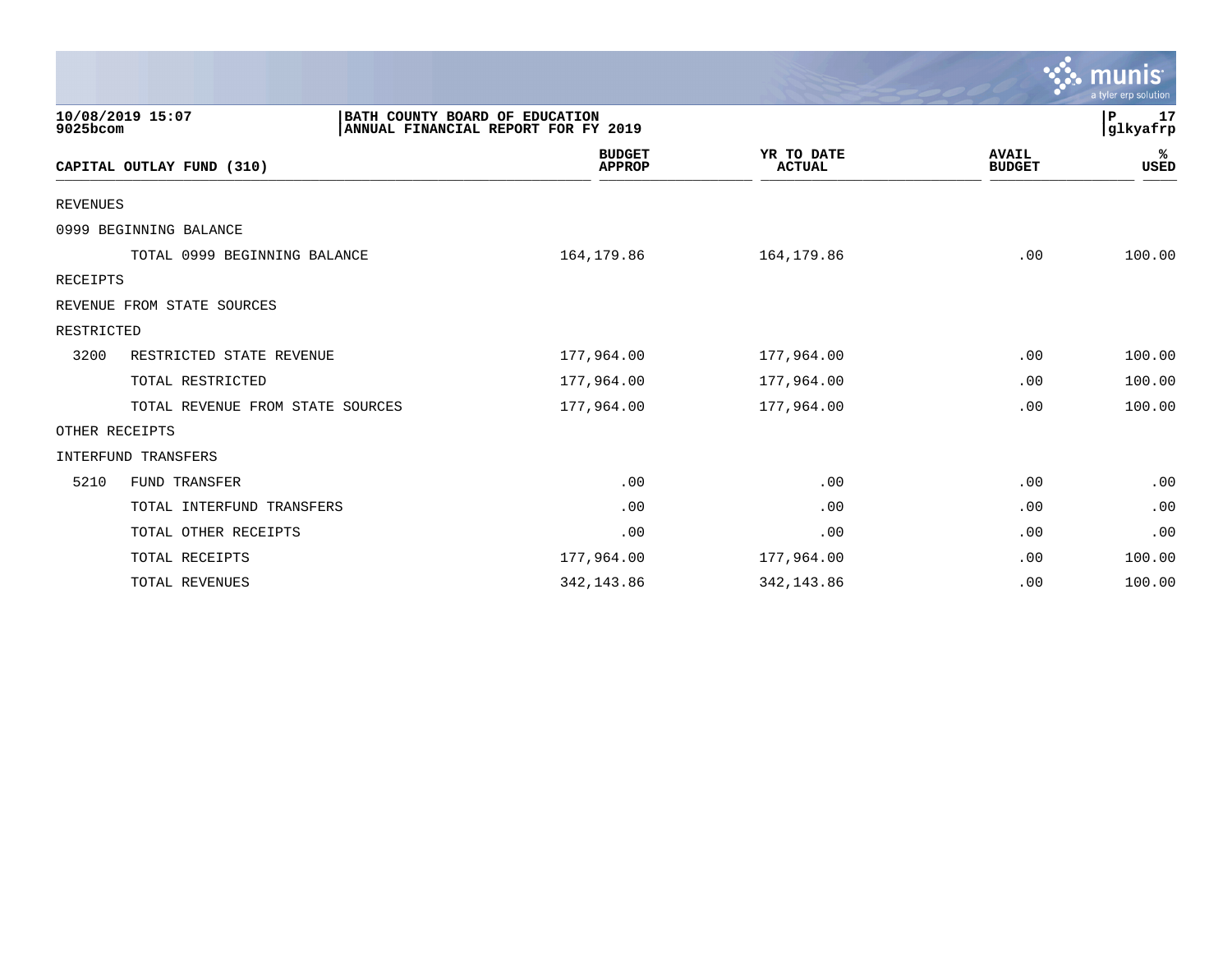10/08/2019 15:07
9025bcom

BATH COUNTY BOARD OF EDUCATION
ANNUAL FINANCIAL REPORT FOR FY 2019

P 17
glkyafrp

| CAPITAL OUTLAY FUND (310) | | BUDGET APPROP | YR TO DATE ACTUAL | AVAIL BUDGET | % USED |
|---|---|---|---|---|---|
| REVENUES | | | | | |
| 0999 BEGINNING BALANCE | | | | | |
| | TOTAL 0999 BEGINNING BALANCE | 164,179.86 | 164,179.86 | .00 | 100.00 |
| RECEIPTS | | | | | |
| REVENUE FROM STATE SOURCES | | | | | |
| RESTRICTED | | | | | |
| 3200 | RESTRICTED STATE REVENUE | 177,964.00 | 177,964.00 | .00 | 100.00 |
| | TOTAL RESTRICTED | 177,964.00 | 177,964.00 | .00 | 100.00 |
| | TOTAL REVENUE FROM STATE SOURCES | 177,964.00 | 177,964.00 | .00 | 100.00 |
| OTHER RECEIPTS | | | | | |
| INTERFUND TRANSFERS | | | | | |
| 5210 | FUND TRANSFER | .00 | .00 | .00 | .00 |
| | TOTAL INTERFUND TRANSFERS | .00 | .00 | .00 | .00 |
| | TOTAL OTHER RECEIPTS | .00 | .00 | .00 | .00 |
| | TOTAL RECEIPTS | 177,964.00 | 177,964.00 | .00 | 100.00 |
| | TOTAL REVENUES | 342,143.86 | 342,143.86 | .00 | 100.00 |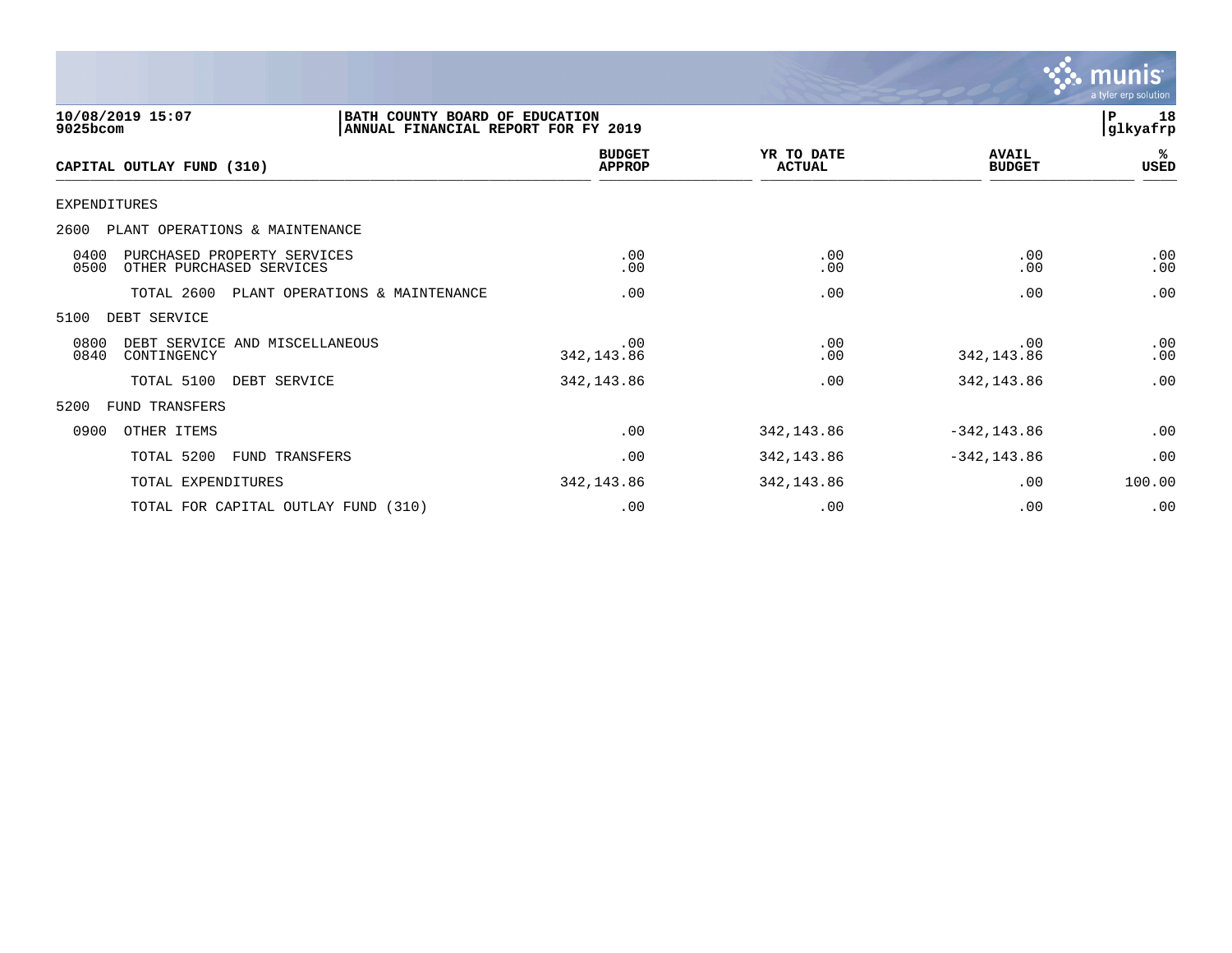**10/08/2019 15:07**
**9025bcom**

**BATH COUNTY BOARD OF EDUCATION**
**ANNUAL FINANCIAL REPORT FOR FY 2019**

**P 18**
**glkyafrp**

| CAPITAL OUTLAY FUND (310) | BUDGET APPROP | YR TO DATE ACTUAL | AVAIL BUDGET | % USED |
|---|---|---|---|---|
| EXPENDITURES | | | | |
| 2600 PLANT OPERATIONS & MAINTENANCE | | | | |
| 0400 PURCHASED PROPERTY SERVICES | .00 | .00 | .00 | .00 |
| 0500 OTHER PURCHASED SERVICES | .00 | .00 | .00 | .00 |
| TOTAL 2600 PLANT OPERATIONS & MAINTENANCE | .00 | .00 | .00 | .00 |
| 5100 DEBT SERVICE | | | | |
| 0800 DEBT SERVICE AND MISCELLANEOUS | .00 | .00 | .00 | .00 |
| 0840 CONTINGENCY | 342,143.86 | .00 | 342,143.86 | .00 |
| TOTAL 5100 DEBT SERVICE | 342,143.86 | .00 | 342,143.86 | .00 |
| 5200 FUND TRANSFERS | | | | |
| 0900 OTHER ITEMS | .00 | 342,143.86 | -342,143.86 | .00 |
| TOTAL 5200 FUND TRANSFERS | .00 | 342,143.86 | -342,143.86 | .00 |
| TOTAL EXPENDITURES | 342,143.86 | 342,143.86 | .00 | 100.00 |
| TOTAL FOR CAPITAL OUTLAY FUND (310) | .00 | .00 | .00 | .00 |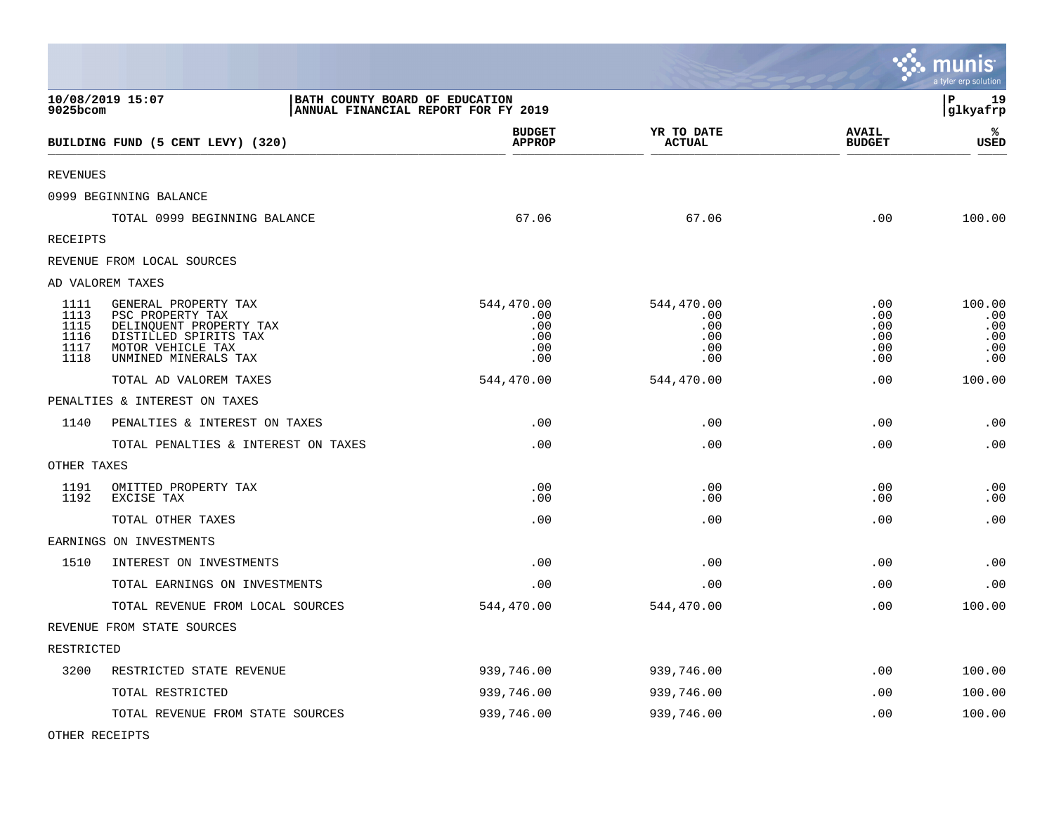10/08/2019 15:07
9025bcom

BATH COUNTY BOARD OF EDUCATION
ANNUAL FINANCIAL REPORT FOR FY 2019

| BUILDING FUND (5 CENT LEVY) (320) | | BUDGET APPROP | YR TO DATE ACTUAL | AVAIL BUDGET | % USED |
|---|---|---|---|---|---|
| REVENUES | | | | | |
| 0999 BEGINNING BALANCE | | | | | |
| | TOTAL 0999 BEGINNING BALANCE | 67.06 | 67.06 | .00 | 100.00 |
| RECEIPTS | | | | | |
| REVENUE FROM LOCAL SOURCES | | | | | |
| AD VALOREM TAXES | | | | | |
| 1111 | GENERAL PROPERTY TAX | 544,470.00 | 544,470.00 | .00 | 100.00 |
| 1113 | PSC PROPERTY TAX | .00 | .00 | .00 | .00 |
| 1115 | DELINQUENT PROPERTY TAX | .00 | .00 | .00 | .00 |
| 1116 | DISTILLED SPIRITS TAX | .00 | .00 | .00 | .00 |
| 1117 | MOTOR VEHICLE TAX | .00 | .00 | .00 | .00 |
| 1118 | UNMINED MINERALS TAX | .00 | .00 | .00 | .00 |
| | TOTAL AD VALOREM TAXES | 544,470.00 | 544,470.00 | .00 | 100.00 |
| PENALTIES & INTEREST ON TAXES | | | | | |
| 1140 | PENALTIES & INTEREST ON TAXES | .00 | .00 | .00 | .00 |
| | TOTAL PENALTIES & INTEREST ON TAXES | .00 | .00 | .00 | .00 |
| OTHER TAXES | | | | | |
| 1191 | OMITTED PROPERTY TAX | .00 | .00 | .00 | .00 |
| 1192 | EXCISE TAX | .00 | .00 | .00 | .00 |
| | TOTAL OTHER TAXES | .00 | .00 | .00 | .00 |
| EARNINGS ON INVESTMENTS | | | | | |
| 1510 | INTEREST ON INVESTMENTS | .00 | .00 | .00 | .00 |
| | TOTAL EARNINGS ON INVESTMENTS | .00 | .00 | .00 | .00 |
| | TOTAL REVENUE FROM LOCAL SOURCES | 544,470.00 | 544,470.00 | .00 | 100.00 |
| REVENUE FROM STATE SOURCES | | | | | |
| RESTRICTED | | | | | |
| 3200 | RESTRICTED STATE REVENUE | 939,746.00 | 939,746.00 | .00 | 100.00 |
| | TOTAL RESTRICTED | 939,746.00 | 939,746.00 | .00 | 100.00 |
| | TOTAL REVENUE FROM STATE SOURCES | 939,746.00 | 939,746.00 | .00 | 100.00 |
| OTHER RECEIPTS | | | | | |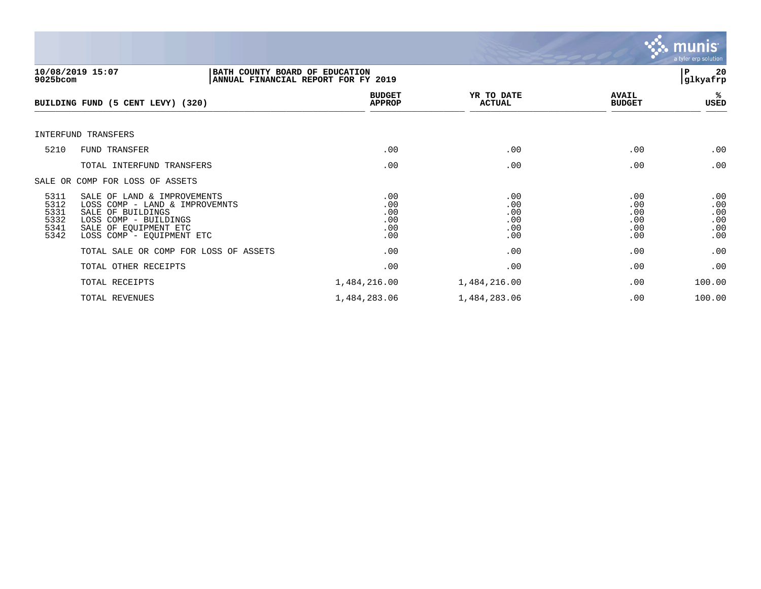BATH COUNTY BOARD OF EDUCATION
ANNUAL FINANCIAL REPORT FOR FY 2019

| BUILDING FUND (5 CENT LEVY) (320) | | BUDGET APPROP | YR TO DATE ACTUAL | AVAIL BUDGET | % USED |
|---|---|---|---|---|---|
| INTERFUND TRANSFERS | | | | | |
| 5210 | FUND TRANSFER | .00 | .00 | .00 | .00 |
| | TOTAL INTERFUND TRANSFERS | .00 | .00 | .00 | .00 |
| SALE OR COMP FOR LOSS OF ASSETS | | | | | |
| 5311 | SALE OF LAND & IMPROVEMENTS | .00 | .00 | .00 | .00 |
| 5312 | LOSS COMP - LAND & IMPROVEMNTS | .00 | .00 | .00 | .00 |
| 5331 | SALE OF BUILDINGS | .00 | .00 | .00 | .00 |
| 5332 | LOSS COMP - BUILDINGS | .00 | .00 | .00 | .00 |
| 5341 | SALE OF EQUIPMENT ETC | .00 | .00 | .00 | .00 |
| 5342 | LOSS COMP - EQUIPMENT ETC | .00 | .00 | .00 | .00 |
| | TOTAL SALE OR COMP FOR LOSS OF ASSETS | .00 | .00 | .00 | .00 |
| | TOTAL OTHER RECEIPTS | .00 | .00 | .00 | .00 |
| | TOTAL RECEIPTS | 1,484,216.00 | 1,484,216.00 | .00 | 100.00 |
| | TOTAL REVENUES | 1,484,283.06 | 1,484,283.06 | .00 | 100.00 |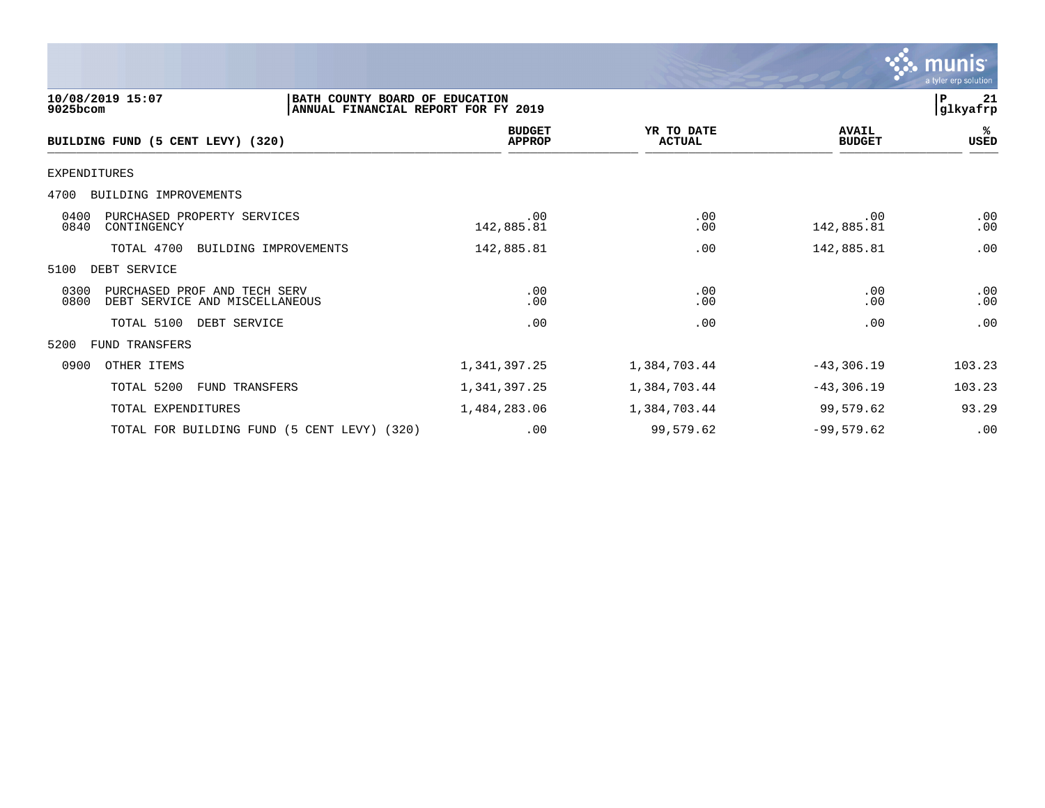**10/08/2019 15:07**
**9025bcom**

**BATH COUNTY BOARD OF EDUCATION**
**ANNUAL FINANCIAL REPORT FOR FY 2019**

**P 21**
**glkyafrp**

| BUILDING FUND (5 CENT LEVY) (320) | BUDGET APPROP | YR TO DATE ACTUAL | AVAIL BUDGET | % USED |
|---|---|---|---|---|
| EXPENDITURES | | | | |
| 4700 BUILDING IMPROVEMENTS | | | | |
| 0400 PURCHASED PROPERTY SERVICES | .00 | .00 | .00 | .00 |
| 0840 CONTINGENCY | 142,885.81 | .00 | 142,885.81 | .00 |
| TOTAL 4700 BUILDING IMPROVEMENTS | 142,885.81 | .00 | 142,885.81 | .00 |
| 5100 DEBT SERVICE | | | | |
| 0300 PURCHASED PROF AND TECH SERV | .00 | .00 | .00 | .00 |
| 0800 DEBT SERVICE AND MISCELLANEOUS | .00 | .00 | .00 | .00 |
| TOTAL 5100 DEBT SERVICE | .00 | .00 | .00 | .00 |
| 5200 FUND TRANSFERS | | | | |
| 0900 OTHER ITEMS | 1,341,397.25 | 1,384,703.44 | -43,306.19 | 103.23 |
| TOTAL 5200 FUND TRANSFERS | 1,341,397.25 | 1,384,703.44 | -43,306.19 | 103.23 |
| TOTAL EXPENDITURES | 1,484,283.06 | 1,384,703.44 | 99,579.62 | 93.29 |
| TOTAL FOR BUILDING FUND (5 CENT LEVY) (320) | .00 | 99,579.62 | -99,579.62 | .00 |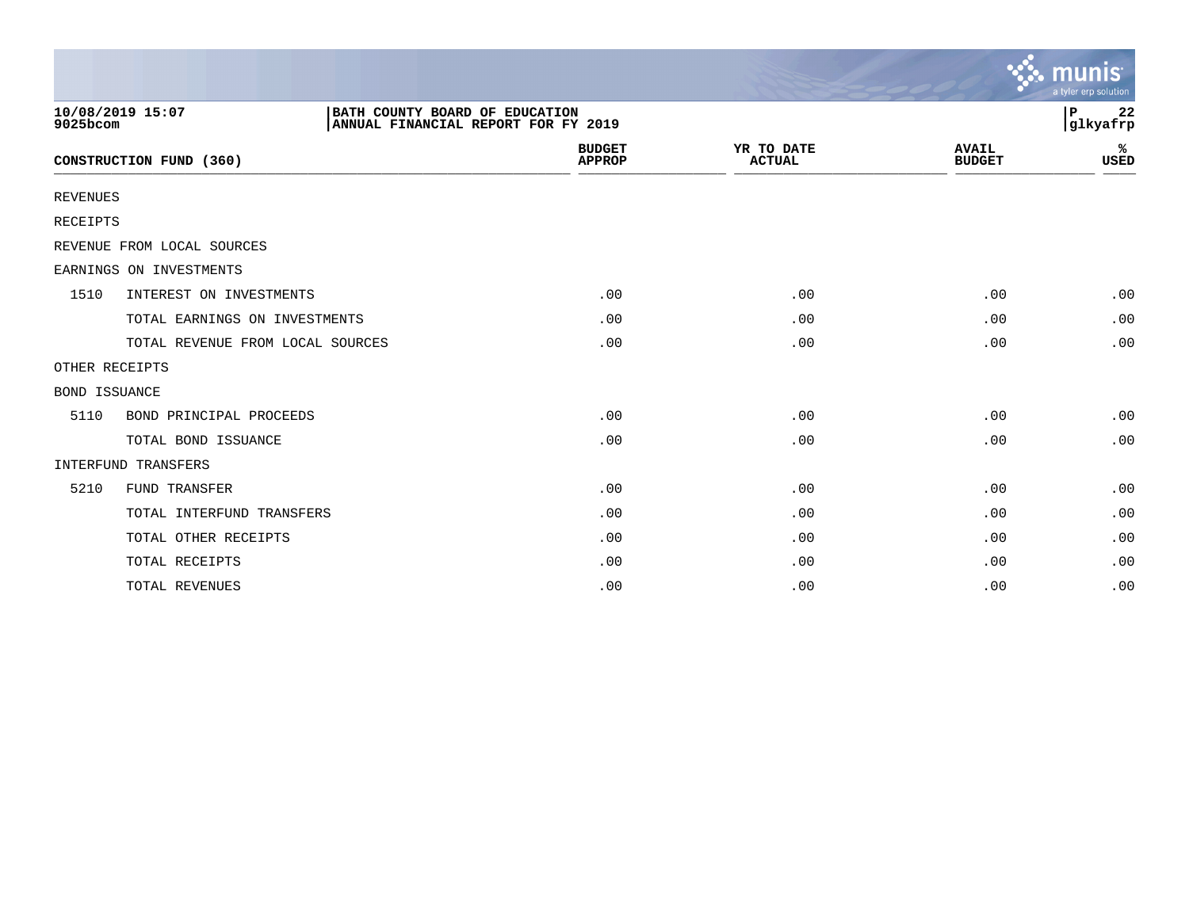10/08/2019 15:07
9025bcom

BATH COUNTY BOARD OF EDUCATION
ANNUAL FINANCIAL REPORT FOR FY 2019

P 22
glkyafrp

| CONSTRUCTION FUND (360) | | BUDGET APPROP | YR TO DATE ACTUAL | AVAIL BUDGET | % USED |
|---|---|---|---|---|---|
| REVENUES | | | | | |
| RECEIPTS | | | | | |
| REVENUE FROM LOCAL SOURCES | | | | | |
| EARNINGS ON INVESTMENTS | | | | | |
| 1510 | INTEREST ON INVESTMENTS | .00 | .00 | .00 | .00 |
| | TOTAL EARNINGS ON INVESTMENTS | .00 | .00 | .00 | .00 |
| | TOTAL REVENUE FROM LOCAL SOURCES | .00 | .00 | .00 | .00 |
| OTHER RECEIPTS | | | | | |
| BOND ISSUANCE | | | | | |
| 5110 | BOND PRINCIPAL PROCEEDS | .00 | .00 | .00 | .00 |
| | TOTAL BOND ISSUANCE | .00 | .00 | .00 | .00 |
| INTERFUND TRANSFERS | | | | | |
| 5210 | FUND TRANSFER | .00 | .00 | .00 | .00 |
| | TOTAL INTERFUND TRANSFERS | .00 | .00 | .00 | .00 |
| | TOTAL OTHER RECEIPTS | .00 | .00 | .00 | .00 |
| | TOTAL RECEIPTS | .00 | .00 | .00 | .00 |
| | TOTAL REVENUES | .00 | .00 | .00 | .00 |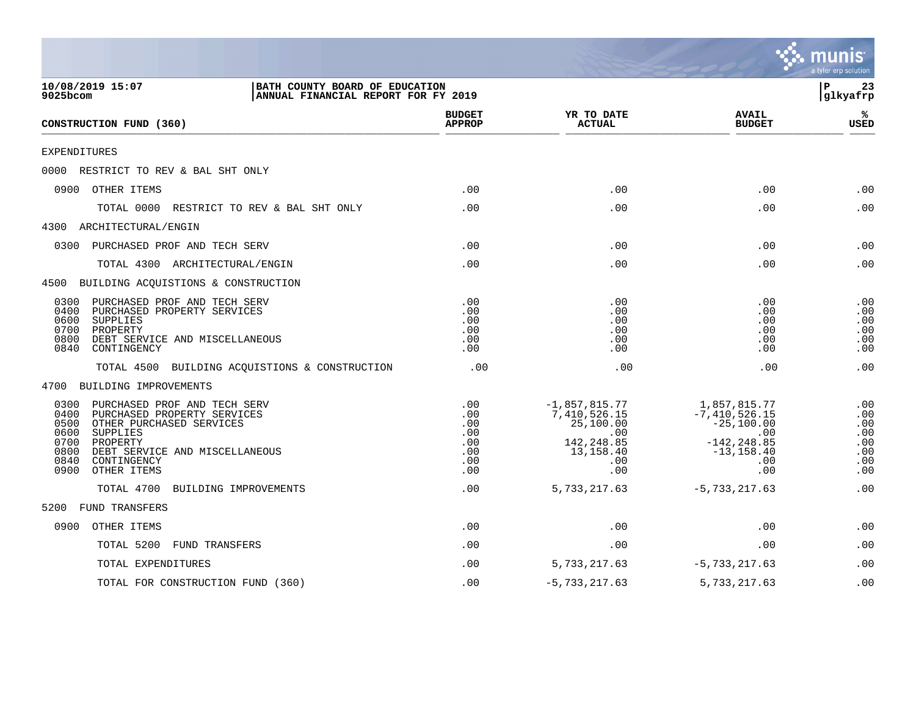**10/08/2019 15:07** | **BATH COUNTY BOARD OF EDUCATION** | **P 23**
**9025bcom** | **ANNUAL FINANCIAL REPORT FOR FY 2019** | **glkyafrp**

| CONSTRUCTION FUND (360) | BUDGET APPROP | YR TO DATE ACTUAL | AVAIL BUDGET | % USED |
|---|---|---|---|---|
| EXPENDITURES | | | | |
| 0000 RESTRICT TO REV & BAL SHT ONLY | | | | |
| 0900 OTHER ITEMS | .00 | .00 | .00 | .00 |
| TOTAL 0000 RESTRICT TO REV & BAL SHT ONLY | .00 | .00 | .00 | .00 |
| 4300 ARCHITECTURAL/ENGIN | | | | |
| 0300 PURCHASED PROF AND TECH SERV | .00 | .00 | .00 | .00 |
| TOTAL 4300 ARCHITECTURAL/ENGIN | .00 | .00 | .00 | .00 |
| 4500 BUILDING ACQUISTIONS & CONSTRUCTION | | | | |
| 0300 PURCHASED PROF AND TECH SERV | .00 | .00 | .00 | .00 |
| 0400 PURCHASED PROPERTY SERVICES | .00 | .00 | .00 | .00 |
| 0600 SUPPLIES | .00 | .00 | .00 | .00 |
| 0700 PROPERTY | .00 | .00 | .00 | .00 |
| 0800 DEBT SERVICE AND MISCELLANEOUS | .00 | .00 | .00 | .00 |
| 0840 CONTINGENCY | .00 | .00 | .00 | .00 |
| TOTAL 4500 BUILDING ACQUISTIONS & CONSTRUCTION | .00 | .00 | .00 | .00 |
| 4700 BUILDING IMPROVEMENTS | | | | |
| 0300 PURCHASED PROF AND TECH SERV | .00 | -1,857,815.77 | 1,857,815.77 | .00 |
| 0400 PURCHASED PROPERTY SERVICES | .00 | 7,410,526.15 | -7,410,526.15 | .00 |
| 0500 OTHER PURCHASED SERVICES | .00 | 25,100.00 | -25,100.00 | .00 |
| 0600 SUPPLIES | .00 | .00 | .00 | .00 |
| 0700 PROPERTY | .00 | 142,248.85 | -142,248.85 | .00 |
| 0800 DEBT SERVICE AND MISCELLANEOUS | .00 | 13,158.40 | -13,158.40 | .00 |
| 0840 CONTINGENCY | .00 | .00 | .00 | .00 |
| 0900 OTHER ITEMS | .00 | .00 | .00 | .00 |
| TOTAL 4700 BUILDING IMPROVEMENTS | .00 | 5,733,217.63 | -5,733,217.63 | .00 |
| 5200 FUND TRANSFERS | | | | |
| 0900 OTHER ITEMS | .00 | .00 | .00 | .00 |
| TOTAL 5200 FUND TRANSFERS | .00 | .00 | .00 | .00 |
| TOTAL EXPENDITURES | .00 | 5,733,217.63 | -5,733,217.63 | .00 |
| TOTAL FOR CONSTRUCTION FUND (360) | .00 | -5,733,217.63 | 5,733,217.63 | .00 |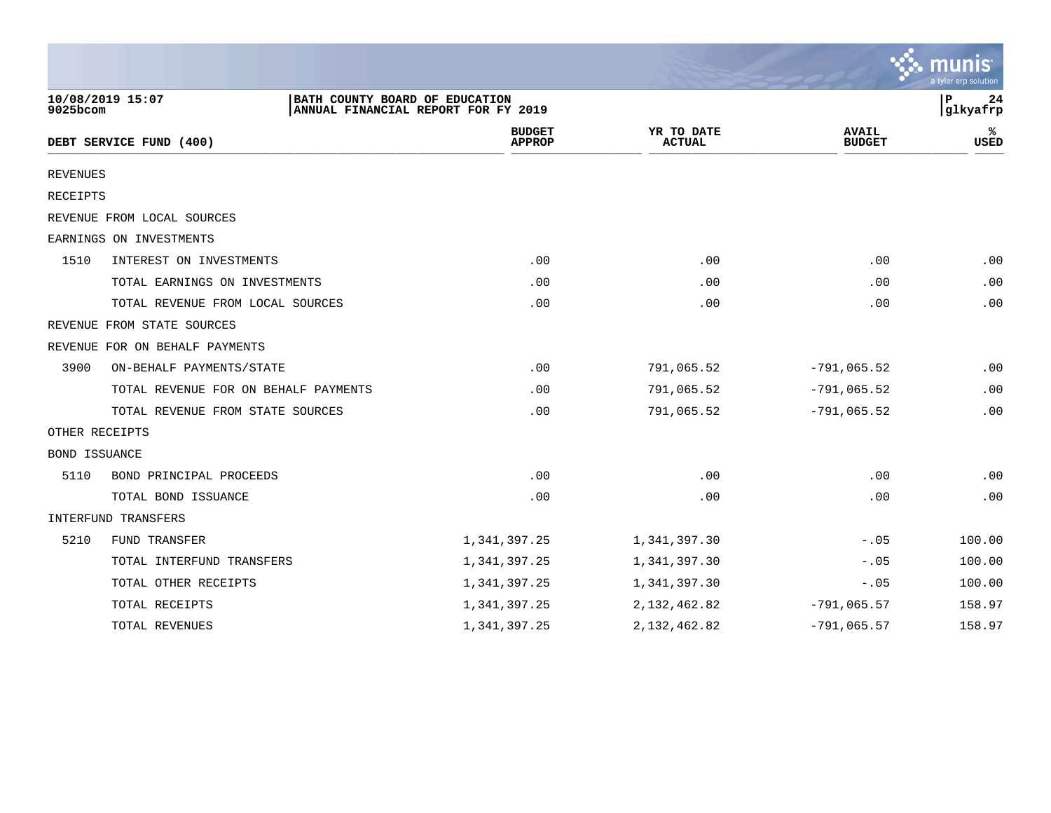**BATH COUNTY BOARD OF EDUCATION**
**ANNUAL FINANCIAL REPORT FOR FY 2019**

10/08/2019 15:07
9025bcom

| DEBT SERVICE FUND (400) | | BUDGET APPROP | YR TO DATE ACTUAL | AVAIL BUDGET | % USED |
|---|---|---|---|---|---|
| REVENUES | | | | | |
| RECEIPTS | | | | | |
| REVENUE FROM LOCAL SOURCES | | | | | |
| EARNINGS ON INVESTMENTS | | | | | |
| 1510 | INTEREST ON INVESTMENTS | .00 | .00 | .00 | .00 |
| | TOTAL EARNINGS ON INVESTMENTS | .00 | .00 | .00 | .00 |
| | TOTAL REVENUE FROM LOCAL SOURCES | .00 | .00 | .00 | .00 |
| REVENUE FROM STATE SOURCES | | | | | |
| REVENUE FOR ON BEHALF PAYMENTS | | | | | |
| 3900 | ON-BEHALF PAYMENTS/STATE | .00 | 791,065.52 | -791,065.52 | .00 |
| | TOTAL REVENUE FOR ON BEHALF PAYMENTS | .00 | 791,065.52 | -791,065.52 | .00 |
| | TOTAL REVENUE FROM STATE SOURCES | .00 | 791,065.52 | -791,065.52 | .00 |
| OTHER RECEIPTS | | | | | |
| BOND ISSUANCE | | | | | |
| 5110 | BOND PRINCIPAL PROCEEDS | .00 | .00 | .00 | .00 |
| | TOTAL BOND ISSUANCE | .00 | .00 | .00 | .00 |
| INTERFUND TRANSFERS | | | | | |
| 5210 | FUND TRANSFER | 1,341,397.25 | 1,341,397.30 | -.05 | 100.00 |
| | TOTAL INTERFUND TRANSFERS | 1,341,397.25 | 1,341,397.30 | -.05 | 100.00 |
| | TOTAL OTHER RECEIPTS | 1,341,397.25 | 1,341,397.30 | -.05 | 100.00 |
| | TOTAL RECEIPTS | 1,341,397.25 | 2,132,462.82 | -791,065.57 | 158.97 |
| | TOTAL REVENUES | 1,341,397.25 | 2,132,462.82 | -791,065.57 | 158.97 |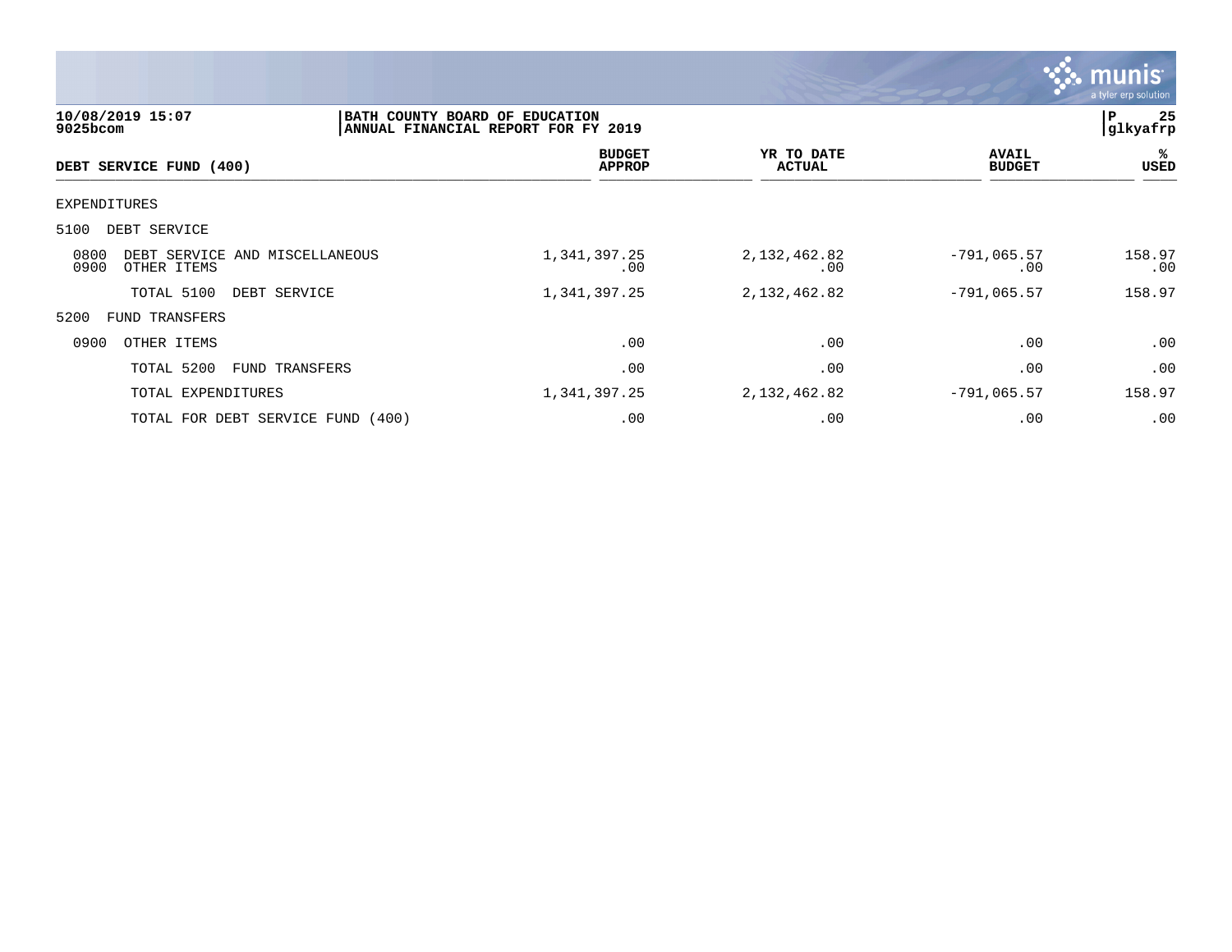**10/08/2019 15:07**
**9025bcom**

**BATH COUNTY BOARD OF EDUCATION**
**ANNUAL FINANCIAL REPORT FOR FY 2019**

**P 25**
**glkyafrp**

| DEBT SERVICE FUND (400) | BUDGET APPROP | YR TO DATE ACTUAL | AVAIL BUDGET | % USED |
|---|---|---|---|---|
| EXPENDITURES | | | | |
| 5100 DEBT SERVICE | | | | |
| 0800 DEBT SERVICE AND MISCELLANEOUS | 1,341,397.25 | 2,132,462.82 | -791,065.57 | 158.97 |
| 0900 OTHER ITEMS | .00 | .00 | .00 | .00 |
| TOTAL 5100 DEBT SERVICE | 1,341,397.25 | 2,132,462.82 | -791,065.57 | 158.97 |
| 5200 FUND TRANSFERS | | | | |
| 0900 OTHER ITEMS | .00 | .00 | .00 | .00 |
| TOTAL 5200 FUND TRANSFERS | .00 | .00 | .00 | .00 |
| TOTAL EXPENDITURES | 1,341,397.25 | 2,132,462.82 | -791,065.57 | 158.97 |
| TOTAL FOR DEBT SERVICE FUND (400) | .00 | .00 | .00 | .00 |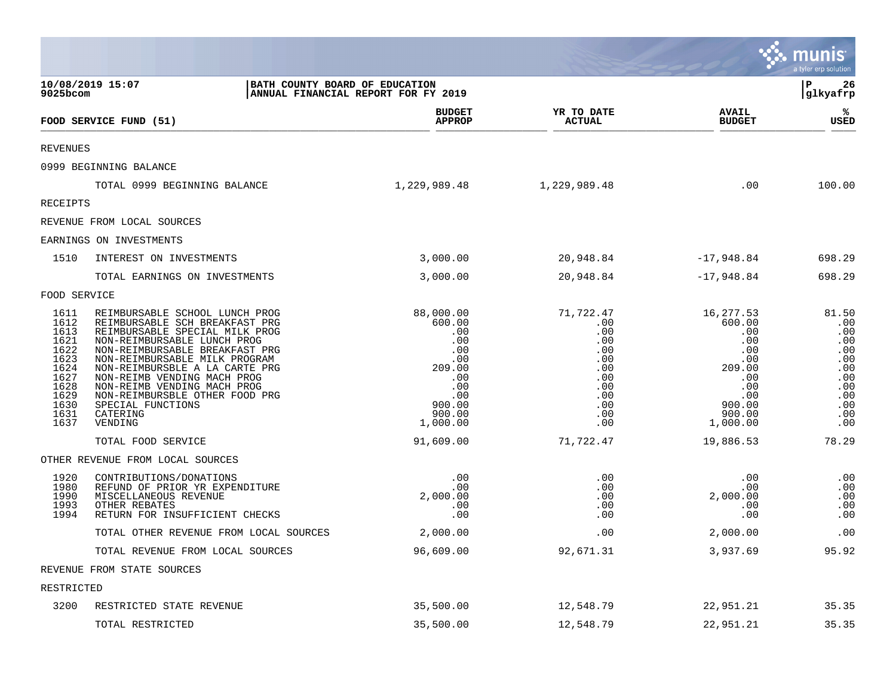BATH COUNTY BOARD OF EDUCATION
ANNUAL FINANCIAL REPORT FOR FY 2019

10/08/2019 15:07
9025bcom

| FOOD SERVICE FUND (51) | | BUDGET APPROP | YR TO DATE ACTUAL | AVAIL BUDGET | % USED |
|---|---|---|---|---|---|
| REVENUES | | | | | |
| 0999 BEGINNING BALANCE | | | | | |
| | TOTAL 0999 BEGINNING BALANCE | 1,229,989.48 | 1,229,989.48 | .00 | 100.00 |
| RECEIPTS | | | | | |
| REVENUE FROM LOCAL SOURCES | | | | | |
| EARNINGS ON INVESTMENTS | | | | | |
| 1510 | INTEREST ON INVESTMENTS | 3,000.00 | 20,948.84 | -17,948.84 | 698.29 |
| | TOTAL EARNINGS ON INVESTMENTS | 3,000.00 | 20,948.84 | -17,948.84 | 698.29 |
| FOOD SERVICE | | | | | |
| 1611 | REIMBURSABLE SCHOOL LUNCH PROG | 88,000.00 | 71,722.47 | 16,277.53 | 81.50 |
| 1612 | REIMBURSABLE SCH BREAKFAST PRG | 600.00 | .00 | 600.00 | .00 |
| 1613 | REIMBURSABLE SPECIAL MILK PROG | .00 | .00 | .00 | .00 |
| 1621 | NON-REIMBURSABLE LUNCH PROG | .00 | .00 | .00 | .00 |
| 1622 | NON-REIMBURSABLE BREAKFAST PRG | .00 | .00 | .00 | .00 |
| 1623 | NON-REIMBURSABLE MILK PROGRAM | .00 | .00 | .00 | .00 |
| 1624 | NON-REIMBURSBLE A LA CARTE PRG | 209.00 | .00 | 209.00 | .00 |
| 1627 | NON-REIMB VENDING MACH PROG | .00 | .00 | .00 | .00 |
| 1628 | NON-REIMB VENDING MACH PROG | .00 | .00 | .00 | .00 |
| 1629 | NON-REIMBURSBLE OTHER FOOD PRG | .00 | .00 | .00 | .00 |
| 1630 | SPECIAL FUNCTIONS | 900.00 | .00 | 900.00 | .00 |
| 1631 | CATERING | 900.00 | .00 | 900.00 | .00 |
| 1637 | VENDING | 1,000.00 | .00 | 1,000.00 | .00 |
| | TOTAL FOOD SERVICE | 91,609.00 | 71,722.47 | 19,886.53 | 78.29 |
| OTHER REVENUE FROM LOCAL SOURCES | | | | | |
| 1920 | CONTRIBUTIONS/DONATIONS | .00 | .00 | .00 | .00 |
| 1980 | REFUND OF PRIOR YR EXPENDITURE | .00 | .00 | .00 | .00 |
| 1990 | MISCELLANEOUS REVENUE | 2,000.00 | .00 | 2,000.00 | .00 |
| 1993 | OTHER REBATES | .00 | .00 | .00 | .00 |
| 1994 | RETURN FOR INSUFFICIENT CHECKS | .00 | .00 | .00 | .00 |
| | TOTAL OTHER REVENUE FROM LOCAL SOURCES | 2,000.00 | .00 | 2,000.00 | .00 |
| | TOTAL REVENUE FROM LOCAL SOURCES | 96,609.00 | 92,671.31 | 3,937.69 | 95.92 |
| REVENUE FROM STATE SOURCES | | | | | |
| RESTRICTED | | | | | |
| 3200 | RESTRICTED STATE REVENUE | 35,500.00 | 12,548.79 | 22,951.21 | 35.35 |
| | TOTAL RESTRICTED | 35,500.00 | 12,548.79 | 22,951.21 | 35.35 |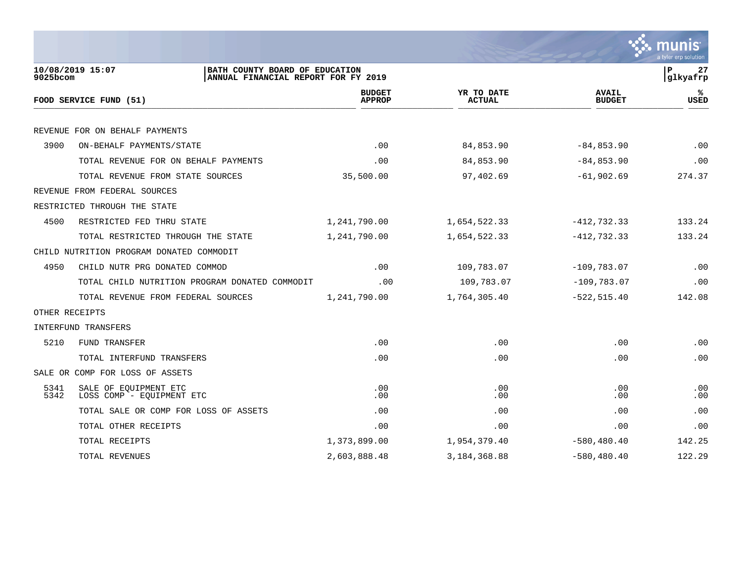BATH COUNTY BOARD OF EDUCATION
ANNUAL FINANCIAL REPORT FOR FY 2019

| FOOD SERVICE FUND (51) | | BUDGET APPROP | YR TO DATE ACTUAL | AVAIL BUDGET | % USED |
|---|---|---|---|---|---|
| REVENUE FOR ON BEHALF PAYMENTS | | | | | |
| 3900 | ON-BEHALF PAYMENTS/STATE | .00 | 84,853.90 | -84,853.90 | .00 |
| | TOTAL REVENUE FOR ON BEHALF PAYMENTS | .00 | 84,853.90 | -84,853.90 | .00 |
| | TOTAL REVENUE FROM STATE SOURCES | 35,500.00 | 97,402.69 | -61,902.69 | 274.37 |
| REVENUE FROM FEDERAL SOURCES | | | | | |
| RESTRICTED THROUGH THE STATE | | | | | |
| 4500 | RESTRICTED FED THRU STATE | 1,241,790.00 | 1,654,522.33 | -412,732.33 | 133.24 |
| | TOTAL RESTRICTED THROUGH THE STATE | 1,241,790.00 | 1,654,522.33 | -412,732.33 | 133.24 |
| CHILD NUTRITION PROGRAM DONATED COMMODIT | | | | | |
| 4950 | CHILD NUTR PRG DONATED COMMOD | .00 | 109,783.07 | -109,783.07 | .00 |
| | TOTAL CHILD NUTRITION PROGRAM DONATED COMMODIT | .00 | 109,783.07 | -109,783.07 | .00 |
| | TOTAL REVENUE FROM FEDERAL SOURCES | 1,241,790.00 | 1,764,305.40 | -522,515.40 | 142.08 |
| OTHER RECEIPTS | | | | | |
| INTERFUND TRANSFERS | | | | | |
| 5210 | FUND TRANSFER | .00 | .00 | .00 | .00 |
| | TOTAL INTERFUND TRANSFERS | .00 | .00 | .00 | .00 |
| SALE OR COMP FOR LOSS OF ASSETS | | | | | |
| 5341 | SALE OF EQUIPMENT ETC | .00 | .00 | .00 | .00 |
| 5342 | LOSS COMP - EQUIPMENT ETC | .00 | .00 | .00 | .00 |
| | TOTAL SALE OR COMP FOR LOSS OF ASSETS | .00 | .00 | .00 | .00 |
| | TOTAL OTHER RECEIPTS | .00 | .00 | .00 | .00 |
| | TOTAL RECEIPTS | 1,373,899.00 | 1,954,379.40 | -580,480.40 | 142.25 |
| | TOTAL REVENUES | 2,603,888.48 | 3,184,368.88 | -580,480.40 | 122.29 |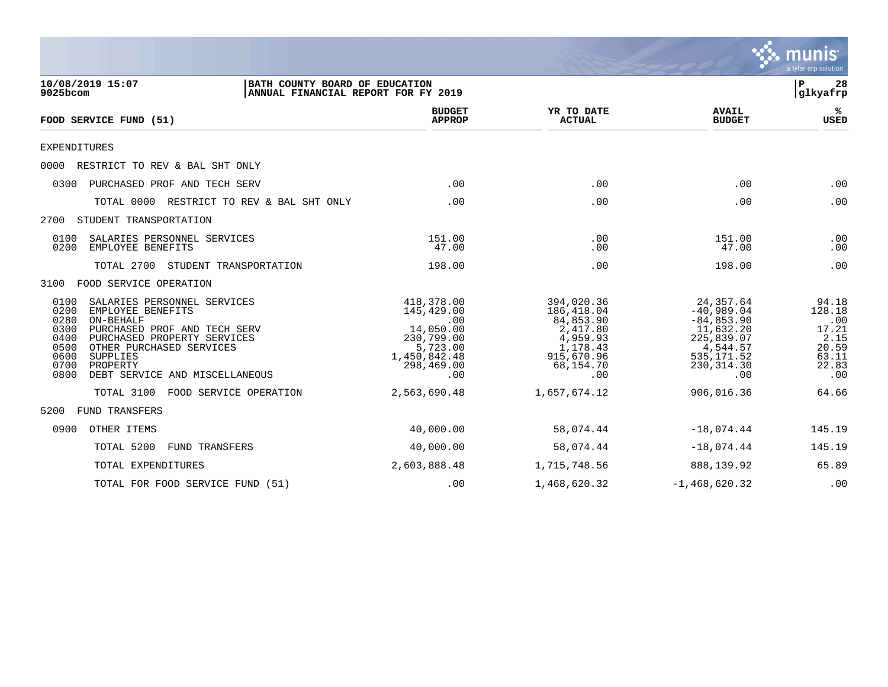**10/08/2019 15:07**
**9025bcom**

**BATH COUNTY BOARD OF EDUCATION**
**ANNUAL FINANCIAL REPORT FOR FY 2019**

**glkyafrp**

| FOOD SERVICE FUND (51) | BUDGET APPROP | YR TO DATE ACTUAL | AVAIL BUDGET | % USED |
|---|---|---|---|---|
| EXPENDITURES | | | | |
| 0000 RESTRICT TO REV & BAL SHT ONLY | | | | |
| 0300 PURCHASED PROF AND TECH SERV | .00 | .00 | .00 | .00 |
| TOTAL 0000 RESTRICT TO REV & BAL SHT ONLY | .00 | .00 | .00 | .00 |
| 2700 STUDENT TRANSPORTATION | | | | |
| 0100 SALARIES PERSONNEL SERVICES | 151.00 | .00 | 151.00 | .00 |
| 0200 EMPLOYEE BENEFITS | 47.00 | .00 | 47.00 | .00 |
| TOTAL 2700 STUDENT TRANSPORTATION | 198.00 | .00 | 198.00 | .00 |
| 3100 FOOD SERVICE OPERATION | | | | |
| 0100 SALARIES PERSONNEL SERVICES | 418,378.00 | 394,020.36 | 24,357.64 | 94.18 |
| 0200 EMPLOYEE BENEFITS | 145,429.00 | 186,418.04 | -40,989.04 | 128.18 |
| 0280 ON-BEHALF | .00 | 84,853.90 | -84,853.90 | .00 |
| 0300 PURCHASED PROF AND TECH SERV | 14,050.00 | 2,417.80 | 11,632.20 | 17.21 |
| 0400 PURCHASED PROPERTY SERVICES | 230,799.00 | 4,959.93 | 225,839.07 | 2.15 |
| 0500 OTHER PURCHASED SERVICES | 5,723.00 | 1,178.43 | 4,544.57 | 20.59 |
| 0600 SUPPLIES | 1,450,842.48 | 915,670.96 | 535,171.52 | 63.11 |
| 0700 PROPERTY | 298,469.00 | 68,154.70 | 230,314.30 | 22.83 |
| 0800 DEBT SERVICE AND MISCELLANEOUS | .00 | .00 | .00 | .00 |
| TOTAL 3100 FOOD SERVICE OPERATION | 2,563,690.48 | 1,657,674.12 | 906,016.36 | 64.66 |
| 5200 FUND TRANSFERS | | | | |
| 0900 OTHER ITEMS | 40,000.00 | 58,074.44 | -18,074.44 | 145.19 |
| TOTAL 5200 FUND TRANSFERS | 40,000.00 | 58,074.44 | -18,074.44 | 145.19 |
| TOTAL EXPENDITURES | 2,603,888.48 | 1,715,748.56 | 888,139.92 | 65.89 |
| TOTAL FOR FOOD SERVICE FUND (51) | .00 | 1,468,620.32 | -1,468,620.32 | .00 |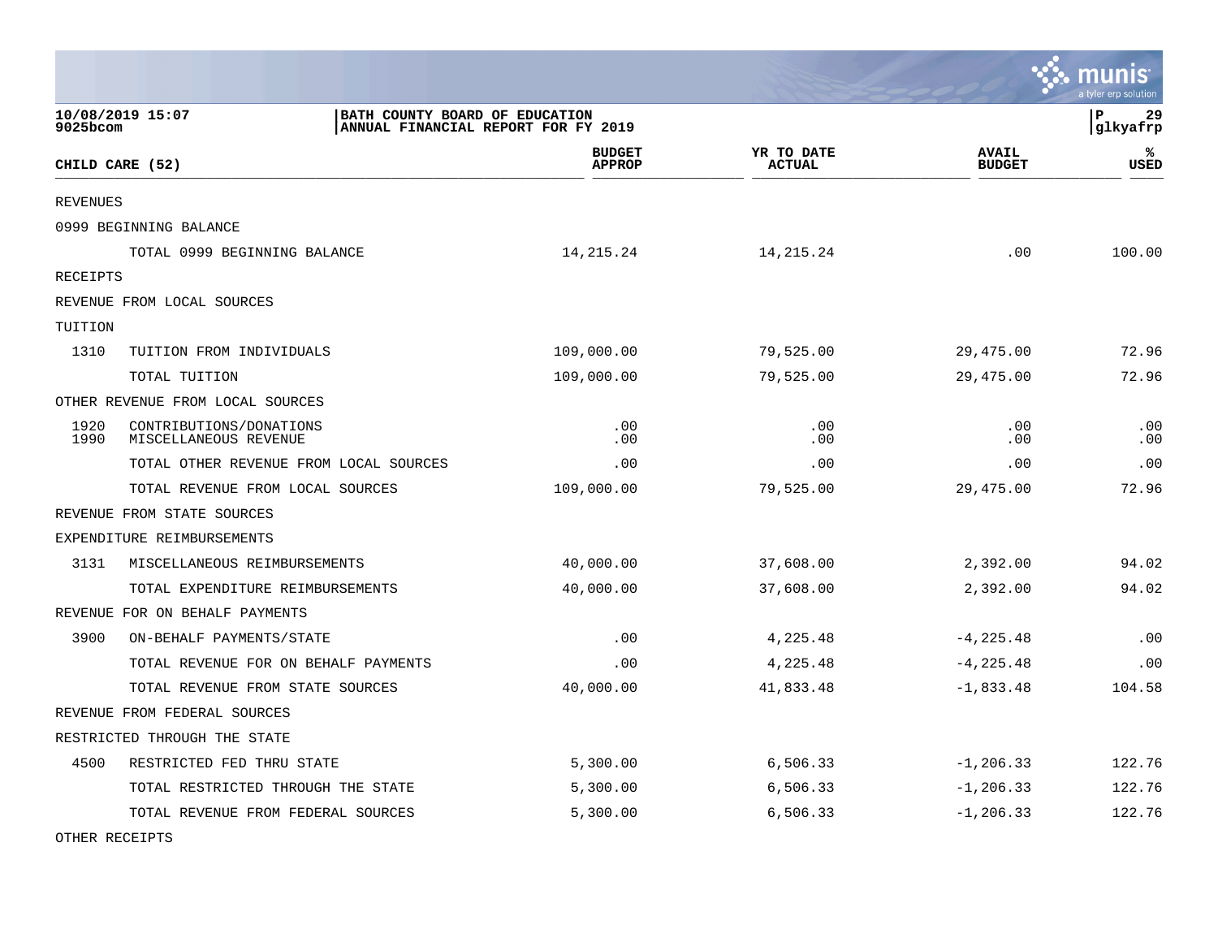**10/08/2019 15:07**
**9025bcom**

**BATH COUNTY BOARD OF EDUCATION**
**ANNUAL FINANCIAL REPORT FOR FY 2019**

**glkyafrp**

| CHILD CARE (52) | | BUDGET APPROP | YR TO DATE ACTUAL | AVAIL BUDGET | % USED |
|---|---|---|---|---|---|
| REVENUES | | | | | |
| 0999 BEGINNING BALANCE | | | | | |
| | TOTAL 0999 BEGINNING BALANCE | 14,215.24 | 14,215.24 | .00 | 100.00 |
| RECEIPTS | | | | | |
| REVENUE FROM LOCAL SOURCES | | | | | |
| TUITION | | | | | |
| 1310 | TUITION FROM INDIVIDUALS | 109,000.00 | 79,525.00 | 29,475.00 | 72.96 |
| | TOTAL TUITION | 109,000.00 | 79,525.00 | 29,475.00 | 72.96 |
| OTHER REVENUE FROM LOCAL SOURCES | | | | | |
| 1920 | CONTRIBUTIONS/DONATIONS | .00 | .00 | .00 | .00 |
| 1990 | MISCELLANEOUS REVENUE | .00 | .00 | .00 | .00 |
| | TOTAL OTHER REVENUE FROM LOCAL SOURCES | .00 | .00 | .00 | .00 |
| | TOTAL REVENUE FROM LOCAL SOURCES | 109,000.00 | 79,525.00 | 29,475.00 | 72.96 |
| REVENUE FROM STATE SOURCES | | | | | |
| EXPENDITURE REIMBURSEMENTS | | | | | |
| 3131 | MISCELLANEOUS REIMBURSEMENTS | 40,000.00 | 37,608.00 | 2,392.00 | 94.02 |
| | TOTAL EXPENDITURE REIMBURSEMENTS | 40,000.00 | 37,608.00 | 2,392.00 | 94.02 |
| REVENUE FOR ON BEHALF PAYMENTS | | | | | |
| 3900 | ON-BEHALF PAYMENTS/STATE | .00 | 4,225.48 | -4,225.48 | .00 |
| | TOTAL REVENUE FOR ON BEHALF PAYMENTS | .00 | 4,225.48 | -4,225.48 | .00 |
| | TOTAL REVENUE FROM STATE SOURCES | 40,000.00 | 41,833.48 | -1,833.48 | 104.58 |
| REVENUE FROM FEDERAL SOURCES | | | | | |
| RESTRICTED THROUGH THE STATE | | | | | |
| 4500 | RESTRICTED FED THRU STATE | 5,300.00 | 6,506.33 | -1,206.33 | 122.76 |
| | TOTAL RESTRICTED THROUGH THE STATE | 5,300.00 | 6,506.33 | -1,206.33 | 122.76 |
| | TOTAL REVENUE FROM FEDERAL SOURCES | 5,300.00 | 6,506.33 | -1,206.33 | 122.76 |
| OTHER RECEIPTS | | | | | |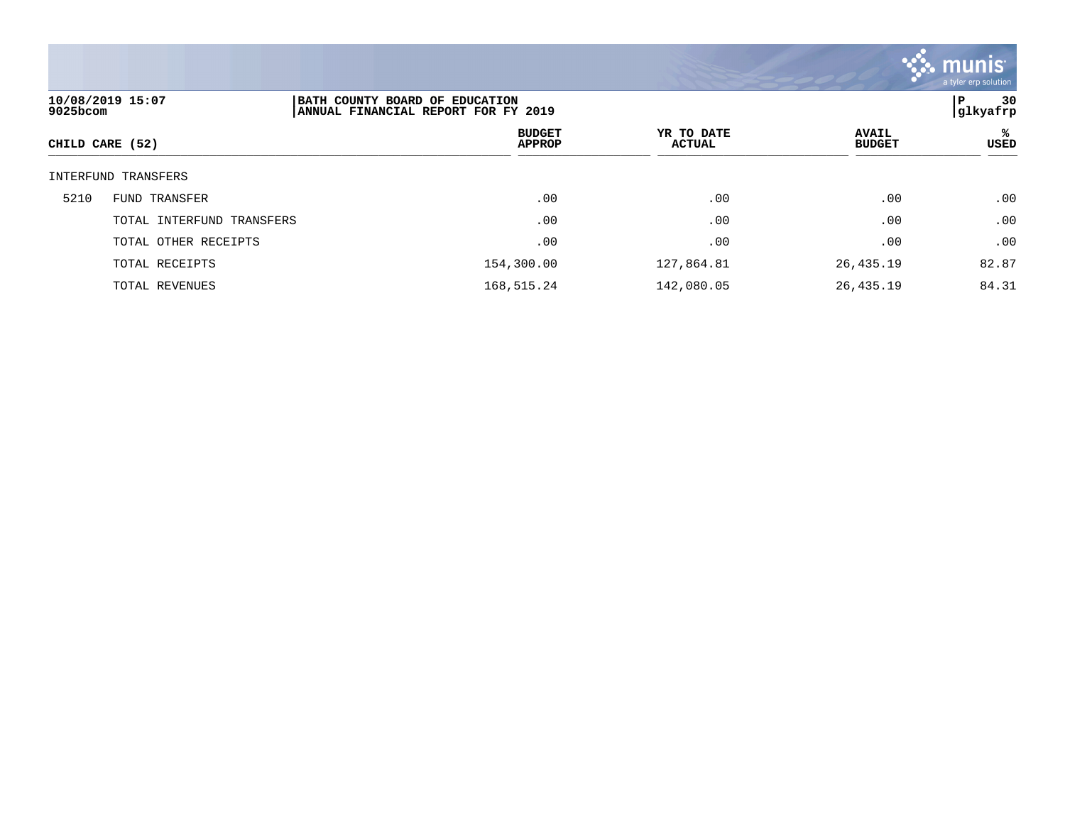**BATH COUNTY BOARD OF EDUCATION**
**ANNUAL FINANCIAL REPORT FOR FY 2019**

| CHILD CARE (52) | | BUDGET APPROP | YR TO DATE ACTUAL | AVAIL BUDGET | % USED |
|---|---|---|---|---|---|
| INTERFUND TRANSFERS | | | | | |
| 5210 | FUND TRANSFER | .00 | .00 | .00 | .00 |
| | TOTAL INTERFUND TRANSFERS | .00 | .00 | .00 | .00 |
| | TOTAL OTHER RECEIPTS | .00 | .00 | .00 | .00 |
| | TOTAL RECEIPTS | 154,300.00 | 127,864.81 | 26,435.19 | 82.87 |
| | TOTAL REVENUES | 168,515.24 | 142,080.05 | 26,435.19 | 84.31 |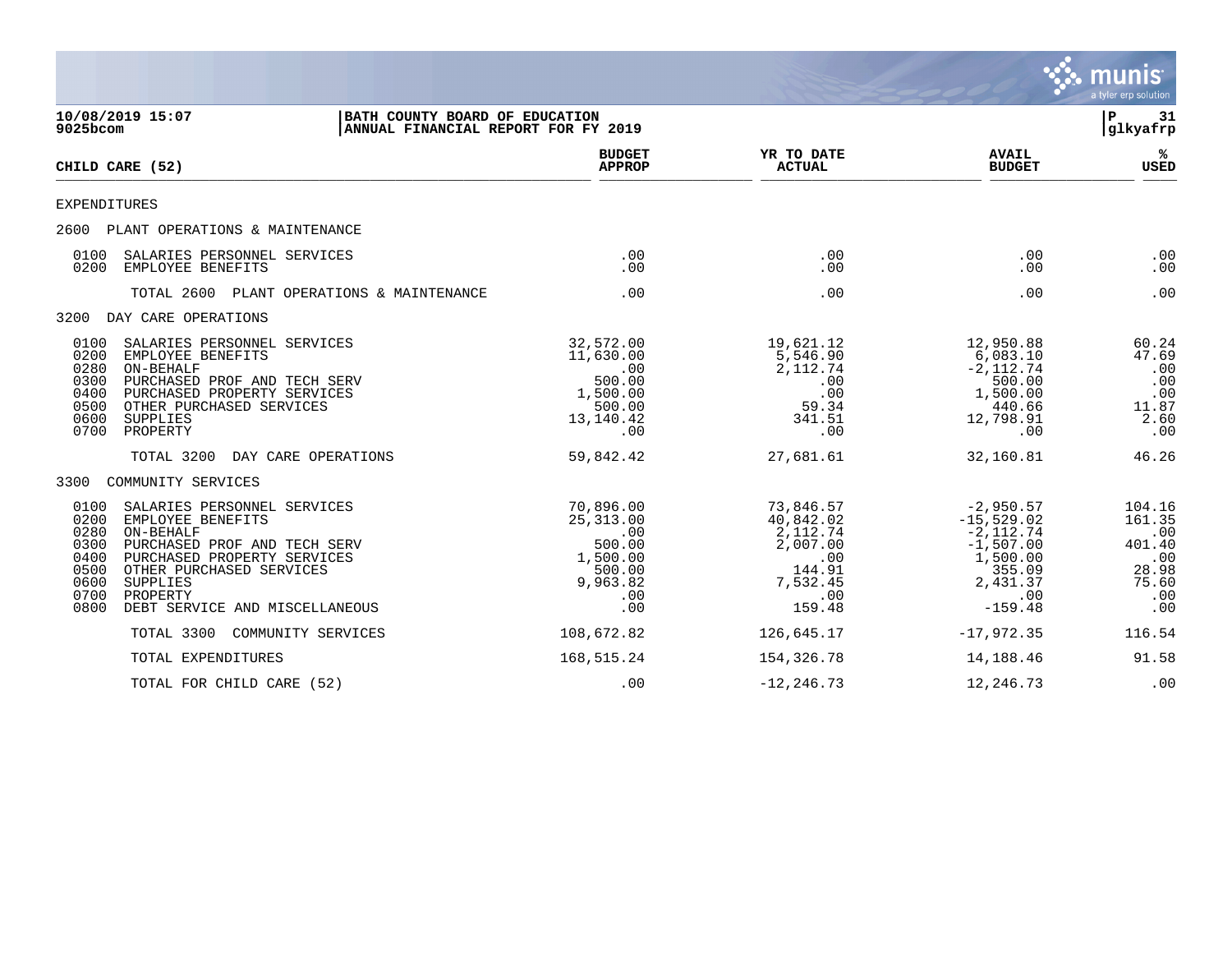10/08/2019 15:07 | BATH COUNTY BOARD OF EDUCATION
9025bcom | ANNUAL FINANCIAL REPORT FOR FY 2019

| CHILD CARE (52) | BUDGET APPROP | YR TO DATE ACTUAL | AVAIL BUDGET | % USED |
|---|---|---|---|---|
| **EXPENDITURES** | | | | |
| **2600 PLANT OPERATIONS & MAINTENANCE** | | | | |
| 0100 SALARIES PERSONNEL SERVICES | .00 | .00 | .00 | .00 |
| 0200 EMPLOYEE BENEFITS | .00 | .00 | .00 | .00 |
| TOTAL 2600 PLANT OPERATIONS & MAINTENANCE | .00 | .00 | .00 | .00 |
| **3200 DAY CARE OPERATIONS** | | | | |
| 0100 SALARIES PERSONNEL SERVICES | 32,572.00 | 19,621.12 | 12,950.88 | 60.24 |
| 0200 EMPLOYEE BENEFITS | 11,630.00 | 5,546.90 | 6,083.10 | 47.69 |
| 0280 ON-BEHALF | .00 | 2,112.74 | -2,112.74 | .00 |
| 0300 PURCHASED PROF AND TECH SERV | 500.00 | .00 | 500.00 | .00 |
| 0400 PURCHASED PROPERTY SERVICES | 1,500.00 | .00 | 1,500.00 | .00 |
| 0500 OTHER PURCHASED SERVICES | 500.00 | 59.34 | 440.66 | 11.87 |
| 0600 SUPPLIES | 13,140.42 | 341.51 | 12,798.91 | 2.60 |
| 0700 PROPERTY | .00 | .00 | .00 | .00 |
| TOTAL 3200 DAY CARE OPERATIONS | 59,842.42 | 27,681.61 | 32,160.81 | 46.26 |
| **3300 COMMUNITY SERVICES** | | | | |
| 0100 SALARIES PERSONNEL SERVICES | 70,896.00 | 73,846.57 | -2,950.57 | 104.16 |
| 0200 EMPLOYEE BENEFITS | 25,313.00 | 40,842.02 | -15,529.02 | 161.35 |
| 0280 ON-BEHALF | .00 | 2,112.74 | -2,112.74 | .00 |
| 0300 PURCHASED PROF AND TECH SERV | 500.00 | 2,007.00 | -1,507.00 | 401.40 |
| 0400 PURCHASED PROPERTY SERVICES | 1,500.00 | .00 | 1,500.00 | .00 |
| 0500 OTHER PURCHASED SERVICES | 500.00 | 144.91 | 355.09 | 28.98 |
| 0600 SUPPLIES | 9,963.82 | 7,532.45 | 2,431.37 | 75.60 |
| 0700 PROPERTY | .00 | .00 | .00 | .00 |
| 0800 DEBT SERVICE AND MISCELLANEOUS | .00 | 159.48 | -159.48 | .00 |
| TOTAL 3300 COMMUNITY SERVICES | 108,672.82 | 126,645.17 | -17,972.35 | 116.54 |
| TOTAL EXPENDITURES | 168,515.24 | 154,326.78 | 14,188.46 | 91.58 |
| TOTAL FOR CHILD CARE (52) | .00 | -12,246.73 | 12,246.73 | .00 |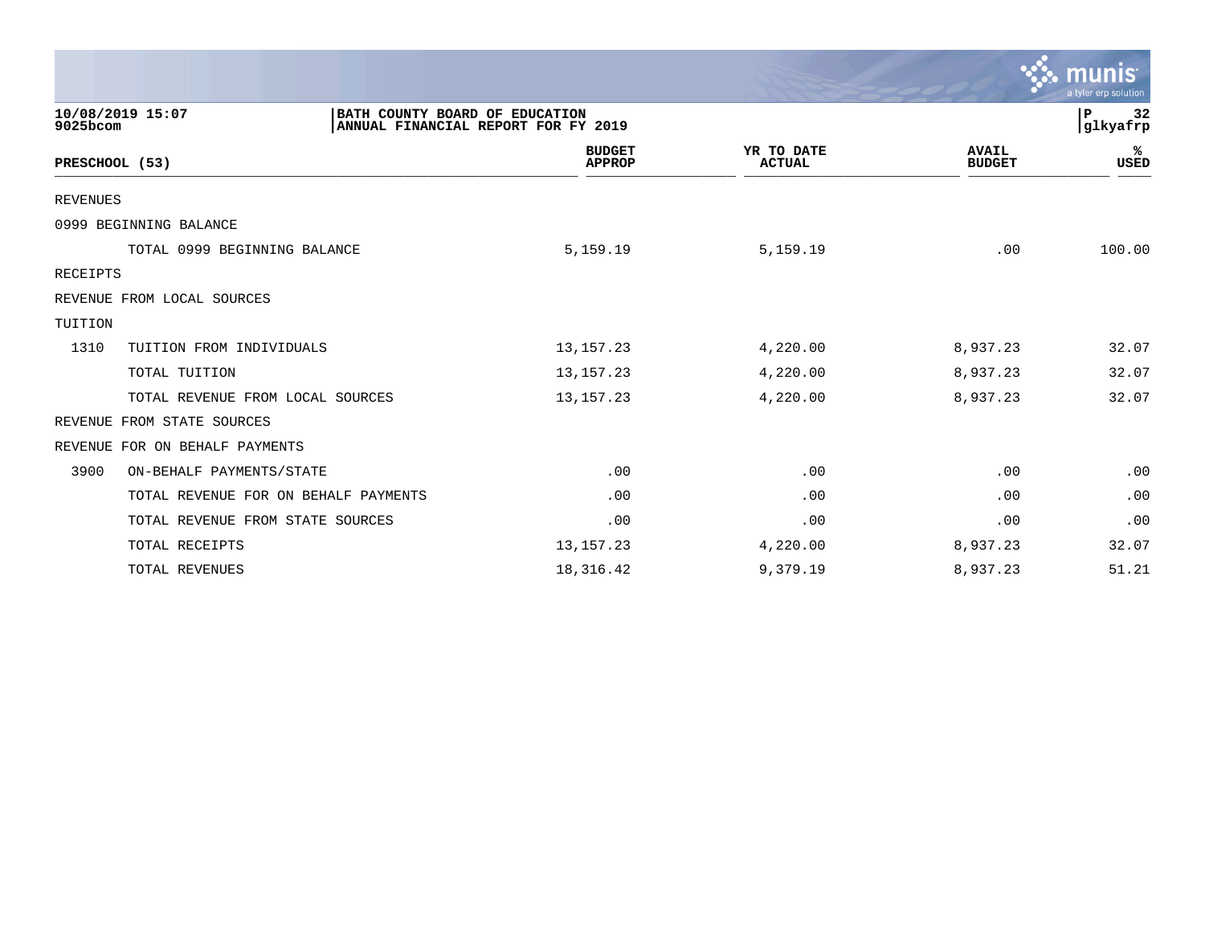10/08/2019 15:07
9025bcom

BATH COUNTY BOARD OF EDUCATION
ANNUAL FINANCIAL REPORT FOR FY 2019

P 32
glkyafrp

| PRESCHOOL (53) | | BUDGET APPROP | YR TO DATE ACTUAL | AVAIL BUDGET | % USED |
|---|---|---|---|---|---|
| REVENUES | | | | | |
| 0999 BEGINNING BALANCE | | | | | |
| | TOTAL 0999 BEGINNING BALANCE | 5,159.19 | 5,159.19 | .00 | 100.00 |
| RECEIPTS | | | | | |
| REVENUE FROM LOCAL SOURCES | | | | | |
| TUITION | | | | | |
| 1310 | TUITION FROM INDIVIDUALS | 13,157.23 | 4,220.00 | 8,937.23 | 32.07 |
| | TOTAL TUITION | 13,157.23 | 4,220.00 | 8,937.23 | 32.07 |
| | TOTAL REVENUE FROM LOCAL SOURCES | 13,157.23 | 4,220.00 | 8,937.23 | 32.07 |
| REVENUE FROM STATE SOURCES | | | | | |
| REVENUE FOR ON BEHALF PAYMENTS | | | | | |
| 3900 | ON-BEHALF PAYMENTS/STATE | .00 | .00 | .00 | .00 |
| | TOTAL REVENUE FOR ON BEHALF PAYMENTS | .00 | .00 | .00 | .00 |
| | TOTAL REVENUE FROM STATE SOURCES | .00 | .00 | .00 | .00 |
| | TOTAL RECEIPTS | 13,157.23 | 4,220.00 | 8,937.23 | 32.07 |
| | TOTAL REVENUES | 18,316.42 | 9,379.19 | 8,937.23 | 51.21 |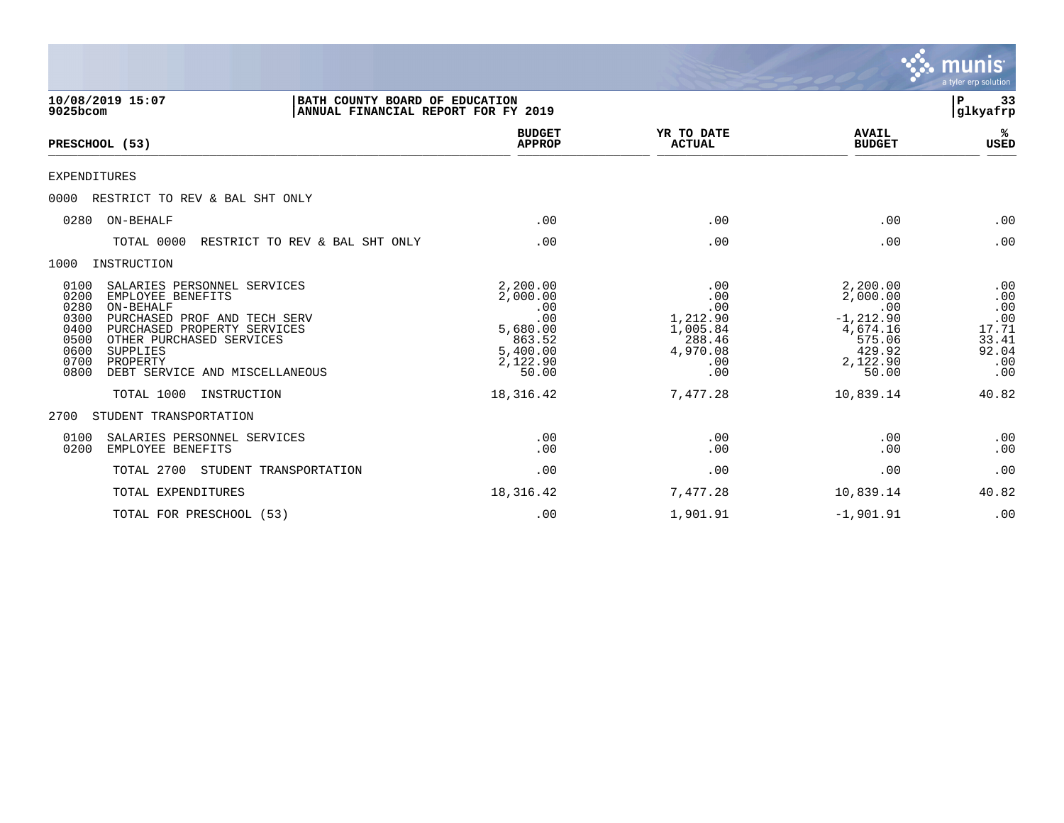10/08/2019 15:07 | BATH COUNTY BOARD OF EDUCATION
9025bcom | ANNUAL FINANCIAL REPORT FOR FY 2019 | glkyafrp

| PRESCHOOL (53) | BUDGET APPROP | YR TO DATE ACTUAL | AVAIL BUDGET | % USED |
|---|---|---|---|---|
| EXPENDITURES | | | | |
| 0000 RESTRICT TO REV & BAL SHT ONLY | | | | |
| 0280 ON-BEHALF | .00 | .00 | .00 | .00 |
| TOTAL 0000 RESTRICT TO REV & BAL SHT ONLY | .00 | .00 | .00 | .00 |
| 1000 INSTRUCTION | | | | |
| 0100 SALARIES PERSONNEL SERVICES | 2,200.00 | .00 | 2,200.00 | .00 |
| 0200 EMPLOYEE BENEFITS | 2,000.00 | .00 | 2,000.00 | .00 |
| 0280 ON-BEHALF | .00 | .00 | .00 | .00 |
| 0300 PURCHASED PROF AND TECH SERV | .00 | 1,212.90 | -1,212.90 | .00 |
| 0400 PURCHASED PROPERTY SERVICES | 5,680.00 | 1,005.84 | 4,674.16 | 17.71 |
| 0500 OTHER PURCHASED SERVICES | 863.52 | 288.46 | 575.06 | 33.41 |
| 0600 SUPPLIES | 5,400.00 | 4,970.08 | 429.92 | 92.04 |
| 0700 PROPERTY | 2,122.90 | .00 | 2,122.90 | .00 |
| 0800 DEBT SERVICE AND MISCELLANEOUS | 50.00 | .00 | 50.00 | .00 |
| TOTAL 1000 INSTRUCTION | 18,316.42 | 7,477.28 | 10,839.14 | 40.82 |
| 2700 STUDENT TRANSPORTATION | | | | |
| 0100 SALARIES PERSONNEL SERVICES | .00 | .00 | .00 | .00 |
| 0200 EMPLOYEE BENEFITS | .00 | .00 | .00 | .00 |
| TOTAL 2700 STUDENT TRANSPORTATION | .00 | .00 | .00 | .00 |
| TOTAL EXPENDITURES | 18,316.42 | 7,477.28 | 10,839.14 | 40.82 |
| TOTAL FOR PRESCHOOL (53) | .00 | 1,901.91 | -1,901.91 | .00 |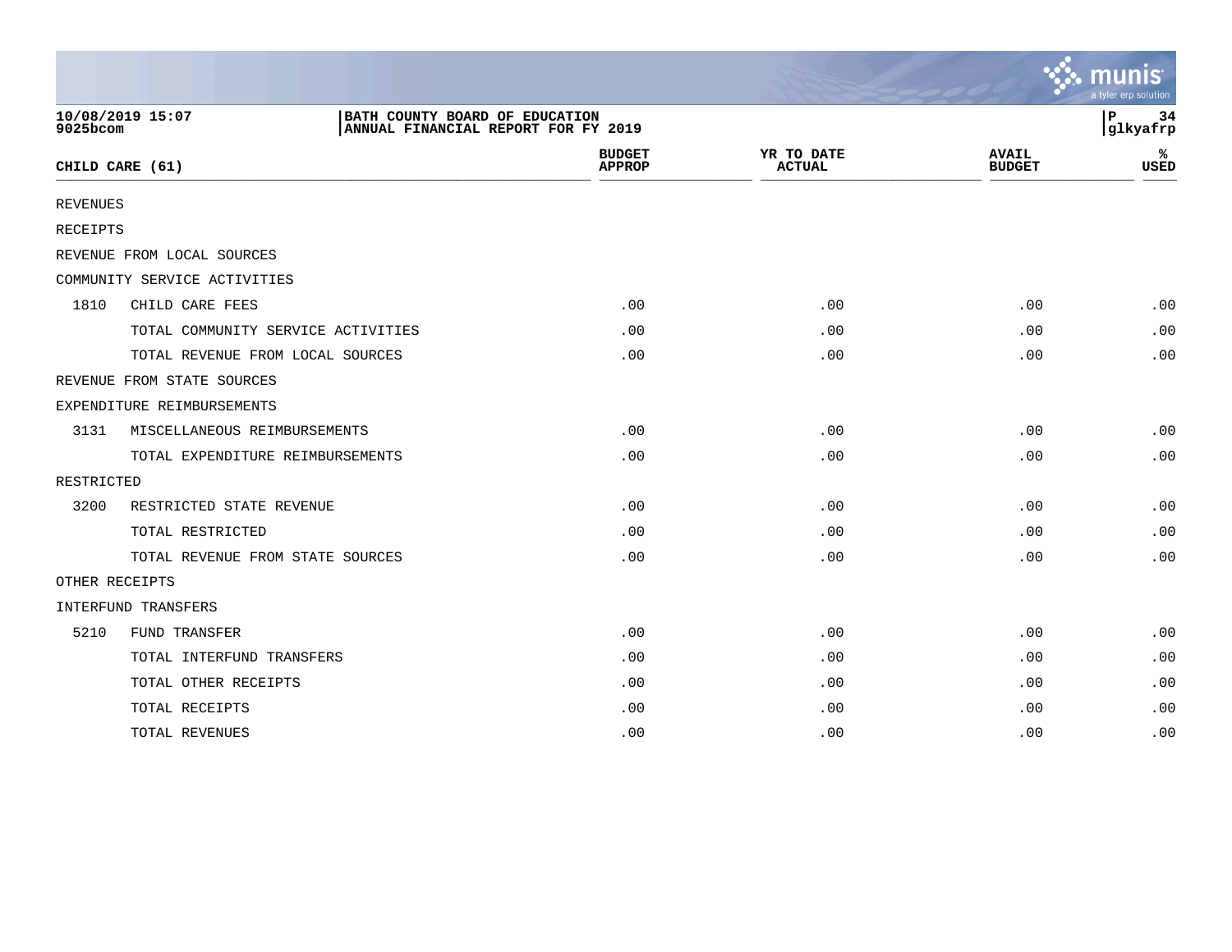BATH COUNTY BOARD OF EDUCATION
ANNUAL FINANCIAL REPORT FOR FY 2019

10/08/2019 15:07
9025bcom

| CHILD CARE (61) | | BUDGET APPROP | YR TO DATE ACTUAL | AVAIL BUDGET | % USED |
|---|---|---|---|---|---|
| REVENUES | | | | | |
| RECEIPTS | | | | | |
| REVENUE FROM LOCAL SOURCES | | | | | |
| COMMUNITY SERVICE ACTIVITIES | | | | | |
| 1810 | CHILD CARE FEES | .00 | .00 | .00 | .00 |
| | TOTAL COMMUNITY SERVICE ACTIVITIES | .00 | .00 | .00 | .00 |
| | TOTAL REVENUE FROM LOCAL SOURCES | .00 | .00 | .00 | .00 |
| REVENUE FROM STATE SOURCES | | | | | |
| EXPENDITURE REIMBURSEMENTS | | | | | |
| 3131 | MISCELLANEOUS REIMBURSEMENTS | .00 | .00 | .00 | .00 |
| | TOTAL EXPENDITURE REIMBURSEMENTS | .00 | .00 | .00 | .00 |
| RESTRICTED | | | | | |
| 3200 | RESTRICTED STATE REVENUE | .00 | .00 | .00 | .00 |
| | TOTAL RESTRICTED | .00 | .00 | .00 | .00 |
| | TOTAL REVENUE FROM STATE SOURCES | .00 | .00 | .00 | .00 |
| OTHER RECEIPTS | | | | | |
| INTERFUND TRANSFERS | | | | | |
| 5210 | FUND TRANSFER | .00 | .00 | .00 | .00 |
| | TOTAL INTERFUND TRANSFERS | .00 | .00 | .00 | .00 |
| | TOTAL OTHER RECEIPTS | .00 | .00 | .00 | .00 |
| | TOTAL RECEIPTS | .00 | .00 | .00 | .00 |
| | TOTAL REVENUES | .00 | .00 | .00 | .00 |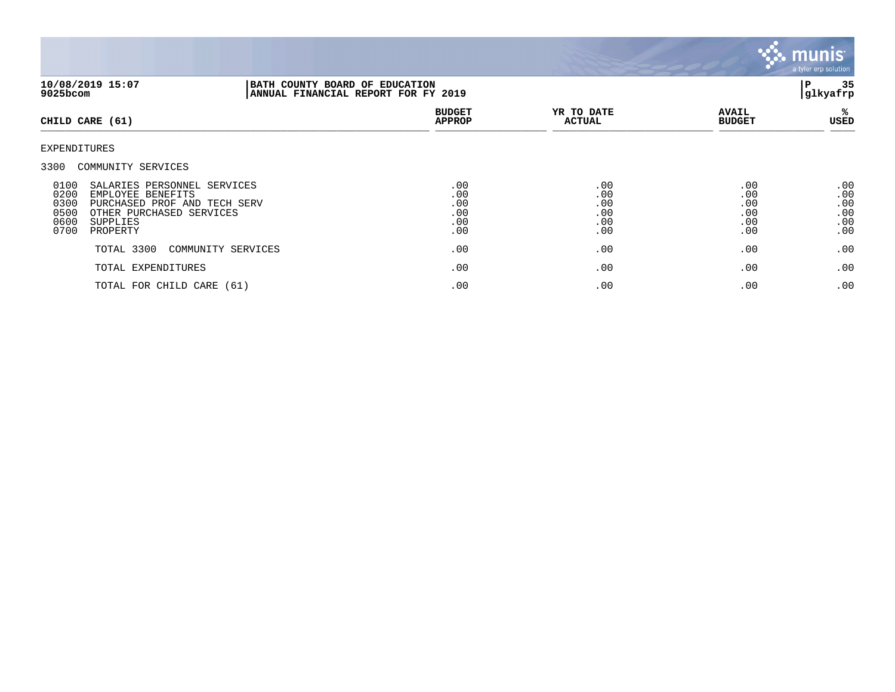**BATH COUNTY BOARD OF EDUCATION**
**ANNUAL FINANCIAL REPORT FOR FY 2019**

10/08/2019 15:07
9025bcom

| CHILD CARE (61) | BUDGET APPROP | YR TO DATE ACTUAL | AVAIL BUDGET | % USED |
|---|---|---|---|---|
| EXPENDITURES | | | | |
| 3300 COMMUNITY SERVICES | | | | |
| 0100 SALARIES PERSONNEL SERVICES | .00 | .00 | .00 | .00 |
| 0200 EMPLOYEE BENEFITS | .00 | .00 | .00 | .00 |
| 0300 PURCHASED PROF AND TECH SERV | .00 | .00 | .00 | .00 |
| 0500 OTHER PURCHASED SERVICES | .00 | .00 | .00 | .00 |
| 0600 SUPPLIES | .00 | .00 | .00 | .00 |
| 0700 PROPERTY | .00 | .00 | .00 | .00 |
| TOTAL 3300 COMMUNITY SERVICES | .00 | .00 | .00 | .00 |
| TOTAL EXPENDITURES | .00 | .00 | .00 | .00 |
| TOTAL FOR CHILD CARE (61) | .00 | .00 | .00 | .00 |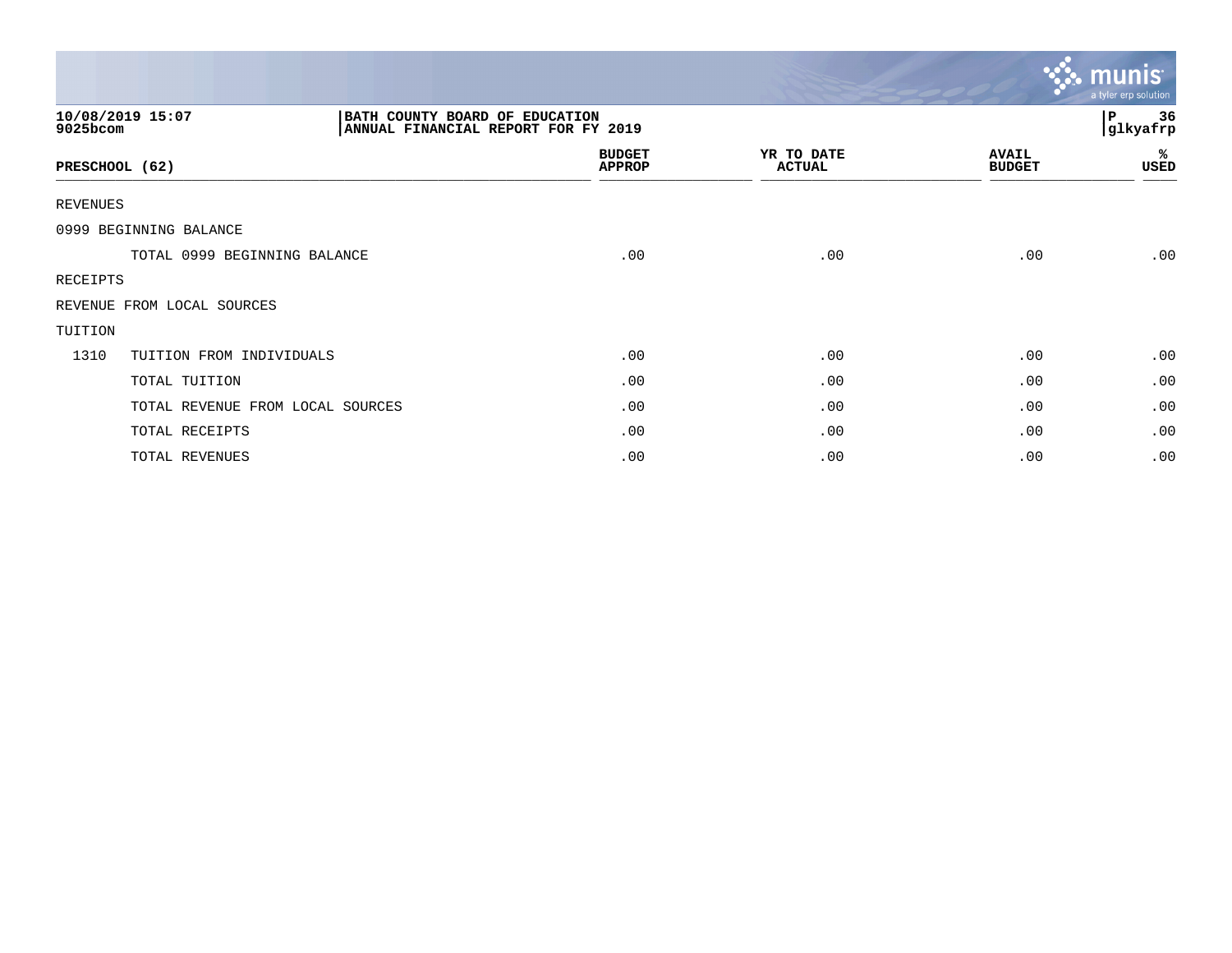10/08/2019 15:07
9025bcom

**BATH COUNTY BOARD OF EDUCATION**
**ANNUAL FINANCIAL REPORT FOR FY 2019**

| PRESCHOOL (62) | | BUDGET APPROP | YR TO DATE ACTUAL | AVAIL BUDGET | % USED |
|---|---|---|---|---|---|
| REVENUES | | | | | |
| 0999 BEGINNING BALANCE | | | | | |
| | TOTAL 0999 BEGINNING BALANCE | .00 | .00 | .00 | .00 |
| RECEIPTS | | | | | |
| REVENUE FROM LOCAL SOURCES | | | | | |
| TUITION | | | | | |
| 1310 | TUITION FROM INDIVIDUALS | .00 | .00 | .00 | .00 |
| | TOTAL TUITION | .00 | .00 | .00 | .00 |
| | TOTAL REVENUE FROM LOCAL SOURCES | .00 | .00 | .00 | .00 |
| | TOTAL RECEIPTS | .00 | .00 | .00 | .00 |
| | TOTAL REVENUES | .00 | .00 | .00 | .00 |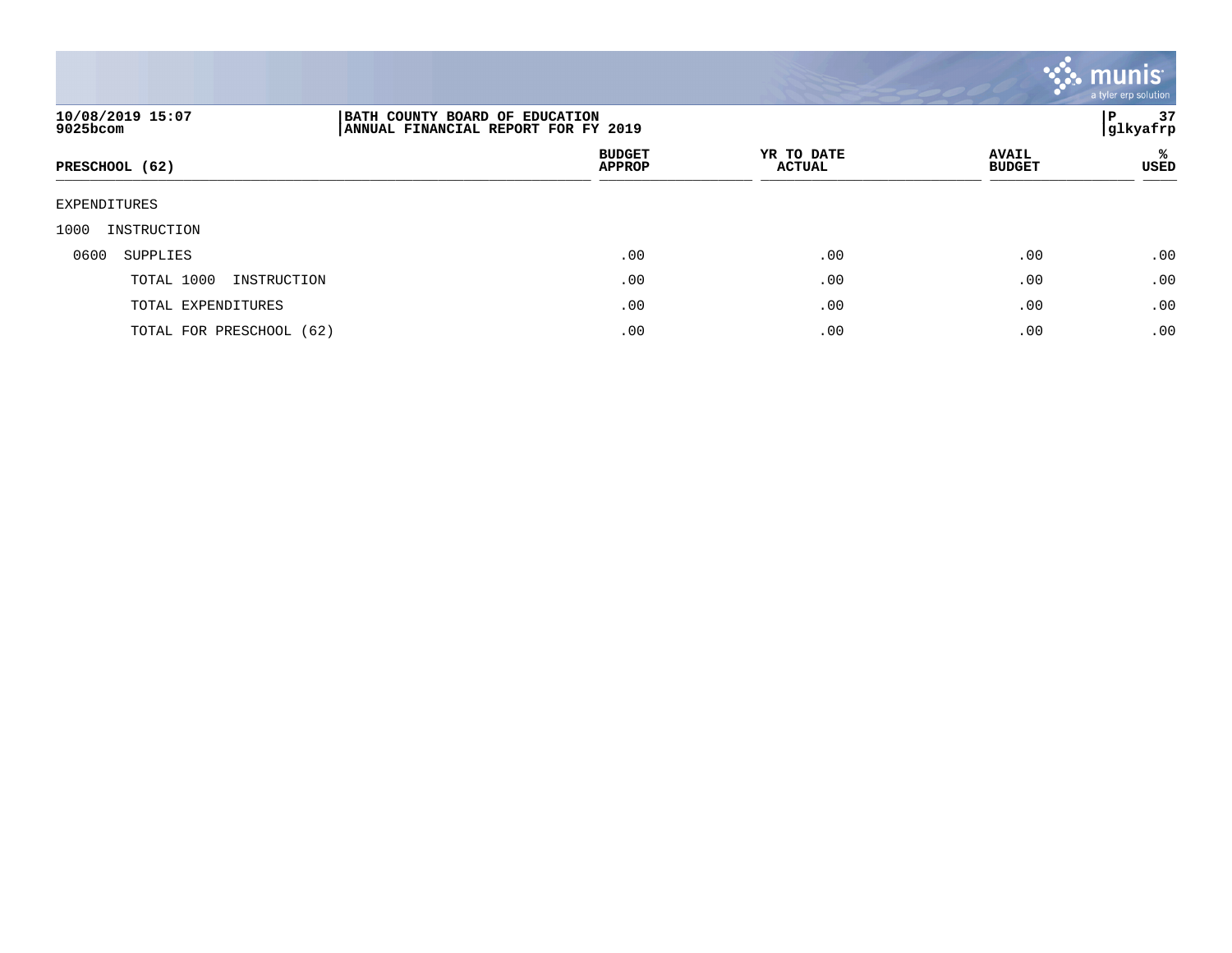BATH COUNTY BOARD OF EDUCATION
ANNUAL FINANCIAL REPORT FOR FY 2019

10/08/2019 15:07
9025bcom

glkyafrp

| PRESCHOOL (62) | BUDGET APPROP | YR TO DATE ACTUAL | AVAIL BUDGET | % USED |
|---|---|---|---|---|
| EXPENDITURES | | | | |
| 1000 INSTRUCTION | | | | |
| 0600 SUPPLIES | .00 | .00 | .00 | .00 |
| TOTAL 1000 INSTRUCTION | .00 | .00 | .00 | .00 |
| TOTAL EXPENDITURES | .00 | .00 | .00 | .00 |
| TOTAL FOR PRESCHOOL (62) | .00 | .00 | .00 | .00 |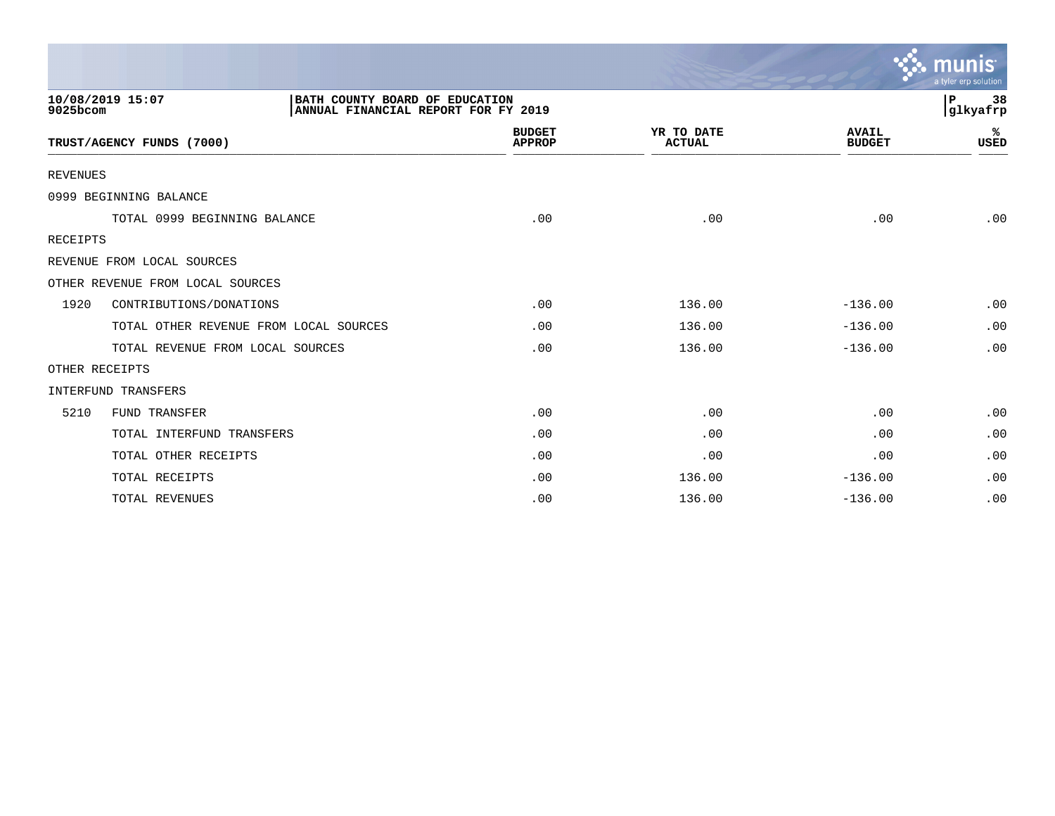BATH COUNTY BOARD OF EDUCATION
ANNUAL FINANCIAL REPORT FOR FY 2019

10/08/2019 15:07
9025bcom

glkyafrp

| TRUST/AGENCY FUNDS (7000) | | BUDGET APPROP | YR TO DATE ACTUAL | AVAIL BUDGET | % USED |
|---|---|---|---|---|---|
| REVENUES | | | | | |
| 0999 BEGINNING BALANCE | | | | | |
| | TOTAL 0999 BEGINNING BALANCE | .00 | .00 | .00 | .00 |
| RECEIPTS | | | | | |
| REVENUE FROM LOCAL SOURCES | | | | | |
| OTHER REVENUE FROM LOCAL SOURCES | | | | | |
| 1920 | CONTRIBUTIONS/DONATIONS | .00 | 136.00 | -136.00 | .00 |
| | TOTAL OTHER REVENUE FROM LOCAL SOURCES | .00 | 136.00 | -136.00 | .00 |
| | TOTAL REVENUE FROM LOCAL SOURCES | .00 | 136.00 | -136.00 | .00 |
| OTHER RECEIPTS | | | | | |
| INTERFUND TRANSFERS | | | | | |
| 5210 | FUND TRANSFER | .00 | .00 | .00 | .00 |
| | TOTAL INTERFUND TRANSFERS | .00 | .00 | .00 | .00 |
| | TOTAL OTHER RECEIPTS | .00 | .00 | .00 | .00 |
| | TOTAL RECEIPTS | .00 | 136.00 | -136.00 | .00 |
| | TOTAL REVENUES | .00 | 136.00 | -136.00 | .00 |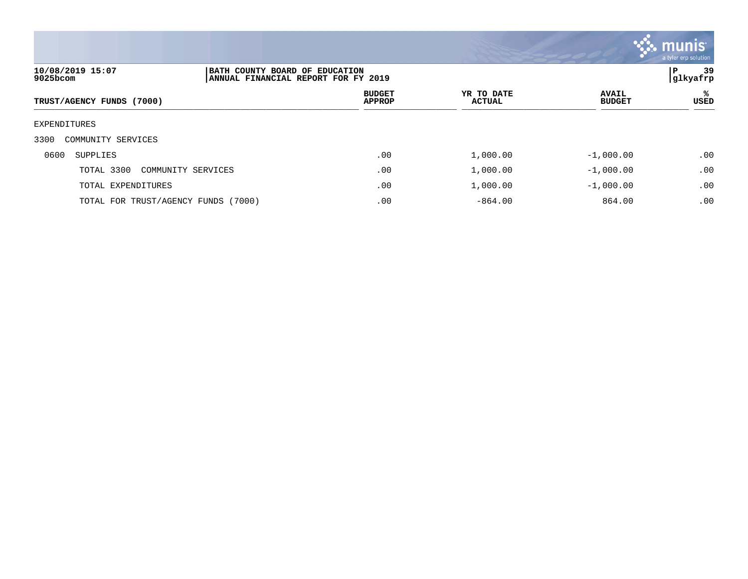**BATH COUNTY BOARD OF EDUCATION**
**ANNUAL FINANCIAL REPORT FOR FY 2019**

10/08/2019 15:07
9025bcom

| TRUST/AGENCY FUNDS (7000) | BUDGET APPROP | YR TO DATE ACTUAL | AVAIL BUDGET | % USED |
|---|---|---|---|---|
| EXPENDITURES | | | | |
| 3300 COMMUNITY SERVICES | | | | |
| 0600 SUPPLIES | .00 | 1,000.00 | -1,000.00 | .00 |
| TOTAL 3300 COMMUNITY SERVICES | .00 | 1,000.00 | -1,000.00 | .00 |
| TOTAL EXPENDITURES | .00 | 1,000.00 | -1,000.00 | .00 |
| TOTAL FOR TRUST/AGENCY FUNDS (7000) | .00 | -864.00 | 864.00 | .00 |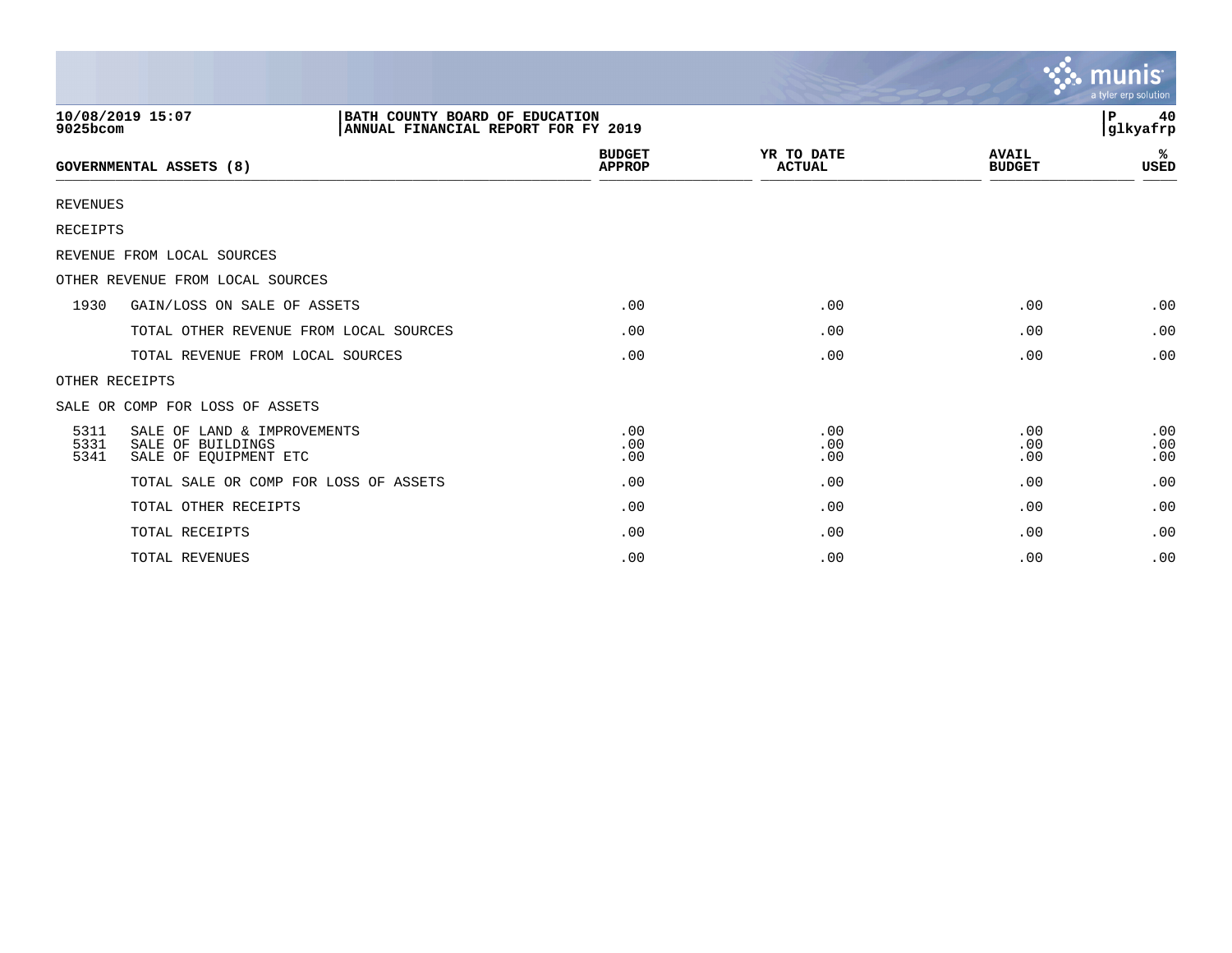10/08/2019 15:07
9025bcom

BATH COUNTY BOARD OF EDUCATION
ANNUAL FINANCIAL REPORT FOR FY 2019

P 40
glkyafrp

| GOVERNMENTAL ASSETS (8) | | BUDGET APPROP | YR TO DATE ACTUAL | AVAIL BUDGET | % USED |
|---|---|---|---|---|---|
| REVENUES | | | | | |
| RECEIPTS | | | | | |
| REVENUE FROM LOCAL SOURCES | | | | | |
| OTHER REVENUE FROM LOCAL SOURCES | | | | | |
| 1930 | GAIN/LOSS ON SALE OF ASSETS | .00 | .00 | .00 | .00 |
| | TOTAL OTHER REVENUE FROM LOCAL SOURCES | .00 | .00 | .00 | .00 |
| | TOTAL REVENUE FROM LOCAL SOURCES | .00 | .00 | .00 | .00 |
| OTHER RECEIPTS | | | | | |
| SALE OR COMP FOR LOSS OF ASSETS | | | | | |
| 5311 | SALE OF LAND & IMPROVEMENTS | .00 | .00 | .00 | .00 |
| 5331 | SALE OF BUILDINGS | .00 | .00 | .00 | .00 |
| 5341 | SALE OF EQUIPMENT ETC | .00 | .00 | .00 | .00 |
| | TOTAL SALE OR COMP FOR LOSS OF ASSETS | .00 | .00 | .00 | .00 |
| | TOTAL OTHER RECEIPTS | .00 | .00 | .00 | .00 |
| | TOTAL RECEIPTS | .00 | .00 | .00 | .00 |
| | TOTAL REVENUES | .00 | .00 | .00 | .00 |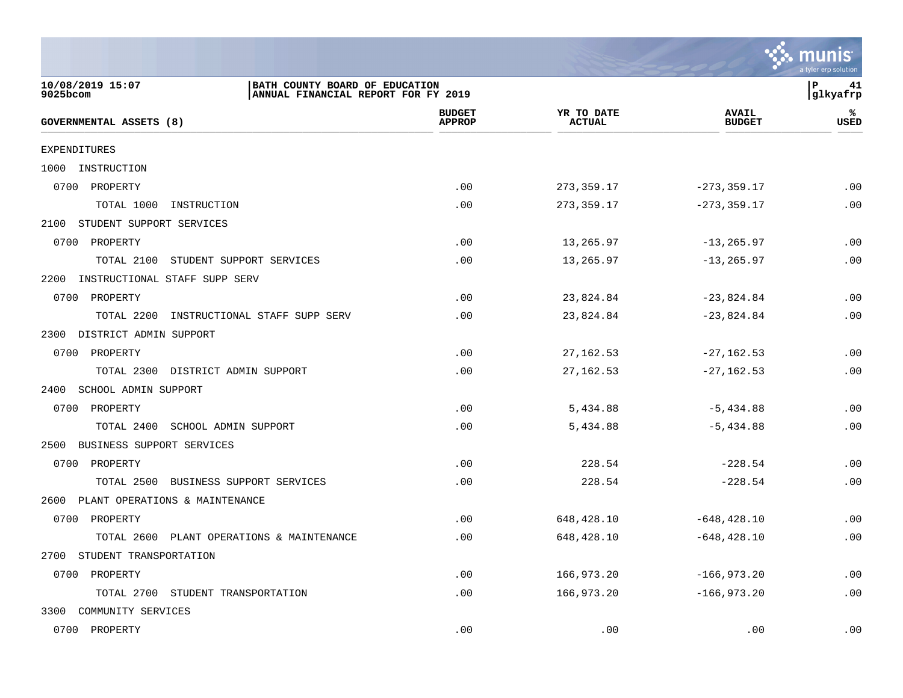BATH COUNTY BOARD OF EDUCATION
ANNUAL FINANCIAL REPORT FOR FY 2019

| GOVERNMENTAL ASSETS (8) | BUDGET APPROP | YR TO DATE ACTUAL | AVAIL BUDGET | % USED |
|---|---|---|---|---|
| EXPENDITURES | | | | |
| 1000 INSTRUCTION | | | | |
| 0700 PROPERTY | .00 | 273,359.17 | -273,359.17 | .00 |
| TOTAL 1000 INSTRUCTION | .00 | 273,359.17 | -273,359.17 | .00 |
| 2100 STUDENT SUPPORT SERVICES | | | | |
| 0700 PROPERTY | .00 | 13,265.97 | -13,265.97 | .00 |
| TOTAL 2100 STUDENT SUPPORT SERVICES | .00 | 13,265.97 | -13,265.97 | .00 |
| 2200 INSTRUCTIONAL STAFF SUPP SERV | | | | |
| 0700 PROPERTY | .00 | 23,824.84 | -23,824.84 | .00 |
| TOTAL 2200 INSTRUCTIONAL STAFF SUPP SERV | .00 | 23,824.84 | -23,824.84 | .00 |
| 2300 DISTRICT ADMIN SUPPORT | | | | |
| 0700 PROPERTY | .00 | 27,162.53 | -27,162.53 | .00 |
| TOTAL 2300 DISTRICT ADMIN SUPPORT | .00 | 27,162.53 | -27,162.53 | .00 |
| 2400 SCHOOL ADMIN SUPPORT | | | | |
| 0700 PROPERTY | .00 | 5,434.88 | -5,434.88 | .00 |
| TOTAL 2400 SCHOOL ADMIN SUPPORT | .00 | 5,434.88 | -5,434.88 | .00 |
| 2500 BUSINESS SUPPORT SERVICES | | | | |
| 0700 PROPERTY | .00 | 228.54 | -228.54 | .00 |
| TOTAL 2500 BUSINESS SUPPORT SERVICES | .00 | 228.54 | -228.54 | .00 |
| 2600 PLANT OPERATIONS & MAINTENANCE | | | | |
| 0700 PROPERTY | .00 | 648,428.10 | -648,428.10 | .00 |
| TOTAL 2600 PLANT OPERATIONS & MAINTENANCE | .00 | 648,428.10 | -648,428.10 | .00 |
| 2700 STUDENT TRANSPORTATION | | | | |
| 0700 PROPERTY | .00 | 166,973.20 | -166,973.20 | .00 |
| TOTAL 2700 STUDENT TRANSPORTATION | .00 | 166,973.20 | -166,973.20 | .00 |
| 3300 COMMUNITY SERVICES | | | | |
| 0700 PROPERTY | .00 | .00 | .00 | .00 |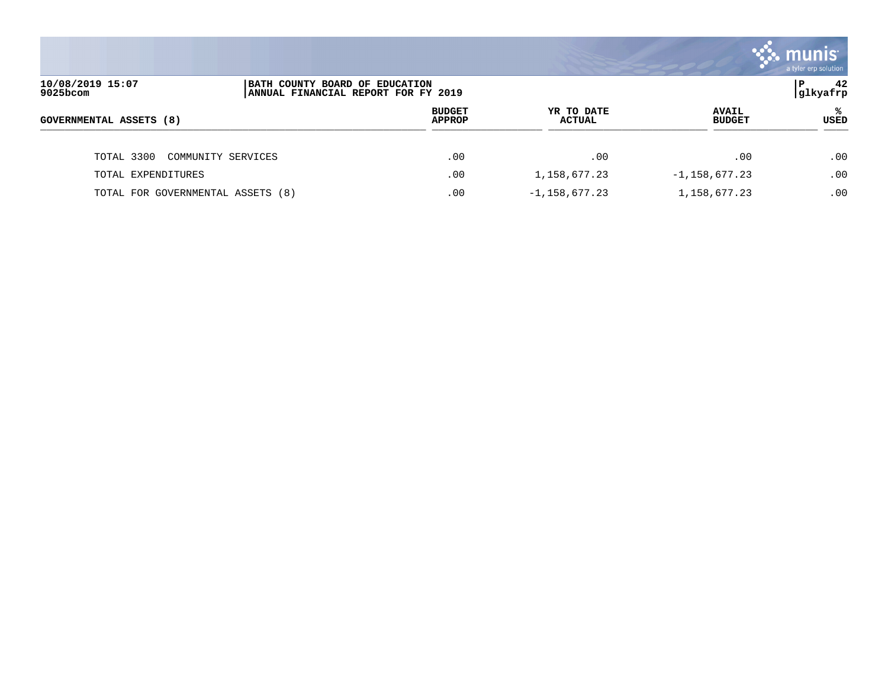10/08/2019 15:07 | BATH COUNTY BOARD OF EDUCATION | P 42
9025bcom | ANNUAL FINANCIAL REPORT FOR FY 2019 | glkyafrp

| GOVERNMENTAL ASSETS (8) | BUDGET APPROP | YR TO DATE ACTUAL | AVAIL BUDGET | % USED |
|---|---|---|---|---|
| TOTAL 3300 COMMUNITY SERVICES | .00 | .00 | .00 | .00 |
| TOTAL EXPENDITURES | .00 | 1,158,677.23 | -1,158,677.23 | .00 |
| TOTAL FOR GOVERNMENTAL ASSETS (8) | .00 | -1,158,677.23 | 1,158,677.23 | .00 |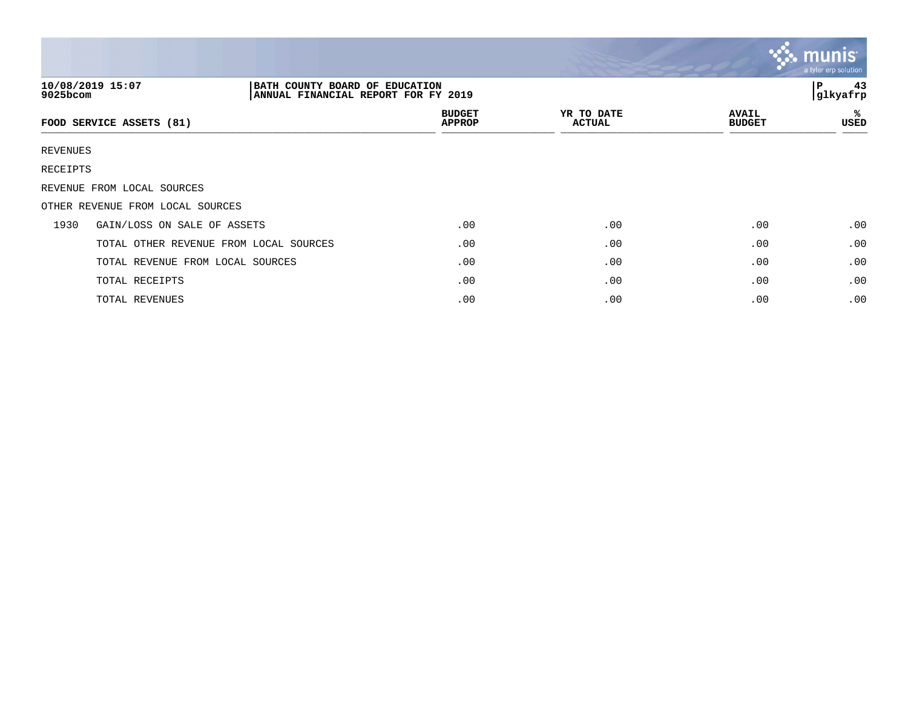10/08/2019 15:07
9025bcom

BATH COUNTY BOARD OF EDUCATION
ANNUAL FINANCIAL REPORT FOR FY 2019

P 43
glkyafrp

| FOOD SERVICE ASSETS (81) | | BUDGET APPROP | YR TO DATE ACTUAL | AVAIL BUDGET | % USED |
|---|---|---|---|---|---|
| REVENUES | | | | | |
| RECEIPTS | | | | | |
| REVENUE FROM LOCAL SOURCES | | | | | |
| OTHER REVENUE FROM LOCAL SOURCES | | | | | |
| 1930 | GAIN/LOSS ON SALE OF ASSETS | .00 | .00 | .00 | .00 |
| | TOTAL OTHER REVENUE FROM LOCAL SOURCES | .00 | .00 | .00 | .00 |
| | TOTAL REVENUE FROM LOCAL SOURCES | .00 | .00 | .00 | .00 |
| | TOTAL RECEIPTS | .00 | .00 | .00 | .00 |
| | TOTAL REVENUES | .00 | .00 | .00 | .00 |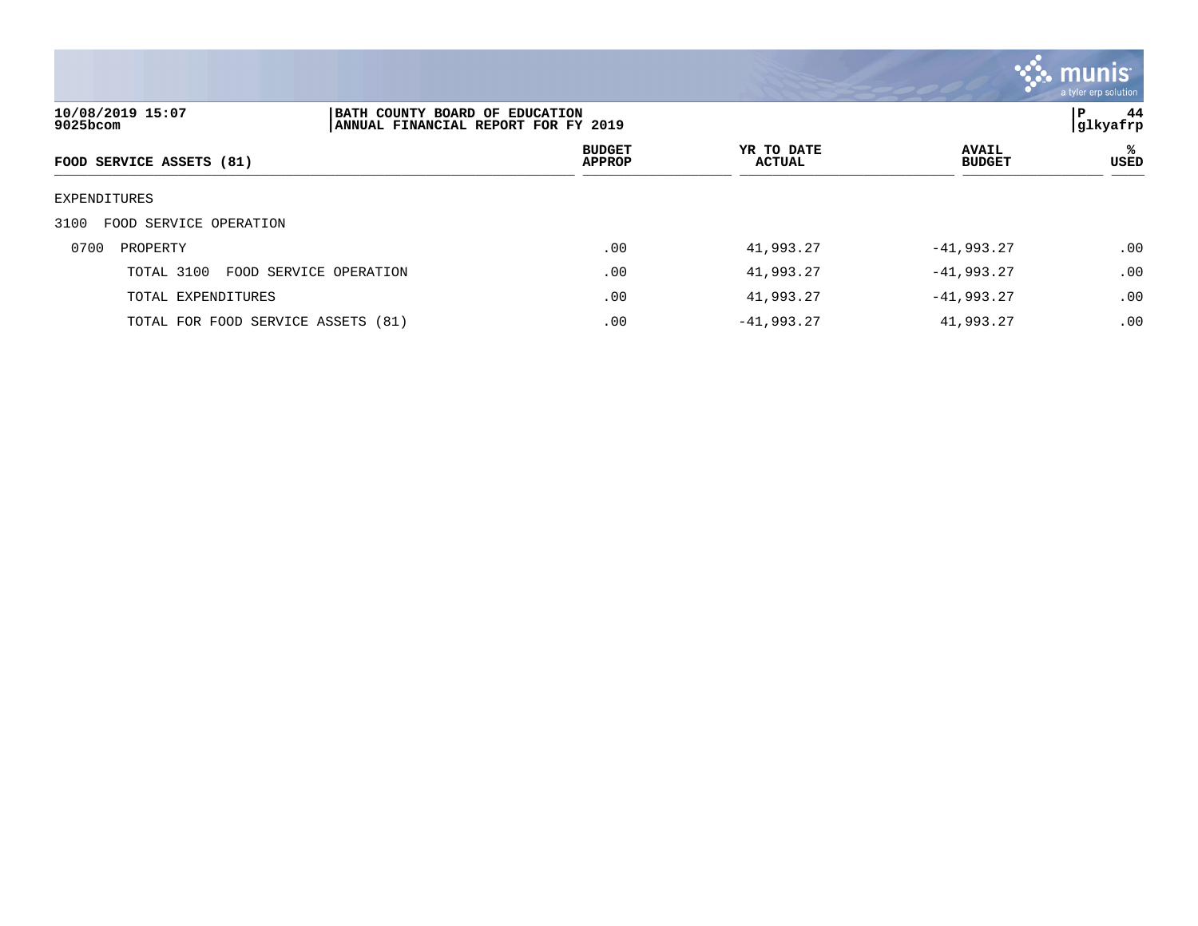| 10/08/2019 15:07<br>9025bcom | BATH COUNTY BOARD OF EDUCATION<br>ANNUAL FINANCIAL REPORT FOR FY 2019 | | | P 44<br>glkyafrp |
|---|---|---|---|---|

| FOOD SERVICE ASSETS (81) | BUDGET APPROP | YR TO DATE ACTUAL | AVAIL BUDGET | % USED |
|---|---|---|---|---|
| EXPENDITURES | | | | |
| 3100 FOOD SERVICE OPERATION | | | | |
| 0700 PROPERTY | .00 | 41,993.27 | -41,993.27 | .00 |
| TOTAL 3100 FOOD SERVICE OPERATION | .00 | 41,993.27 | -41,993.27 | .00 |
| TOTAL EXPENDITURES | .00 | 41,993.27 | -41,993.27 | .00 |
| TOTAL FOR FOOD SERVICE ASSETS (81) | .00 | -41,993.27 | 41,993.27 | .00 |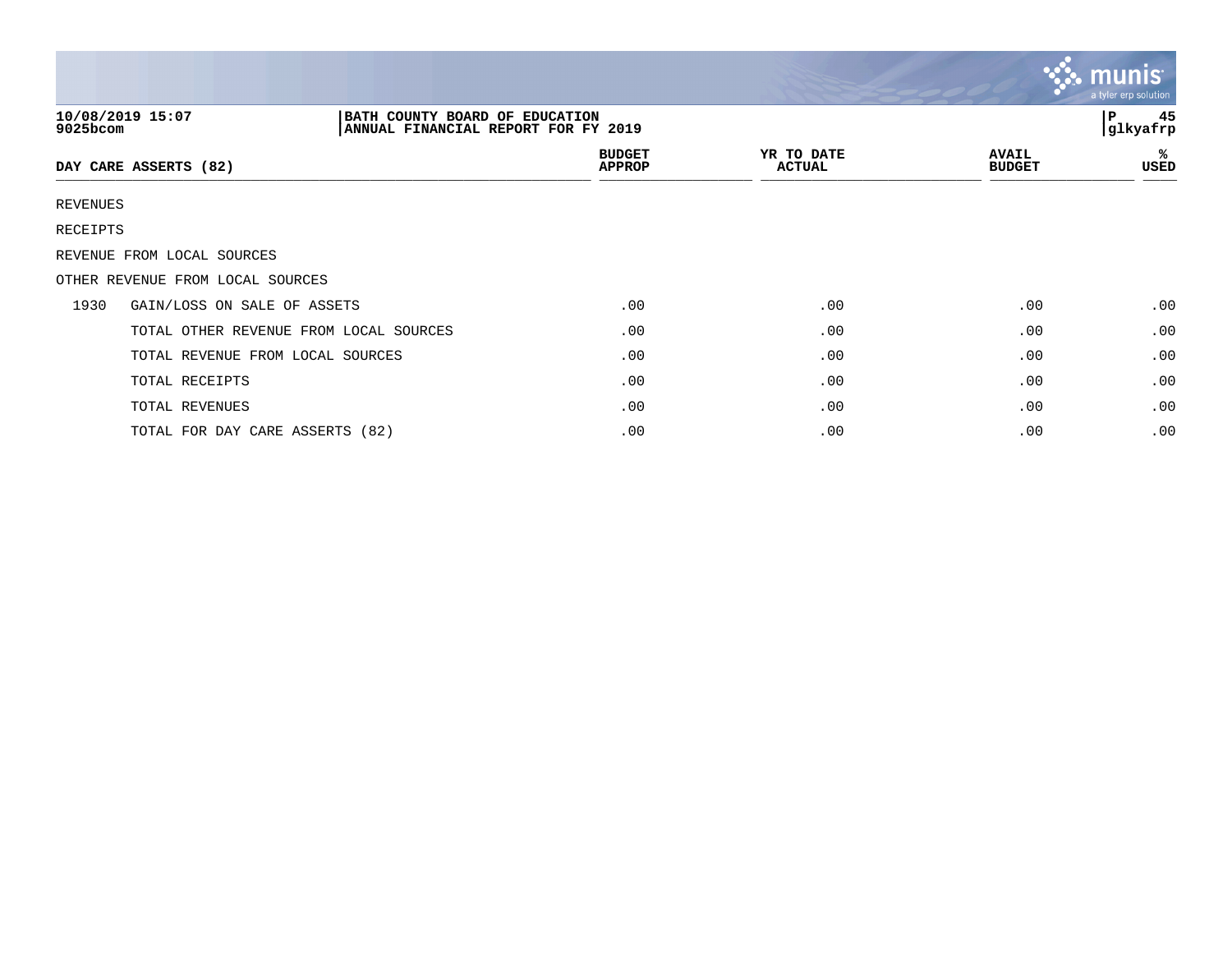| DAY CARE ASSERTS (82) | | BUDGET APPROP | YR TO DATE ACTUAL | AVAIL BUDGET | % USED |
|---|---|---|---|---|---|
| REVENUES | | | | | |
| RECEIPTS | | | | | |
| REVENUE FROM LOCAL SOURCES | | | | | |
| OTHER REVENUE FROM LOCAL SOURCES | | | | | |
| 1930 | GAIN/LOSS ON SALE OF ASSETS | .00 | .00 | .00 | .00 |
| | TOTAL OTHER REVENUE FROM LOCAL SOURCES | .00 | .00 | .00 | .00 |
| | TOTAL REVENUE FROM LOCAL SOURCES | .00 | .00 | .00 | .00 |
| | TOTAL RECEIPTS | .00 | .00 | .00 | .00 |
| | TOTAL REVENUES | .00 | .00 | .00 | .00 |
| | TOTAL FOR DAY CARE ASSERTS (82) | .00 | .00 | .00 | .00 |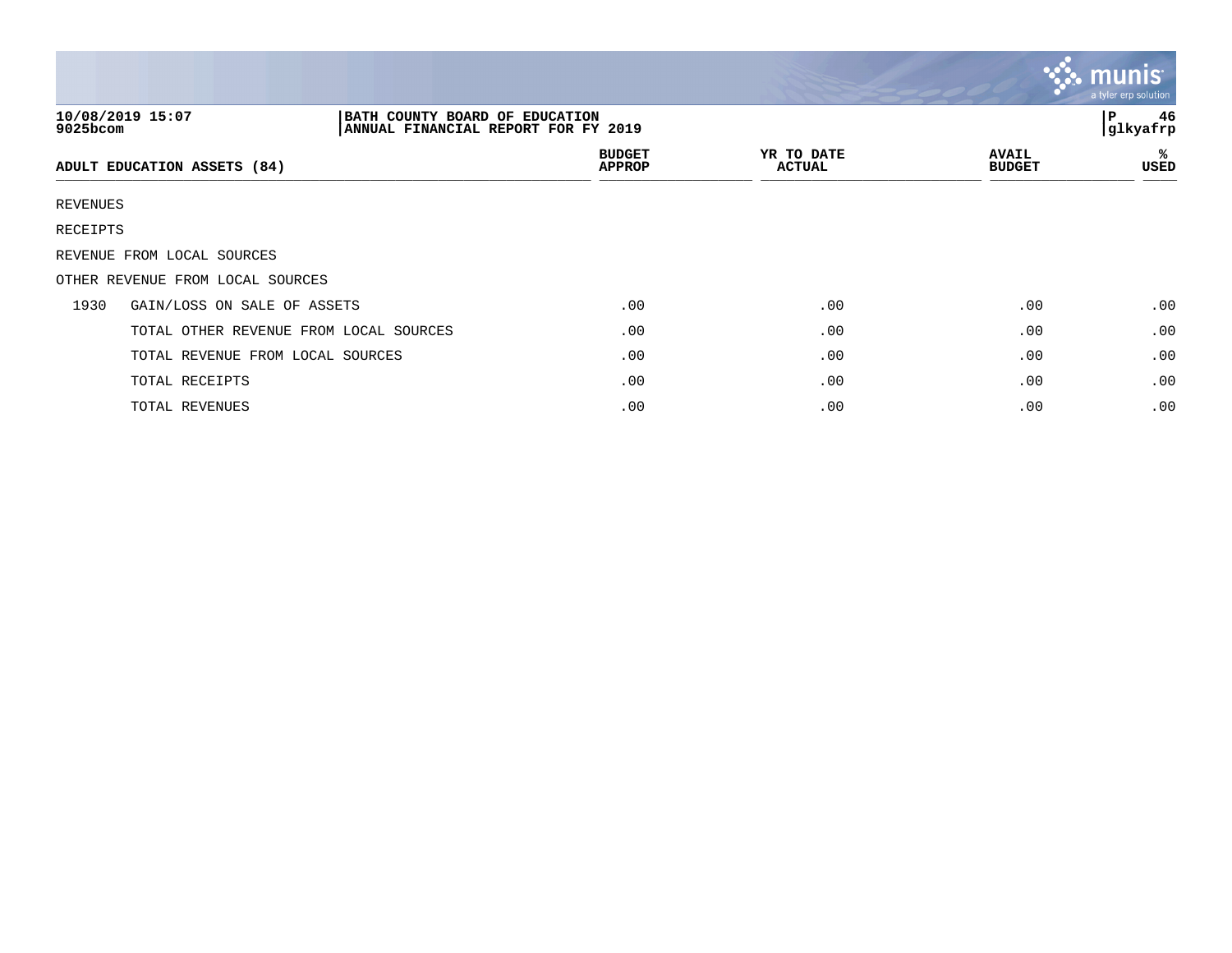10/08/2019 15:07
9025bcom

BATH COUNTY BOARD OF EDUCATION
ANNUAL FINANCIAL REPORT FOR FY 2019

glkyafrp

| ADULT EDUCATION ASSETS (84) | | BUDGET APPROP | YR TO DATE ACTUAL | AVAIL BUDGET | % USED |
|---|---|---|---|---|---|
| REVENUES | | | | | |
| RECEIPTS | | | | | |
| REVENUE FROM LOCAL SOURCES | | | | | |
| OTHER REVENUE FROM LOCAL SOURCES | | | | | |
| 1930 | GAIN/LOSS ON SALE OF ASSETS | .00 | .00 | .00 | .00 |
| | TOTAL OTHER REVENUE FROM LOCAL SOURCES | .00 | .00 | .00 | .00 |
| | TOTAL REVENUE FROM LOCAL SOURCES | .00 | .00 | .00 | .00 |
| | TOTAL RECEIPTS | .00 | .00 | .00 | .00 |
| | TOTAL REVENUES | .00 | .00 | .00 | .00 |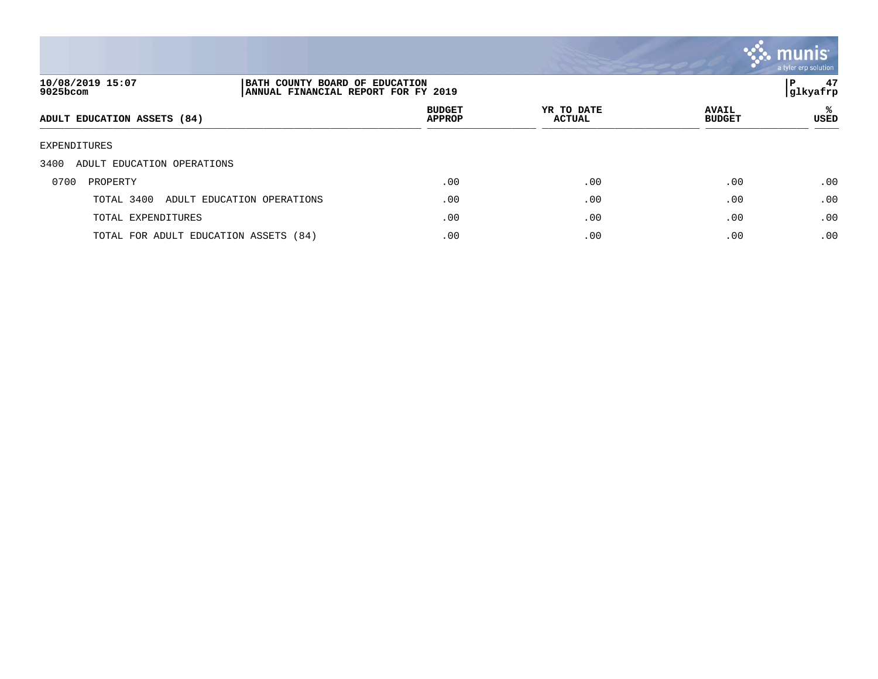10/08/2019 15:07
9025bcom

BATH COUNTY BOARD OF EDUCATION
ANNUAL FINANCIAL REPORT FOR FY 2019

glkyafrp

| ADULT EDUCATION ASSETS (84) | BUDGET APPROP | YR TO DATE ACTUAL | AVAIL BUDGET | % USED |
|---|---|---|---|---|
| EXPENDITURES | | | | |
| 3400 ADULT EDUCATION OPERATIONS | | | | |
| 0700 PROPERTY | .00 | .00 | .00 | .00 |
| TOTAL 3400 ADULT EDUCATION OPERATIONS | .00 | .00 | .00 | .00 |
| TOTAL EXPENDITURES | .00 | .00 | .00 | .00 |
| TOTAL FOR ADULT EDUCATION ASSETS (84) | .00 | .00 | .00 | .00 |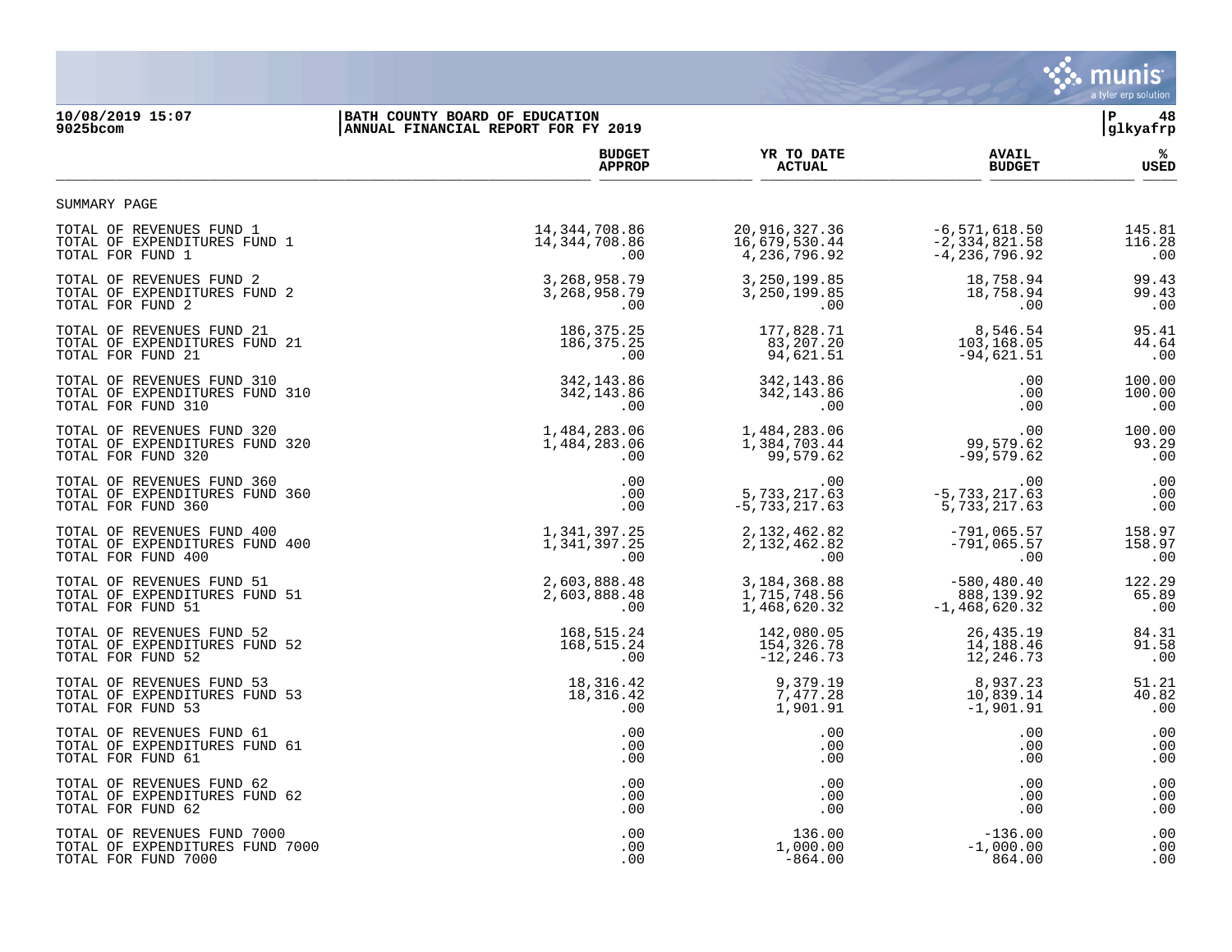BATH COUNTY BOARD OF EDUCATION
ANNUAL FINANCIAL REPORT FOR FY 2019

10/08/2019 15:07
9025bcom

glkyafrp

## SUMMARY PAGE

| | BUDGET APPROP | YR TO DATE ACTUAL | AVAIL BUDGET | % USED |
|---|---|---|---|---|
| TOTAL OF REVENUES FUND 1 | 14,344,708.86 | 20,916,327.36 | -6,571,618.50 | 145.81 |
| TOTAL OF EXPENDITURES FUND 1 | 14,344,708.86 | 16,679,530.44 | -2,334,821.58 | 116.28 |
| TOTAL FOR FUND 1 | .00 | 4,236,796.92 | -4,236,796.92 | .00 |
| TOTAL OF REVENUES FUND 2 | 3,268,958.79 | 3,250,199.85 | 18,758.94 | 99.43 |
| TOTAL OF EXPENDITURES FUND 2 | 3,268,958.79 | 3,250,199.85 | 18,758.94 | 99.43 |
| TOTAL FOR FUND 2 | .00 | .00 | .00 | .00 |
| TOTAL OF REVENUES FUND 21 | 186,375.25 | 177,828.71 | 8,546.54 | 95.41 |
| TOTAL OF EXPENDITURES FUND 21 | 186,375.25 | 83,207.20 | 103,168.05 | 44.64 |
| TOTAL FOR FUND 21 | .00 | 94,621.51 | -94,621.51 | .00 |
| TOTAL OF REVENUES FUND 310 | 342,143.86 | 342,143.86 | .00 | 100.00 |
| TOTAL OF EXPENDITURES FUND 310 | 342,143.86 | 342,143.86 | .00 | 100.00 |
| TOTAL FOR FUND 310 | .00 | .00 | .00 | .00 |
| TOTAL OF REVENUES FUND 320 | 1,484,283.06 | 1,484,283.06 | .00 | 100.00 |
| TOTAL OF EXPENDITURES FUND 320 | 1,484,283.06 | 1,384,703.44 | 99,579.62 | 93.29 |
| TOTAL FOR FUND 320 | .00 | 99,579.62 | -99,579.62 | .00 |
| TOTAL OF REVENUES FUND 360 | .00 | .00 | .00 | .00 |
| TOTAL OF EXPENDITURES FUND 360 | .00 | 5,733,217.63 | -5,733,217.63 | .00 |
| TOTAL FOR FUND 360 | .00 | -5,733,217.63 | 5,733,217.63 | .00 |
| TOTAL OF REVENUES FUND 400 | 1,341,397.25 | 2,132,462.82 | -791,065.57 | 158.97 |
| TOTAL OF EXPENDITURES FUND 400 | 1,341,397.25 | 2,132,462.82 | -791,065.57 | 158.97 |
| TOTAL FOR FUND 400 | .00 | .00 | .00 | .00 |
| TOTAL OF REVENUES FUND 51 | 2,603,888.48 | 3,184,368.88 | -580,480.40 | 122.29 |
| TOTAL OF EXPENDITURES FUND 51 | 2,603,888.48 | 1,715,748.56 | 888,139.92 | 65.89 |
| TOTAL FOR FUND 51 | .00 | 1,468,620.32 | -1,468,620.32 | .00 |
| TOTAL OF REVENUES FUND 52 | 168,515.24 | 142,080.05 | 26,435.19 | 84.31 |
| TOTAL OF EXPENDITURES FUND 52 | 168,515.24 | 154,326.78 | 14,188.46 | 91.58 |
| TOTAL FOR FUND 52 | .00 | -12,246.73 | 12,246.73 | .00 |
| TOTAL OF REVENUES FUND 53 | 18,316.42 | 9,379.19 | 8,937.23 | 51.21 |
| TOTAL OF EXPENDITURES FUND 53 | 18,316.42 | 7,477.28 | 10,839.14 | 40.82 |
| TOTAL FOR FUND 53 | .00 | 1,901.91 | -1,901.91 | .00 |
| TOTAL OF REVENUES FUND 61 | .00 | .00 | .00 | .00 |
| TOTAL OF EXPENDITURES FUND 61 | .00 | .00 | .00 | .00 |
| TOTAL FOR FUND 61 | .00 | .00 | .00 | .00 |
| TOTAL OF REVENUES FUND 62 | .00 | .00 | .00 | .00 |
| TOTAL OF EXPENDITURES FUND 62 | .00 | .00 | .00 | .00 |
| TOTAL FOR FUND 62 | .00 | .00 | .00 | .00 |
| TOTAL OF REVENUES FUND 7000 | .00 | 136.00 | -136.00 | .00 |
| TOTAL OF EXPENDITURES FUND 7000 | .00 | 1,000.00 | -1,000.00 | .00 |
| TOTAL FOR FUND 7000 | .00 | -864.00 | 864.00 | .00 |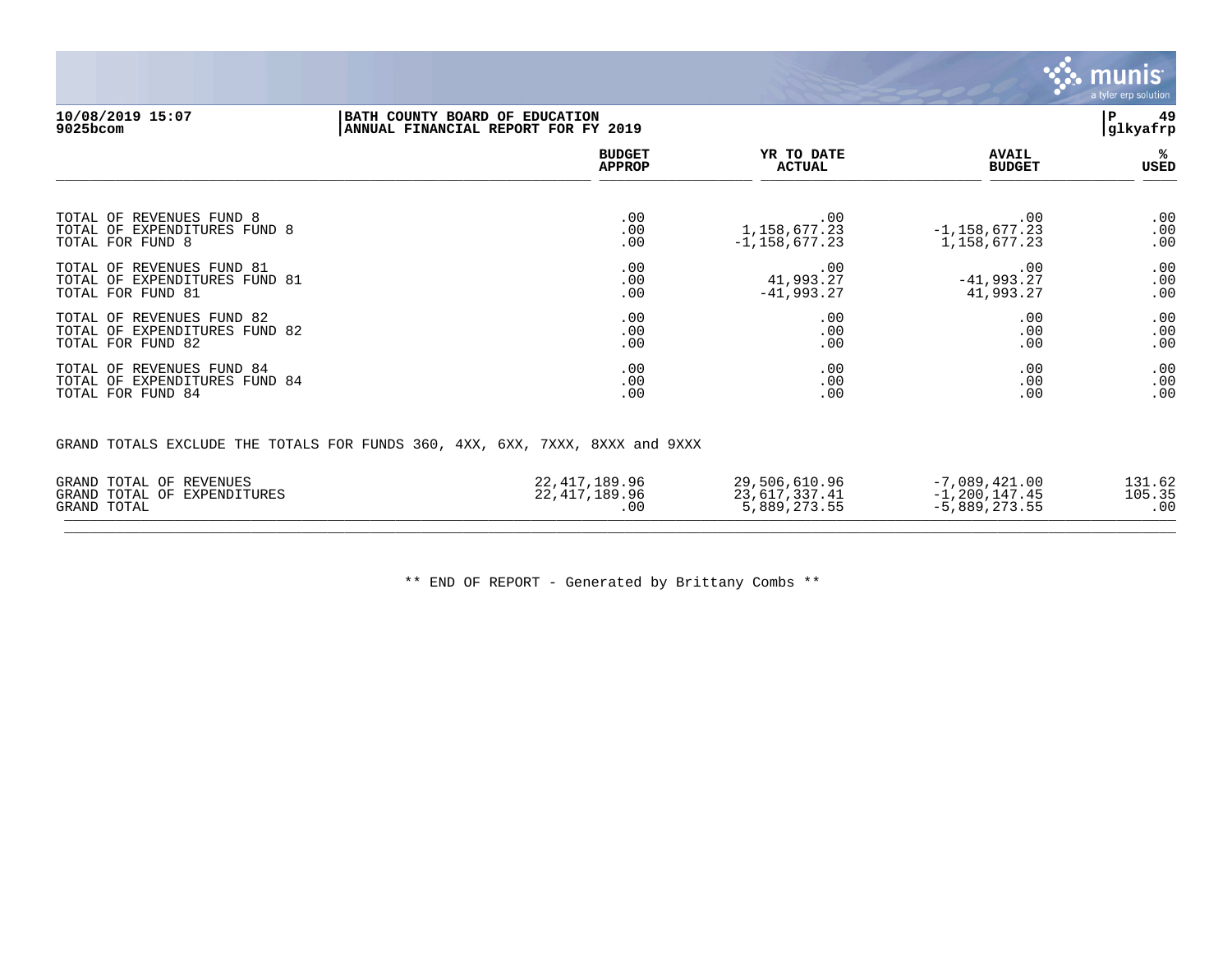| | BUDGET APPROP | YR TO DATE ACTUAL | AVAIL BUDGET | % USED |
|---|---|---|---|---|
| TOTAL OF REVENUES FUND 8 | .00 | .00 | .00 | .00 |
| TOTAL OF EXPENDITURES FUND 8 | .00 | 1,158,677.23 | -1,158,677.23 | .00 |
| TOTAL FOR FUND 8 | .00 | -1,158,677.23 | 1,158,677.23 | .00 |
| TOTAL OF REVENUES FUND 81 | .00 | .00 | .00 | .00 |
| TOTAL OF EXPENDITURES FUND 81 | .00 | 41,993.27 | -41,993.27 | .00 |
| TOTAL FOR FUND 81 | .00 | -41,993.27 | 41,993.27 | .00 |
| TOTAL OF REVENUES FUND 82 | .00 | .00 | .00 | .00 |
| TOTAL OF EXPENDITURES FUND 82 | .00 | .00 | .00 | .00 |
| TOTAL FOR FUND 82 | .00 | .00 | .00 | .00 |
| TOTAL OF REVENUES FUND 84 | .00 | .00 | .00 | .00 |
| TOTAL OF EXPENDITURES FUND 84 | .00 | .00 | .00 | .00 |
| TOTAL FOR FUND 84 | .00 | .00 | .00 | .00 |

GRAND TOTALS EXCLUDE THE TOTALS FOR FUNDS 360, 4XX, 6XX, 7XXX, 8XXX and 9XXX

| | BUDGET APPROP | YR TO DATE ACTUAL | AVAIL BUDGET | % USED |
|---|---|---|---|---|
| GRAND TOTAL OF REVENUES | 22,417,189.96 | 29,506,610.96 | -7,089,421.00 | 131.62 |
| GRAND TOTAL OF EXPENDITURES | 22,417,189.96 | 23,617,337.41 | -1,200,147.45 | 105.35 |
| GRAND TOTAL | .00 | 5,889,273.55 | -5,889,273.55 | .00 |

** END OF REPORT - Generated by Brittany Combs **